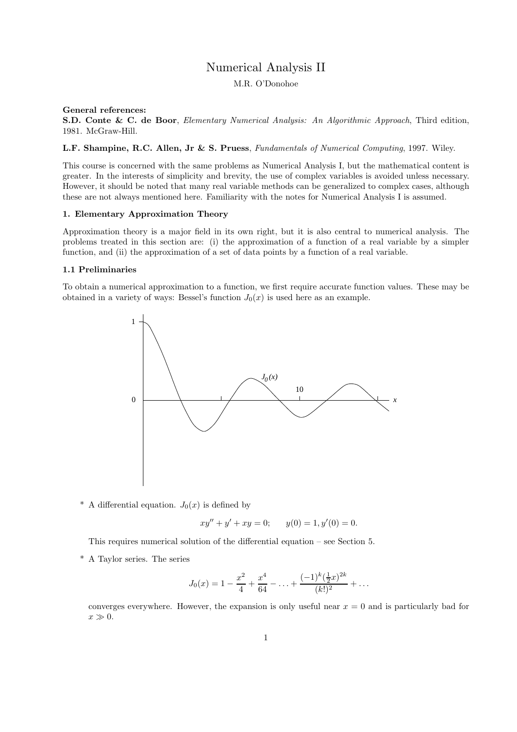# Numerical Analysis II

M.R. O'Donohoe

**General references:**

**S.D. Conte & C. de Boor**, *Elementary Numerical Analysis: An Algorithmic Approach*, Third edition, 1981. McGraw-Hill.

**L.F. Shampine, R.C. Allen, Jr & S. Pruess**, *Fundamentals of Numerical Computing*, 1997. Wiley.

This course is concerned with the same problems as Numerical Analysis I, but the mathematical content is greater. In the interests of simplicity and brevity, the use of complex variables is avoided unless necessary. However, it should be noted that many real variable methods can be generalized to complex cases, although these are not always mentioned here. Familiarity with the notes for Numerical Analysis I is assumed.

## 1. Elementary Approximation Theory

Approximation theory is a major field in its own right, but it is also central to numerical analysis. The problems treated in this section are: (i) the approximation of a function of a real variable by a simpler function, and (ii) the approximation of a set of data points by a function of a real variable.

### 1.1 Preliminaries

To obtain a numerical approximation to a function, we first require accurate function values. These may be obtained in a variety of ways: Bessel's function $J_0(x)$ is used here as an example.

* A differential equation. $J_0(x)$ is defined by

$$xy'' + y' + xy = 0; \qquad y(0) = 1, y'(0) = 0.$$

  This requires numerical solution of the differential equation – see Section 5.

* A Taylor series. The series

$$J_0(x) = 1 - \frac{x^2}{4} + \frac{x^4}{64} - \ldots + \frac{(-1)^k (\frac{1}{2}x)^{2k}}{(k!)^2} + \ldots$$

  converges everywhere. However, the expansion is only useful near $x = 0$ and is particularly bad for $x \gg 0$.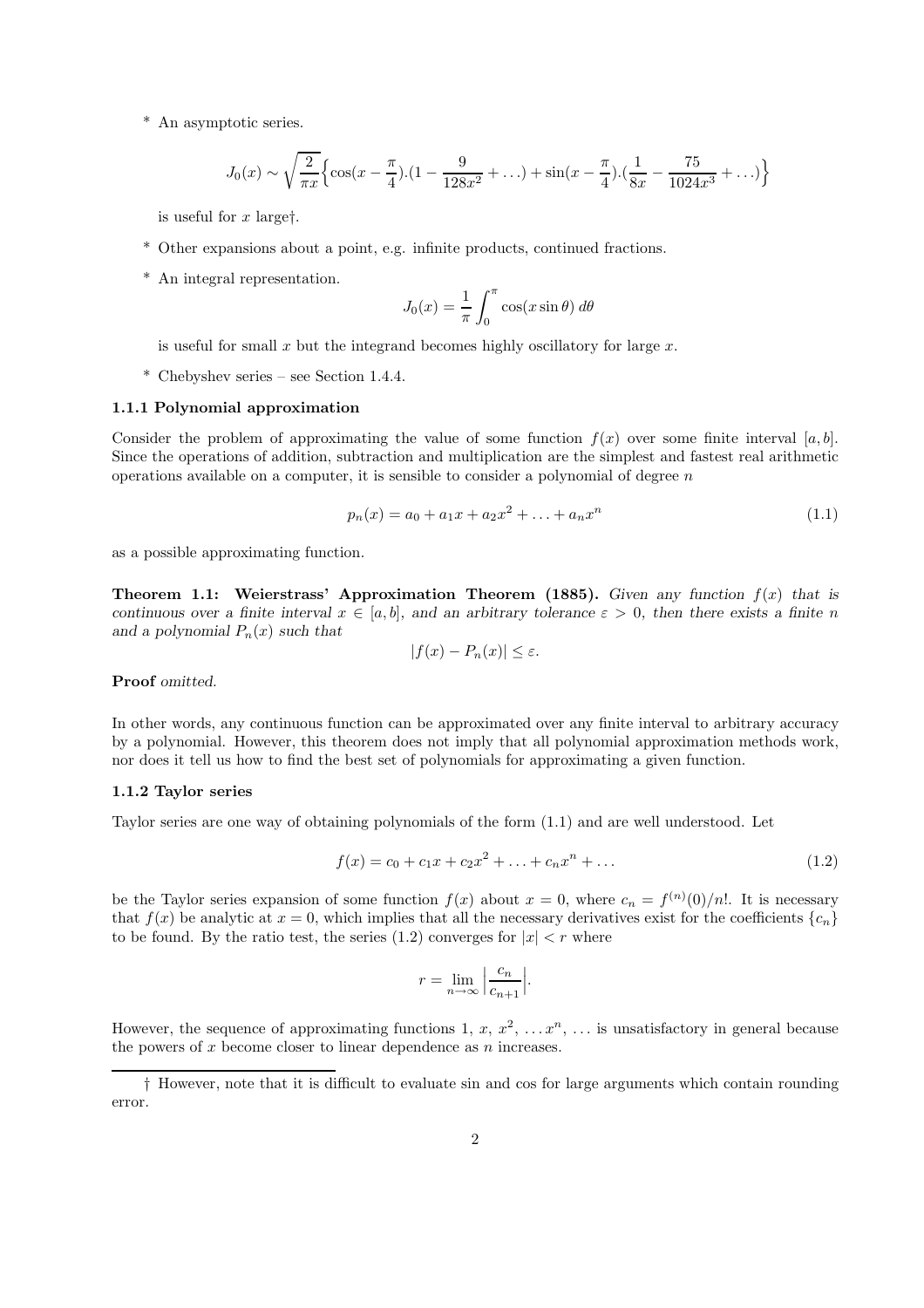* An asymptotic series.

$$J_0(x) \sim \sqrt{\frac{2}{\pi x}}\Big\{\cos(x - \frac{\pi}{4}).(1 - \frac{9}{128x^2} + \ldots) + \sin(x - \frac{\pi}{4}).(\frac{1}{8x} - \frac{75}{1024x^3} + \ldots)\Big\}$$

is useful for $x$ large†.

* Other expansions about a point, e.g. infinite products, continued fractions.

* An integral representation.

$$J_0(x) = \frac{1}{\pi}\int_0^\pi \cos(x \sin\theta)\, d\theta$$

is useful for small $x$ but the integrand becomes highly oscillatory for large $x$.

* Chebyshev series – see Section 1.4.4.

### 1.1.1 Polynomial approximation

Consider the problem of approximating the value of some function $f(x)$ over some finite interval $[a, b]$. Since the operations of addition, subtraction and multiplication are the simplest and fastest real arithmetic operations available on a computer, it is sensible to consider a polynomial of degree $n$

$$p_n(x) = a_0 + a_1 x + a_2 x^2 + \ldots + a_n x^n \tag{1.1}$$

as a possible approximating function.

**Theorem 1.1: Weierstrass' Approximation Theorem (1885).** *Given any function $f(x)$ that is continuous over a finite interval $x \in [a, b]$, and an arbitrary tolerance $\varepsilon > 0$, then there exists a finite $n$ and a polynomial $P_n(x)$ such that*

$$|f(x) - P_n(x)| \le \varepsilon.$$

**Proof** *omitted.*

In other words, any continuous function can be approximated over any finite interval to arbitrary accuracy by a polynomial. However, this theorem does not imply that all polynomial approximation methods work, nor does it tell us how to find the best set of polynomials for approximating a given function.

### 1.1.2 Taylor series

Taylor series are one way of obtaining polynomials of the form (1.1) and are well understood. Let

$$f(x) = c_0 + c_1 x + c_2 x^2 + \ldots + c_n x^n + \ldots \tag{1.2}$$

be the Taylor series expansion of some function $f(x)$ about $x = 0$, where $c_n = f^{(n)}(0)/n!$. It is necessary that $f(x)$ be analytic at $x = 0$, which implies that all the necessary derivatives exist for the coefficients $\{c_n\}$ to be found. By the ratio test, the series (1.2) converges for $|x| < r$ where

$$r = \lim_{n\to\infty} \Big|\frac{c_n}{c_{n+1}}\Big|.$$

However, the sequence of approximating functions $1,\ x,\ x^2,\ \ldots x^n,\ \ldots$ is unsatisfactory in general because the powers of $x$ become closer to linear dependence as $n$ increases.

† However, note that it is difficult to evaluate sin and cos for large arguments which contain rounding error.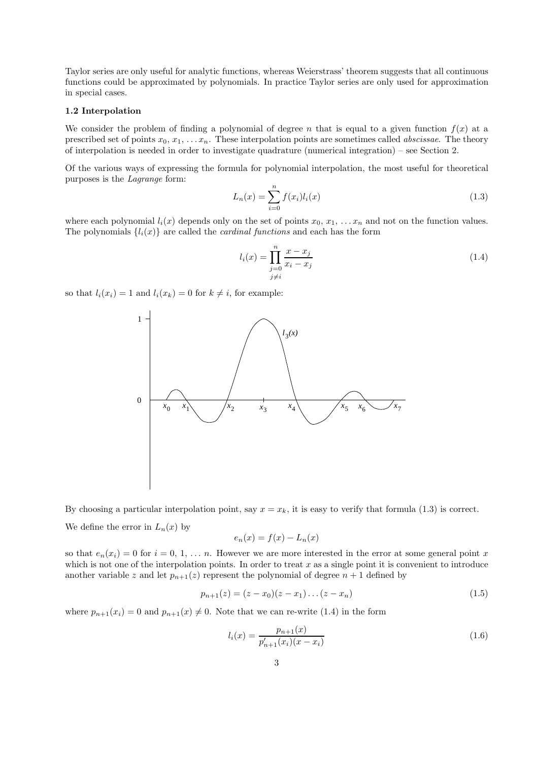Taylor series are only useful for analytic functions, whereas Weierstrass' theorem suggests that all continuous functions could be approximated by polynomials. In practice Taylor series are only used for approximation in special cases.

### 1.2 Interpolation

We consider the problem of finding a polynomial of degree $n$ that is equal to a given function $f(x)$ at a prescribed set of points $x_0, x_1, \ldots x_n$. These interpolation points are sometimes called *abscissae*. The theory of interpolation is needed in order to investigate quadrature (numerical integration) – see Section 2.

Of the various ways of expressing the formula for polynomial interpolation, the most useful for theoretical purposes is the *Lagrange* form:

$$L_n(x) = \sum_{i=0}^{n} f(x_i) l_i(x) \tag{1.3}$$

where each polynomial $l_i(x)$ depends only on the set of points $x_0, x_1, \ldots x_n$ and not on the function values. The polynomials $\{l_i(x)\}$ are called the *cardinal functions* and each has the form

$$l_i(x) = \prod_{\substack{j=0 \\ j \neq i}}^{n} \frac{x - x_j}{x_i - x_j} \tag{1.4}$$

so that $l_i(x_i) = 1$ and $l_i(x_k) = 0$ for $k \neq i$, for example:

By choosing a particular interpolation point, say $x = x_k$, it is easy to verify that formula (1.3) is correct.

We define the error in $L_n(x)$ by

$$e_n(x) = f(x) - L_n(x)$$

so that $e_n(x_i) = 0$ for $i = 0, 1, \ldots n$. However we are more interested in the error at some general point $x$ which is not one of the interpolation points. In order to treat $x$ as a single point it is convenient to introduce another variable $z$ and let $p_{n+1}(z)$ represent the polynomial of degree $n + 1$ defined by

$$p_{n+1}(z) = (z - x_0)(z - x_1) \ldots (z - x_n) \tag{1.5}$$

where $p_{n+1}(x_i) = 0$ and $p_{n+1}(x) \neq 0$. Note that we can re-write (1.4) in the form

$$l_i(x) = \frac{p_{n+1}(x)}{p'_{n+1}(x_i)(x - x_i)} \tag{1.6}$$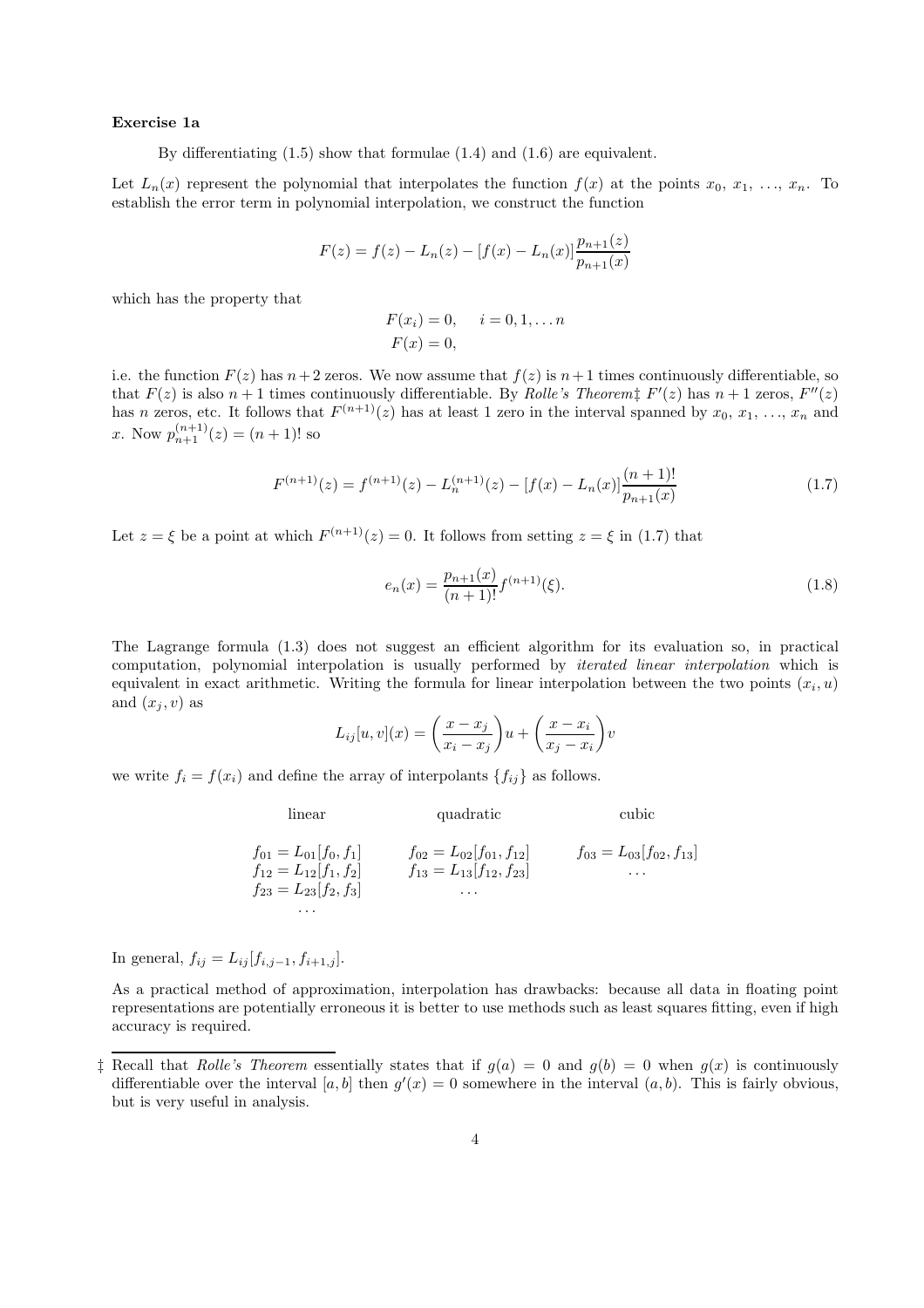**Exercise 1a**

By differentiating (1.5) show that formulae (1.4) and (1.6) are equivalent.

Let $L_n(x)$ represent the polynomial that interpolates the function $f(x)$ at the points $x_0, x_1, \ldots, x_n$. To establish the error term in polynomial interpolation, we construct the function

$$F(z) = f(z) - L_n(z) - [f(x) - L_n(x)]\frac{p_{n+1}(z)}{p_{n+1}(x)}$$

which has the property that

$$F(x_i) = 0, \quad i = 0, 1, \ldots n$$
$$F(x) = 0,$$

i.e. the function $F(z)$ has $n+2$ zeros. We now assume that $f(z)$ is $n+1$ times continuously differentiable, so that $F(z)$ is also $n+1$ times continuously differentiable. By *Rolle's Theorem*‡ $F'(z)$ has $n+1$ zeros, $F''(z)$ has $n$ zeros, etc. It follows that $F^{(n+1)}(z)$ has at least 1 zero in the interval spanned by $x_0, x_1, \ldots, x_n$ and $x$. Now $p_{n+1}^{(n+1)}(z) = (n+1)!$ so

$$F^{(n+1)}(z) = f^{(n+1)}(z) - L_n^{(n+1)}(z) - [f(x) - L_n(x)]\frac{(n+1)!}{p_{n+1}(x)} \tag{1.7}$$

Let $z = \xi$ be a point at which $F^{(n+1)}(z) = 0$. It follows from setting $z = \xi$ in (1.7) that

$$e_n(x) = \frac{p_{n+1}(x)}{(n+1)!}f^{(n+1)}(\xi). \tag{1.8}$$

The Lagrange formula (1.3) does not suggest an efficient algorithm for its evaluation so, in practical computation, polynomial interpolation is usually performed by *iterated linear interpolation* which is equivalent in exact arithmetic. Writing the formula for linear interpolation between the two points $(x_i, u)$ and $(x_j, v)$ as

$$L_{ij}[u, v](x) = \left(\frac{x - x_j}{x_i - x_j}\right)u + \left(\frac{x - x_i}{x_j - x_i}\right)v$$

we write $f_i = f(x_i)$ and define the array of interpolants $\{f_{ij}\}$ as follows.

| linear | quadratic | cubic |
|---|---|---|
| $f_{01} = L_{01}[f_0, f_1]$ | $f_{02} = L_{02}[f_{01}, f_{12}]$ | $f_{03} = L_{03}[f_{02}, f_{13}]$ |
| $f_{12} = L_{12}[f_1, f_2]$ | $f_{13} = L_{13}[f_{12}, f_{23}]$ | $\ldots$ |
| $f_{23} = L_{23}[f_2, f_3]$ | $\ldots$ | |
| $\ldots$ | | |

In general, $f_{ij} = L_{ij}[f_{i,j-1}, f_{i+1,j}]$.

As a practical method of approximation, interpolation has drawbacks: because all data in floating point representations are potentially erroneous it is better to use methods such as least squares fitting, even if high accuracy is required.

---

‡ Recall that *Rolle's Theorem* essentially states that if $g(a) = 0$ and $g(b) = 0$ when $g(x)$ is continuously differentiable over the interval $[a, b]$ then $g'(x) = 0$ somewhere in the interval $(a, b)$. This is fairly obvious, but is very useful in analysis.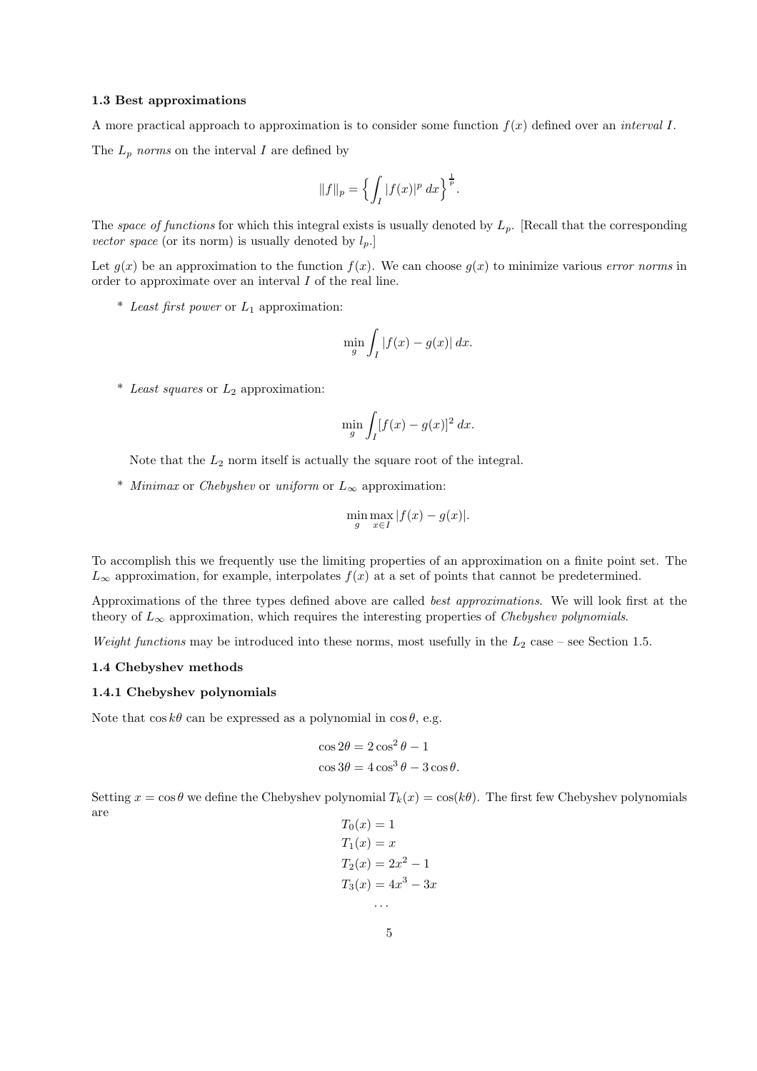### 1.3 Best approximations

A more practical approach to approximation is to consider some function $f(x)$ defined over an *interval* $I$.

The $L_p$ *norms* on the interval $I$ are defined by

$$\|f\|_p = \left\{ \int_I |f(x)|^p \, dx \right\}^{\frac{1}{p}}.$$

The *space of functions* for which this integral exists is usually denoted by $L_p$. [Recall that the corresponding *vector space* (or its norm) is usually denoted by $l_p$.]

Let $g(x)$ be an approximation to the function $f(x)$. We can choose $g(x)$ to minimize various *error norms* in order to approximate over an interval $I$ of the real line.

* *Least first power* or $L_1$ approximation:

$$\min_g \int_I |f(x) - g(x)| \, dx.$$

* *Least squares* or $L_2$ approximation:

$$\min_g \int_I [f(x) - g(x)]^2 \, dx.$$

  Note that the $L_2$ norm itself is actually the square root of the integral.

* *Minimax* or *Chebyshev* or *uniform* or $L_\infty$ approximation:

$$\min_g \max_{x \in I} |f(x) - g(x)|.$$

To accomplish this we frequently use the limiting properties of an approximation on a finite point set. The $L_\infty$ approximation, for example, interpolates $f(x)$ at a set of points that cannot be predetermined.

Approximations of the three types defined above are called *best approximations*. We will look first at the theory of $L_\infty$ approximation, which requires the interesting properties of *Chebyshev polynomials*.

*Weight functions* may be introduced into these norms, most usefully in the $L_2$ case – see Section 1.5.

### 1.4 Chebyshev methods

#### 1.4.1 Chebyshev polynomials

Note that $\cos k\theta$ can be expressed as a polynomial in $\cos\theta$, e.g.

$$\cos 2\theta = 2\cos^2\theta - 1$$
$$\cos 3\theta = 4\cos^3\theta - 3\cos\theta.$$

Setting $x = \cos\theta$ we define the Chebyshev polynomial $T_k(x) = \cos(k\theta)$. The first few Chebyshev polynomials are

$$T_0(x) = 1$$
$$T_1(x) = x$$
$$T_2(x) = 2x^2 - 1$$
$$T_3(x) = 4x^3 - 3x$$
$$\ldots$$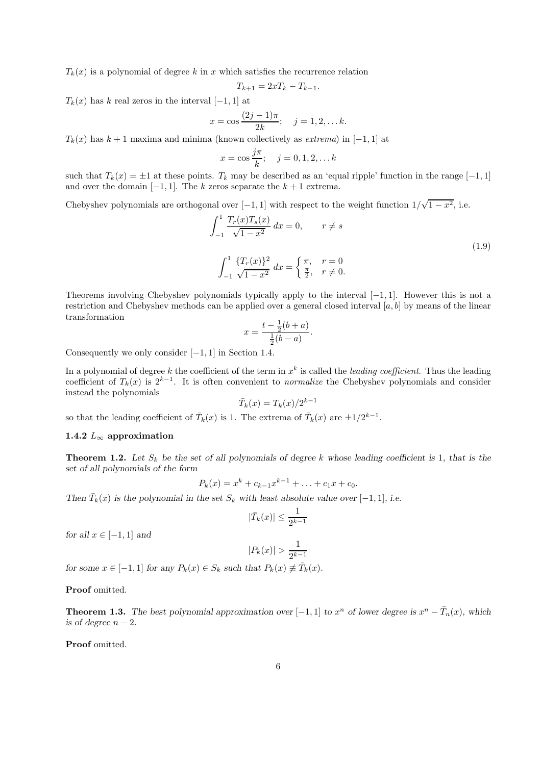$T_k(x)$ is a polynomial of degree $k$ in $x$ which satisfies the recurrence relation

$$T_{k+1} = 2xT_k - T_{k-1}.$$

$T_k(x)$ has $k$ real zeros in the interval $[-1, 1]$ at

$$x = \cos\frac{(2j-1)\pi}{2k}; \quad j = 1, 2, \ldots k.$$

$T_k(x)$ has $k+1$ maxima and minima (known collectively as *extrema*) in $[-1, 1]$ at

$$x = \cos\frac{j\pi}{k}; \quad j = 0, 1, 2, \ldots k$$

such that $T_k(x) = \pm 1$ at these points. $T_k$ may be described as an 'equal ripple' function in the range $[-1, 1]$ and over the domain $[-1, 1]$. The $k$ zeros separate the $k+1$ extrema.

Chebyshev polynomials are orthogonal over $[-1, 1]$ with respect to the weight function $1/\sqrt{1-x^2}$, i.e.

$$\int_{-1}^{1} \frac{T_r(x)T_s(x)}{\sqrt{1-x^2}}\,dx = 0, \qquad r \neq s$$

$$\int_{-1}^{1} \frac{\{T_r(x)\}^2}{\sqrt{1-x^2}}\,dx = \begin{cases} \pi, & r = 0 \\ \frac{\pi}{2}, & r \neq 0. \end{cases} \tag{1.9}$$

Theorems involving Chebyshev polynomials typically apply to the interval $[-1, 1]$. However this is not a restriction and Chebyshev methods can be applied over a general closed interval $[a, b]$ by means of the linear transformation

$$x = \frac{t - \frac{1}{2}(b+a)}{\frac{1}{2}(b-a)}.$$

Consequently we only consider $[-1, 1]$ in Section 1.4.

In a polynomial of degree $k$ the coefficient of the term in $x^k$ is called the *leading coefficient*. Thus the leading coefficient of $T_k(x)$ is $2^{k-1}$. It is often convenient to *normalize* the Chebyshev polynomials and consider instead the polynomials

$$\bar{T}_k(x) = T_k(x)/2^{k-1}$$

so that the leading coefficient of $\bar{T}_k(x)$ is 1. The extrema of $\bar{T}_k(x)$ are $\pm 1/2^{k-1}$.

### 1.4.2 $L_\infty$ approximation

**Theorem 1.2.** *Let $S_k$ be the set of all polynomials of degree $k$ whose leading coefficient is 1, that is the set of all polynomials of the form*

$$P_k(x) = x^k + c_{k-1}x^{k-1} + \ldots + c_1 x + c_0.$$

*Then $\bar{T}_k(x)$ is the polynomial in the set $S_k$ with least absolute value over $[-1, 1]$, i.e.*

$$|\bar{T}_k(x)| \leq \frac{1}{2^{k-1}}$$

*for all $x \in [-1, 1]$ and*

$$|P_k(x)| > \frac{1}{2^{k-1}}$$

*for some $x \in [-1, 1]$ for any $P_k(x) \in S_k$ such that $P_k(x) \not\equiv \bar{T}_k(x)$.*

**Proof** omitted.

**Theorem 1.3.** *The best polynomial approximation over $[-1, 1]$ to $x^n$ of lower degree is $x^n - \bar{T}_n(x)$, which is of degree $n-2$.*

**Proof** omitted.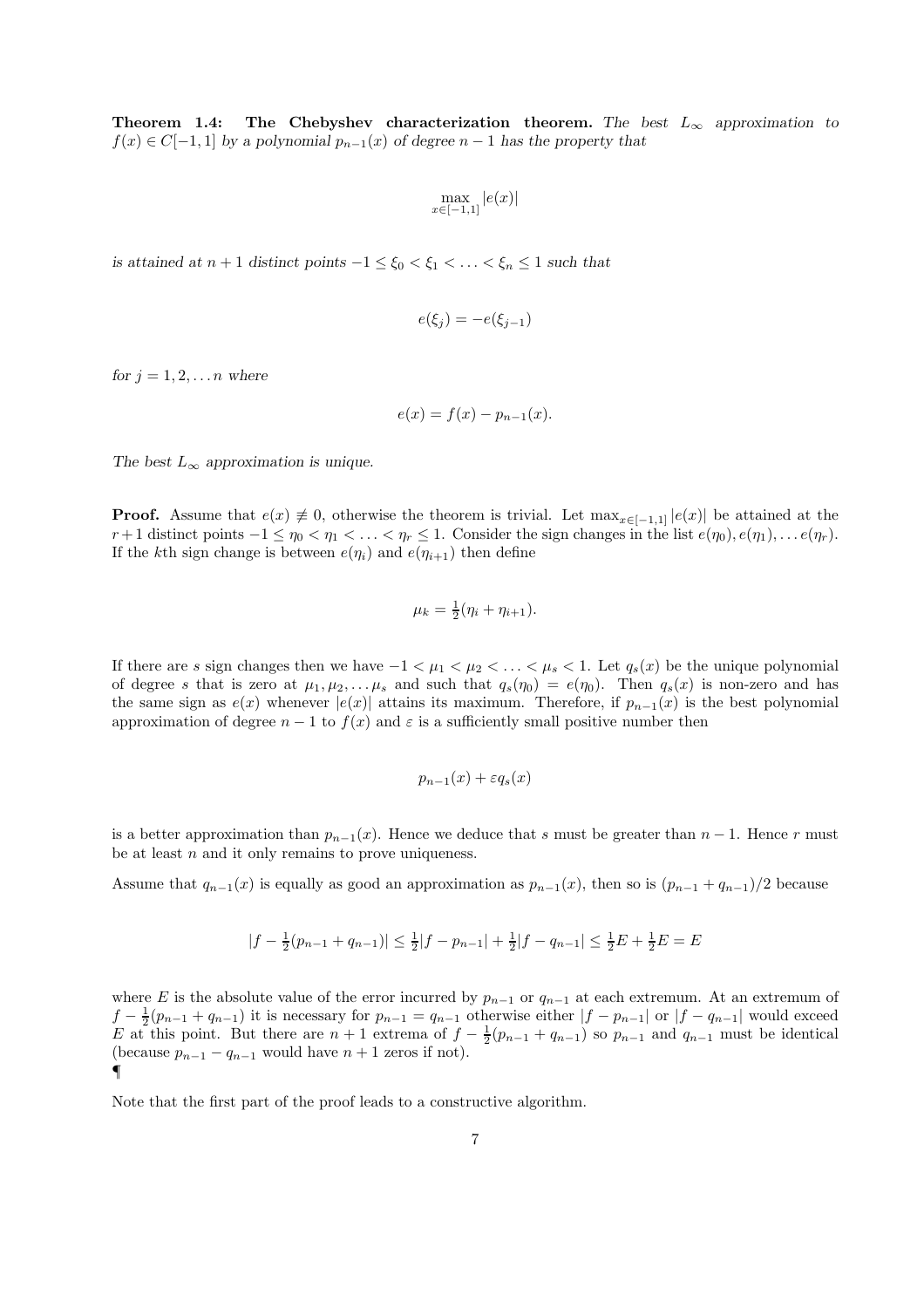**Theorem 1.4: The Chebyshev characterization theorem.** *The best $L_\infty$ approximation to $f(x) \in C[-1,1]$ by a polynomial $p_{n-1}(x)$ of degree $n-1$ has the property that*

$$\max_{x \in [-1,1]} |e(x)|$$

*is attained at $n+1$ distinct points $-1 \le \xi_0 < \xi_1 < \ldots < \xi_n \le 1$ such that*

$$e(\xi_j) = -e(\xi_{j-1})$$

*for $j = 1, 2, \ldots n$ where*

$$e(x) = f(x) - p_{n-1}(x).$$

*The best $L_\infty$ approximation is unique.*

**Proof.** Assume that $e(x) \not\equiv 0$, otherwise the theorem is trivial. Let $\max_{x \in [-1,1]} |e(x)|$ be attained at the $r+1$ distinct points $-1 \le \eta_0 < \eta_1 < \ldots < \eta_r \le 1$. Consider the sign changes in the list $e(\eta_0), e(\eta_1), \ldots e(\eta_r)$. If the $k$th sign change is between $e(\eta_i)$ and $e(\eta_{i+1})$ then define

$$\mu_k = \tfrac{1}{2}(\eta_i + \eta_{i+1}).$$

If there are $s$ sign changes then we have $-1 < \mu_1 < \mu_2 < \ldots < \mu_s < 1$. Let $q_s(x)$ be the unique polynomial of degree $s$ that is zero at $\mu_1, \mu_2, \ldots \mu_s$ and such that $q_s(\eta_0) = e(\eta_0)$. Then $q_s(x)$ is non-zero and has the same sign as $e(x)$ whenever $|e(x)|$ attains its maximum. Therefore, if $p_{n-1}(x)$ is the best polynomial approximation of degree $n-1$ to $f(x)$ and $\varepsilon$ is a sufficiently small positive number then

$$p_{n-1}(x) + \varepsilon q_s(x)$$

is a better approximation than $p_{n-1}(x)$. Hence we deduce that $s$ must be greater than $n-1$. Hence $r$ must be at least $n$ and it only remains to prove uniqueness.

Assume that $q_{n-1}(x)$ is equally as good an approximation as $p_{n-1}(x)$, then so is $(p_{n-1} + q_{n-1})/2$ because

$$|f - \tfrac{1}{2}(p_{n-1} + q_{n-1})| \le \tfrac{1}{2}|f - p_{n-1}| + \tfrac{1}{2}|f - q_{n-1}| \le \tfrac{1}{2}E + \tfrac{1}{2}E = E$$

where $E$ is the absolute value of the error incurred by $p_{n-1}$ or $q_{n-1}$ at each extremum. At an extremum of $f - \frac{1}{2}(p_{n-1} + q_{n-1})$ it is necessary for $p_{n-1} = q_{n-1}$ otherwise either $|f - p_{n-1}|$ or $|f - q_{n-1}|$ would exceed $E$ at this point. But there are $n+1$ extrema of $f - \frac{1}{2}(p_{n-1} + q_{n-1})$ so $p_{n-1}$ and $q_{n-1}$ must be identical (because $p_{n-1} - q_{n-1}$ would have $n+1$ zeros if not).
¶

Note that the first part of the proof leads to a constructive algorithm.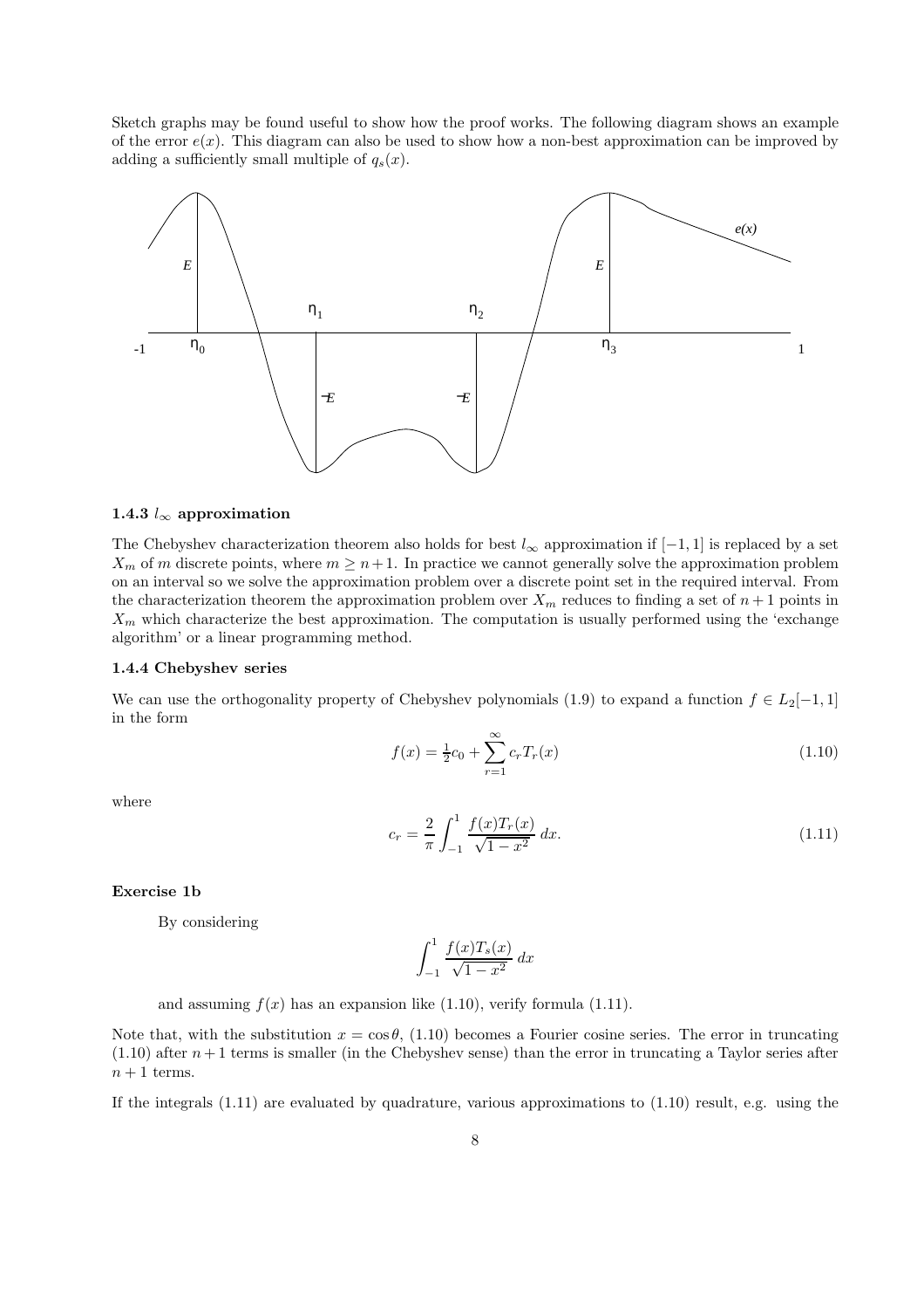Sketch graphs may be found useful to show how the proof works. The following diagram shows an example of the error $e(x)$. This diagram can also be used to show how a non-best approximation can be improved by adding a sufficiently small multiple of $q_s(x)$.

### 1.4.3 $l_\infty$ approximation

The Chebyshev characterization theorem also holds for best $l_\infty$ approximation if $[-1,1]$ is replaced by a set $X_m$ of $m$ discrete points, where $m \geq n+1$. In practice we cannot generally solve the approximation problem on an interval so we solve the approximation problem over a discrete point set in the required interval. From the characterization theorem the approximation problem over $X_m$ reduces to finding a set of $n+1$ points in $X_m$ which characterize the best approximation. The computation is usually performed using the 'exchange algorithm' or a linear programming method.

### 1.4.4 Chebyshev series

We can use the orthogonality property of Chebyshev polynomials (1.9) to expand a function $f \in L_2[-1,1]$ in the form

$$f(x) = \tfrac{1}{2}c_0 + \sum_{r=1}^{\infty} c_r T_r(x) \tag{1.10}$$

where

$$c_r = \frac{2}{\pi}\int_{-1}^{1} \frac{f(x)T_r(x)}{\sqrt{1-x^2}}\,dx. \tag{1.11}$$

**Exercise 1b**

By considering

$$\int_{-1}^{1} \frac{f(x)T_s(x)}{\sqrt{1-x^2}}\,dx$$

and assuming $f(x)$ has an expansion like (1.10), verify formula (1.11).

Note that, with the substitution $x = \cos\theta$, (1.10) becomes a Fourier cosine series. The error in truncating (1.10) after $n+1$ terms is smaller (in the Chebyshev sense) than the error in truncating a Taylor series after $n+1$ terms.

If the integrals (1.11) are evaluated by quadrature, various approximations to (1.10) result, e.g. using the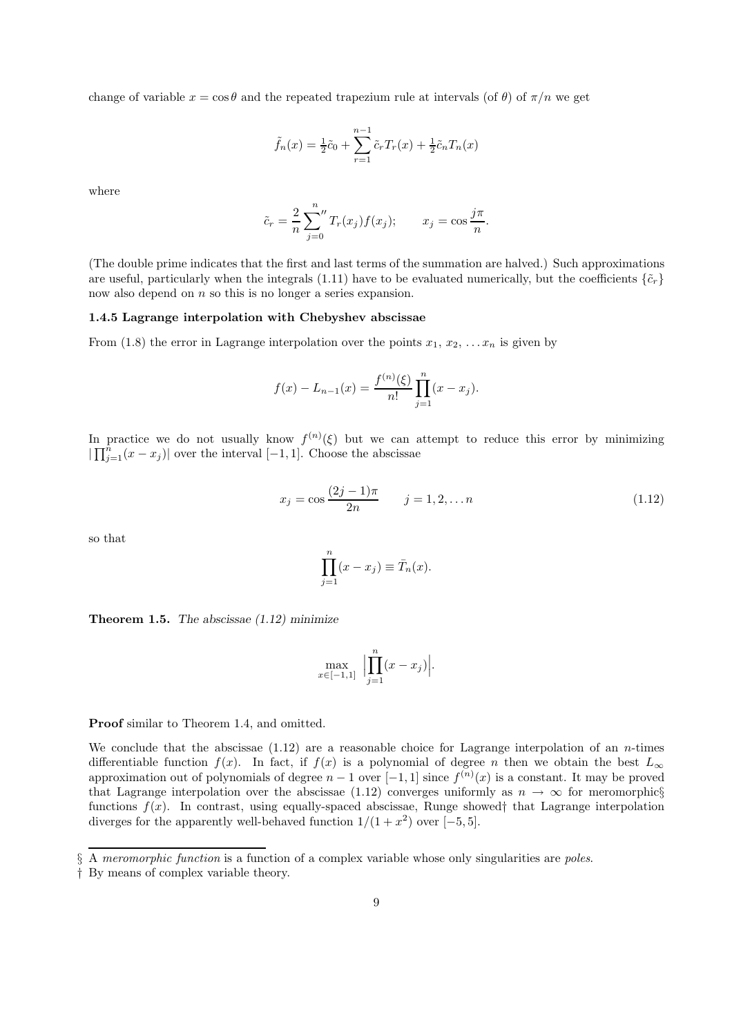change of variable $x = \cos\theta$ and the repeated trapezium rule at intervals (of $\theta$) of $\pi/n$ we get

$$\tilde{f}_n(x) = \tfrac{1}{2}\tilde{c}_0 + \sum_{r=1}^{n-1} \tilde{c}_r T_r(x) + \tfrac{1}{2}\tilde{c}_n T_n(x)$$

where

$$\tilde{c}_r = \frac{2}{n} \sum_{j=0}^{n}{}'' \, T_r(x_j) f(x_j); \qquad x_j = \cos\frac{j\pi}{n}.$$

(The double prime indicates that the first and last terms of the summation are halved.) Such approximations are useful, particularly when the integrals (1.11) have to be evaluated numerically, but the coefficients $\{\tilde{c}_r\}$ now also depend on $n$ so this is no longer a series expansion.

### 1.4.5 Lagrange interpolation with Chebyshev abscissae

From (1.8) the error in Lagrange interpolation over the points $x_1, x_2, \ldots x_n$ is given by

$$f(x) - L_{n-1}(x) = \frac{f^{(n)}(\xi)}{n!} \prod_{j=1}^{n} (x - x_j).$$

In practice we do not usually know $f^{(n)}(\xi)$ but we can attempt to reduce this error by minimizing $|\prod_{j=1}^{n}(x - x_j)|$ over the interval $[-1, 1]$. Choose the abscissae

$$x_j = \cos\frac{(2j-1)\pi}{2n} \qquad j = 1, 2, \ldots n \tag{1.12}$$

so that

$$\prod_{j=1}^{n} (x - x_j) \equiv \bar{T}_n(x).$$

**Theorem 1.5.** *The abscissae (1.12) minimize*

$$\max_{x\in[-1,1]} \Big|\prod_{j=1}^{n}(x - x_j)\Big|.$$

**Proof** similar to Theorem 1.4, and omitted.

We conclude that the abscissae (1.12) are a reasonable choice for Lagrange interpolation of an $n$-times differentiable function $f(x)$. In fact, if $f(x)$ is a polynomial of degree $n$ then we obtain the best $L_\infty$ approximation out of polynomials of degree $n-1$ over $[-1, 1]$ since $f^{(n)}(x)$ is a constant. It may be proved that Lagrange interpolation over the abscissae (1.12) converges uniformly as $n \to \infty$ for meromorphic§ functions $f(x)$. In contrast, using equally-spaced abscissae, Runge showed† that Lagrange interpolation diverges for the apparently well-behaved function $1/(1 + x^2)$ over $[-5, 5]$.

---

§ A *meromorphic function* is a function of a complex variable whose only singularities are *poles*.

† By means of complex variable theory.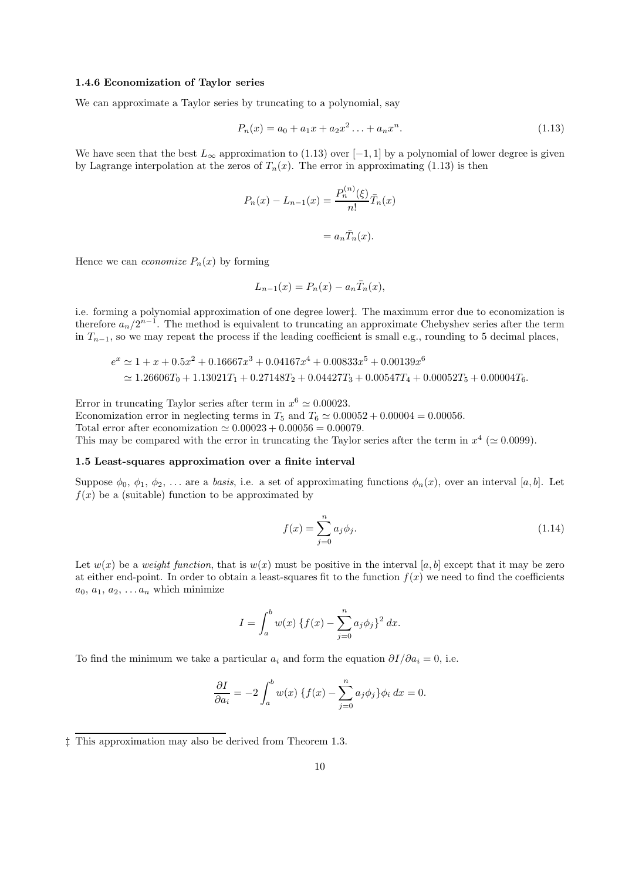### 1.4.6 Economization of Taylor series

We can approximate a Taylor series by truncating to a polynomial, say

$$P_n(x) = a_0 + a_1 x + a_2 x^2 \ldots + a_n x^n. \tag{1.13}$$

We have seen that the best $L_\infty$ approximation to (1.13) over $[-1, 1]$ by a polynomial of lower degree is given by Lagrange interpolation at the zeros of $T_n(x)$. The error in approximating (1.13) is then

$$P_n(x) - L_{n-1}(x) = \frac{P_n^{(n)}(\xi)}{n!} \bar{T}_n(x)$$

$$= a_n \bar{T}_n(x).$$

Hence we can *economize* $P_n(x)$ by forming

$$L_{n-1}(x) = P_n(x) - a_n \bar{T}_n(x),$$

i.e. forming a polynomial approximation of one degree lower‡. The maximum error due to economization is therefore $a_n/2^{n-1}$. The method is equivalent to truncating an approximate Chebyshev series after the term in $T_{n-1}$, so we may repeat the process if the leading coefficient is small e.g., rounding to 5 decimal places,

$$\begin{aligned} e^x &\simeq 1 + x + 0.5x^2 + 0.16667x^3 + 0.04167x^4 + 0.00833x^5 + 0.00139x^6 \\ &\simeq 1.26606T_0 + 1.13021T_1 + 0.27148T_2 + 0.04427T_3 + 0.00547T_4 + 0.00052T_5 + 0.00004T_6. \end{aligned}$$

Error in truncating Taylor series after term in $x^6 \simeq 0.00023$.
Economization error in neglecting terms in $T_5$ and $T_6 \simeq 0.00052 + 0.00004 = 0.00056$.
Total error after economization $\simeq 0.00023 + 0.00056 = 0.00079$.
This may be compared with the error in truncating the Taylor series after the term in $x^4$ ($\simeq 0.0099$).

### 1.5 Least-squares approximation over a finite interval

Suppose $\phi_0$, $\phi_1$, $\phi_2$, ... are a *basis*, i.e. a set of approximating functions $\phi_n(x)$, over an interval $[a, b]$. Let $f(x)$ be a (suitable) function to be approximated by

$$f(x) = \sum_{j=0}^{n} a_j \phi_j. \tag{1.14}$$

Let $w(x)$ be a *weight function*, that is $w(x)$ must be positive in the interval $[a, b]$ except that it may be zero at either end-point. In order to obtain a least-squares fit to the function $f(x)$ we need to find the coefficients $a_0$, $a_1$, $a_2$, ... $a_n$ which minimize

$$I = \int_a^b w(x)\, \{f(x) - \sum_{j=0}^{n} a_j \phi_j\}^2\, dx.$$

To find the minimum we take a particular $a_i$ and form the equation $\partial I/\partial a_i = 0$, i.e.

$$\frac{\partial I}{\partial a_i} = -2 \int_a^b w(x)\, \{f(x) - \sum_{j=0}^{n} a_j \phi_j\} \phi_i\, dx = 0.$$

‡ This approximation may also be derived from Theorem 1.3.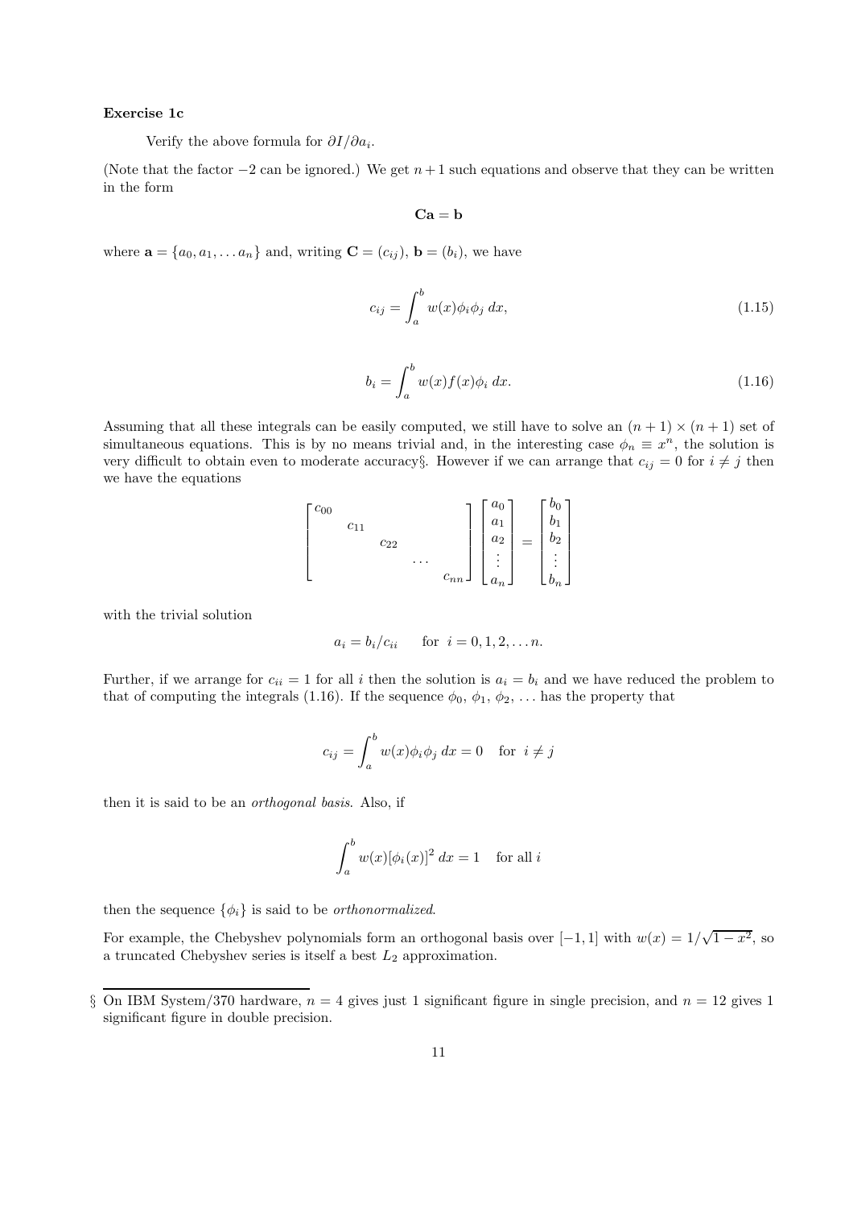**Exercise 1c**

Verify the above formula for $\partial I/\partial a_i$.

(Note that the factor $-2$ can be ignored.) We get $n+1$ such equations and observe that they can be written in the form

$$\mathbf{Ca} = \mathbf{b}$$

where $\mathbf{a} = \{a_0, a_1, \ldots a_n\}$ and, writing $\mathbf{C} = (c_{ij})$, $\mathbf{b} = (b_i)$, we have

$$c_{ij} = \int_a^b w(x)\phi_i\phi_j \, dx, \tag{1.15}$$

$$b_i = \int_a^b w(x)f(x)\phi_i \, dx. \tag{1.16}$$

Assuming that all these integrals can be easily computed, we still have to solve an $(n+1)\times(n+1)$ set of simultaneous equations. This is by no means trivial and, in the interesting case $\phi_n \equiv x^n$, the solution is very difficult to obtain even to moderate accuracy§. However if we can arrange that $c_{ij} = 0$ for $i \neq j$ then we have the equations

$$\begin{bmatrix} c_{00} & & & & \\ & c_{11} & & & \\ & & c_{22} & & \\ & & & \cdots & \\ & & & & c_{nn} \end{bmatrix} \begin{bmatrix} a_0 \\ a_1 \\ a_2 \\ \vdots \\ a_n \end{bmatrix} = \begin{bmatrix} b_0 \\ b_1 \\ b_2 \\ \vdots \\ b_n \end{bmatrix}$$

with the trivial solution

$$a_i = b_i/c_{ii} \qquad \text{for } i = 0, 1, 2, \ldots n.$$

Further, if we arrange for $c_{ii} = 1$ for all $i$ then the solution is $a_i = b_i$ and we have reduced the problem to that of computing the integrals (1.16). If the sequence $\phi_0$, $\phi_1$, $\phi_2$, $\ldots$ has the property that

$$c_{ij} = \int_a^b w(x)\phi_i\phi_j \, dx = 0 \quad \text{for } i \neq j$$

then it is said to be an *orthogonal basis*. Also, if

$$\int_a^b w(x)[\phi_i(x)]^2 \, dx = 1 \quad \text{for all } i$$

then the sequence $\{\phi_i\}$ is said to be *orthonormalized*.

For example, the Chebyshev polynomials form an orthogonal basis over $[-1, 1]$ with $w(x) = 1/\sqrt{1-x^2}$, so a truncated Chebyshev series is itself a best $L_2$ approximation.

---

§ On IBM System/370 hardware, $n = 4$ gives just 1 significant figure in single precision, and $n = 12$ gives 1 significant figure in double precision.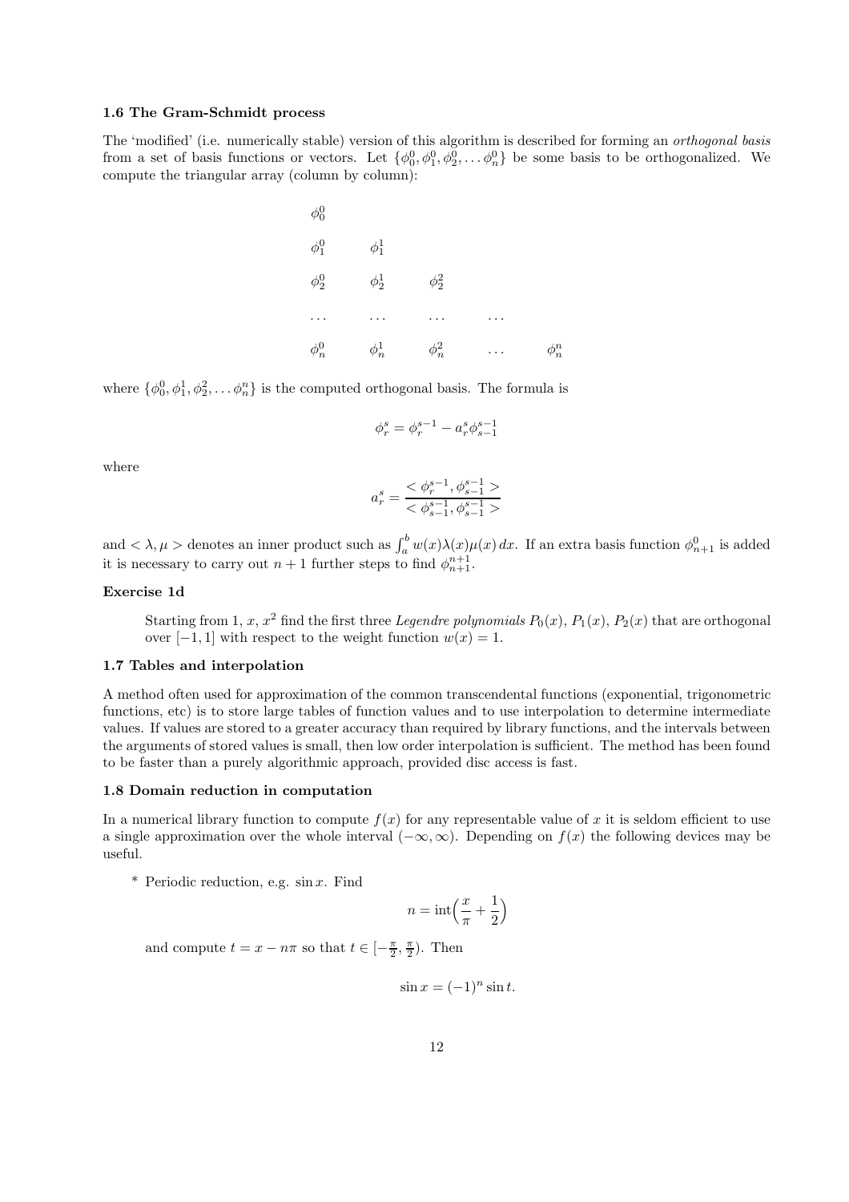### 1.6 The Gram-Schmidt process

The 'modified' (i.e. numerically stable) version of this algorithm is described for forming an *orthogonal basis* from a set of basis functions or vectors. Let $\{\phi_0^0, \phi_1^0, \phi_2^0, \ldots \phi_n^0\}$ be some basis to be orthogonalized. We compute the triangular array (column by column):

$$
\begin{array}{ccccc}
\phi_0^0 & & & & \\
\phi_1^0 & \phi_1^1 & & & \\
\phi_2^0 & \phi_2^1 & \phi_2^2 & & \\
\ldots & \ldots & \ldots & \ldots & \\
\phi_n^0 & \phi_n^1 & \phi_n^2 & \ldots & \phi_n^n
\end{array}
$$

where $\{\phi_0^0, \phi_1^1, \phi_2^2, \ldots \phi_n^n\}$ is the computed orthogonal basis. The formula is

$$\phi_r^s = \phi_r^{s-1} - a_r^s \phi_{s-1}^{s-1}$$

where

$$a_r^s = \frac{< \phi_r^{s-1}, \phi_{s-1}^{s-1} >}{< \phi_{s-1}^{s-1}, \phi_{s-1}^{s-1} >}$$

and $< \lambda, \mu >$ denotes an inner product such as $\int_a^b w(x)\lambda(x)\mu(x)\,dx$. If an extra basis function $\phi_{n+1}^0$ is added it is necessary to carry out $n+1$ further steps to find $\phi_{n+1}^{n+1}$.

#### Exercise 1d

Starting from 1, $x$, $x^2$ find the first three *Legendre polynomials* $P_0(x)$, $P_1(x)$, $P_2(x)$ that are orthogonal over $[-1, 1]$ with respect to the weight function $w(x) = 1$.

### 1.7 Tables and interpolation

A method often used for approximation of the common transcendental functions (exponential, trigonometric functions, etc) is to store large tables of function values and to use interpolation to determine intermediate values. If values are stored to a greater accuracy than required by library functions, and the intervals between the arguments of stored values is small, then low order interpolation is sufficient. The method has been found to be faster than a purely algorithmic approach, provided disc access is fast.

### 1.8 Domain reduction in computation

In a numerical library function to compute $f(x)$ for any representable value of $x$ it is seldom efficient to use a single approximation over the whole interval $(-\infty, \infty)$. Depending on $f(x)$ the following devices may be useful.

* Periodic reduction, e.g. $\sin x$. Find

$$n = \text{int}\Big(\frac{x}{\pi} + \frac{1}{2}\Big)$$

and compute $t = x - n\pi$ so that $t \in [-\frac{\pi}{2}, \frac{\pi}{2})$. Then

$$\sin x = (-1)^n \sin t.$$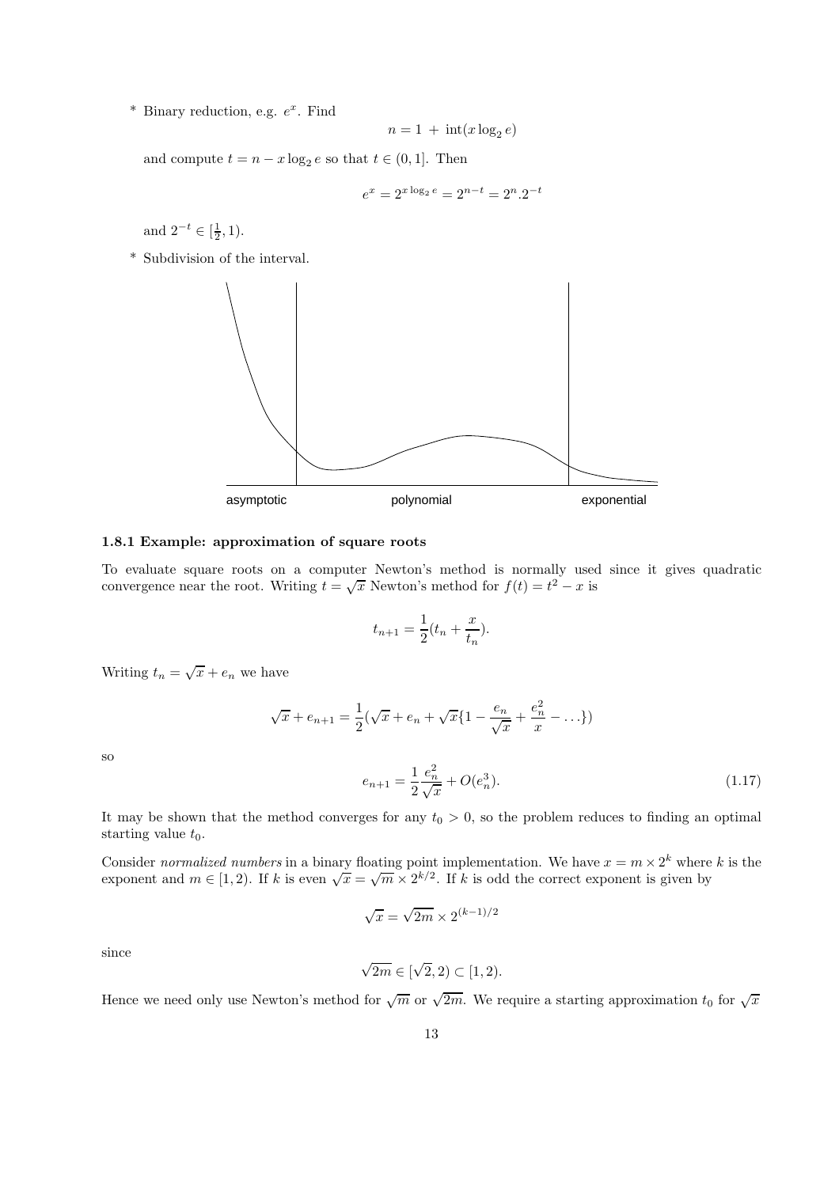* Binary reduction, e.g. $e^x$. Find

$$n = 1 + \text{int}(x \log_2 e)$$

and compute $t = n - x \log_2 e$ so that $t \in (0, 1]$. Then

$$e^x = 2^{x \log_2 e} = 2^{n-t} = 2^n . 2^{-t}$$

and $2^{-t} \in [\frac{1}{2}, 1)$.

* Subdivision of the interval.

asymptotic polynomial exponential

#### 1.8.1 Example: approximation of square roots

To evaluate square roots on a computer Newton's method is normally used since it gives quadratic convergence near the root. Writing $t = \sqrt{x}$ Newton's method for $f(t) = t^2 - x$ is

$$t_{n+1} = \frac{1}{2}(t_n + \frac{x}{t_n}).$$

Writing $t_n = \sqrt{x} + e_n$ we have

$$\sqrt{x} + e_{n+1} = \frac{1}{2}(\sqrt{x} + e_n + \sqrt{x}\{1 - \frac{e_n}{\sqrt{x}} + \frac{e_n^2}{x} - \ldots\})$$

so

$$e_{n+1} = \frac{1}{2}\frac{e_n^2}{\sqrt{x}} + O(e_n^3). \tag{1.17}$$

It may be shown that the method converges for any $t_0 > 0$, so the problem reduces to finding an optimal starting value $t_0$.

Consider *normalized numbers* in a binary floating point implementation. We have $x = m \times 2^k$ where $k$ is the exponent and $m \in [1, 2)$. If $k$ is even $\sqrt{x} = \sqrt{m} \times 2^{k/2}$. If $k$ is odd the correct exponent is given by

$$\sqrt{x} = \sqrt{2m} \times 2^{(k-1)/2}$$

since

$$\sqrt{2m} \in [\sqrt{2}, 2) \subset [1, 2).$$

Hence we need only use Newton's method for $\sqrt{m}$ or $\sqrt{2m}$. We require a starting approximation $t_0$ for $\sqrt{x}$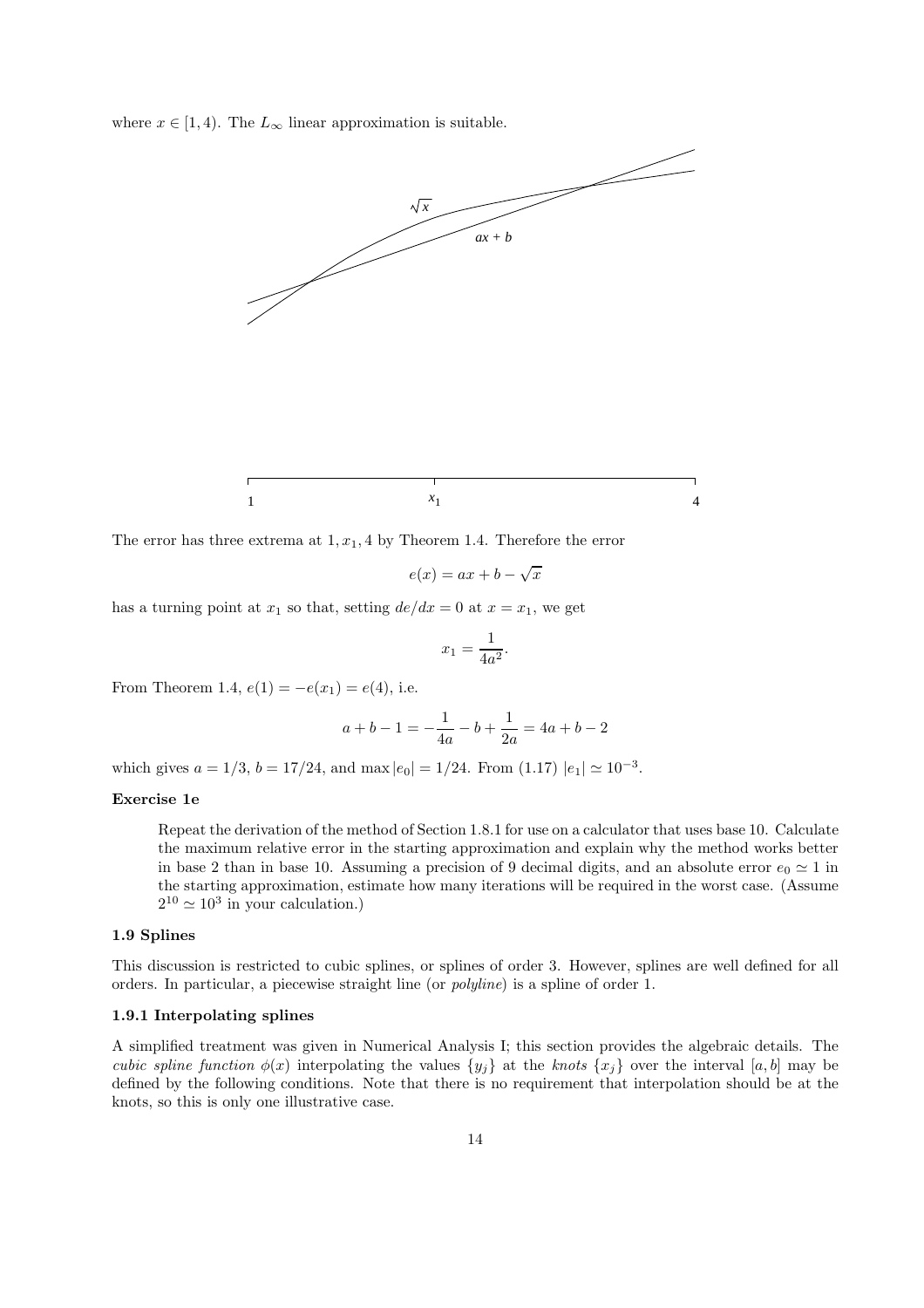where $x \in [1, 4)$. The $L_\infty$ linear approximation is suitable.

The error has three extrema at $1, x_1, 4$ by Theorem 1.4. Therefore the error

$$e(x) = ax + b - \sqrt{x}$$

has a turning point at $x_1$ so that, setting $de/dx = 0$ at $x = x_1$, we get

$$x_1 = \frac{1}{4a^2}.$$

From Theorem 1.4, $e(1) = -e(x_1) = e(4)$, i.e.

$$a + b - 1 = -\frac{1}{4a} - b + \frac{1}{2a} = 4a + b - 2$$

which gives $a = 1/3$, $b = 17/24$, and $\max |e_0| = 1/24$. From (1.17) $|e_1| \simeq 10^{-3}$.

**Exercise 1e**

> Repeat the derivation of the method of Section 1.8.1 for use on a calculator that uses base 10. Calculate the maximum relative error in the starting approximation and explain why the method works better in base 2 than in base 10. Assuming a precision of 9 decimal digits, and an absolute error $e_0 \simeq 1$ in the starting approximation, estimate how many iterations will be required in the worst case. (Assume $2^{10} \simeq 10^3$ in your calculation.)

### 1.9 Splines

This discussion is restricted to cubic splines, or splines of order 3. However, splines are well defined for all orders. In particular, a piecewise straight line (or *polyline*) is a spline of order 1.

#### 1.9.1 Interpolating splines

A simplified treatment was given in Numerical Analysis I; this section provides the algebraic details. The *cubic spline function* $\phi(x)$ interpolating the values $\{y_j\}$ at the *knots* $\{x_j\}$ over the interval $[a, b]$ may be defined by the following conditions. Note that there is no requirement that interpolation should be at the knots, so this is only one illustrative case.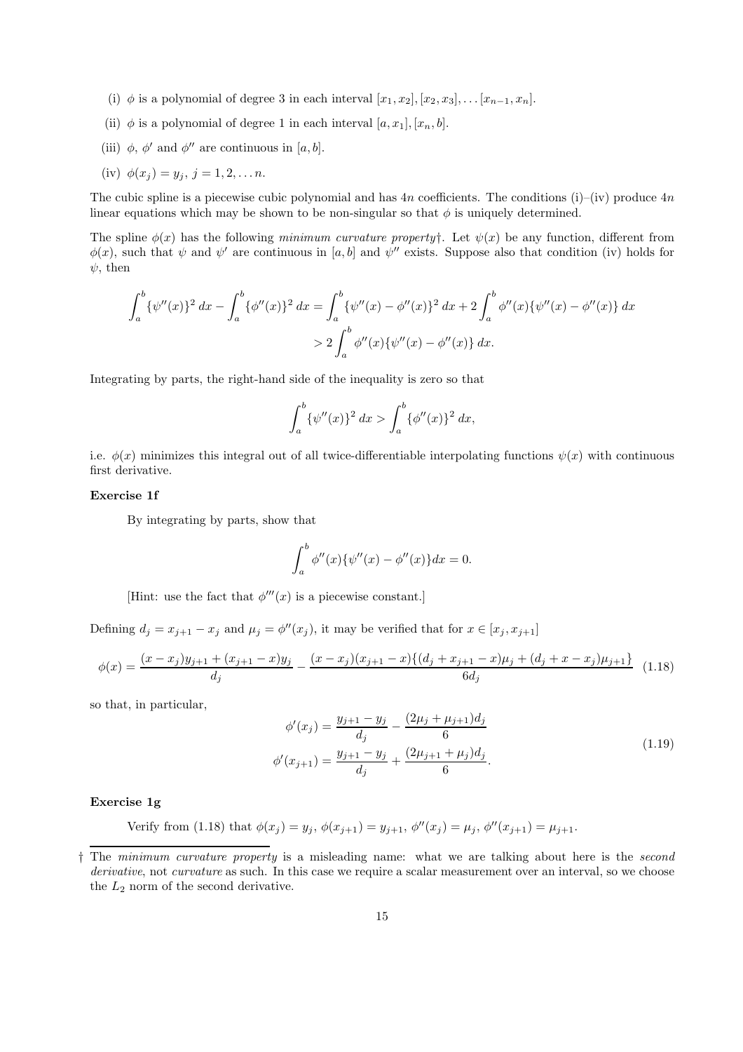(i) $\phi$ is a polynomial of degree 3 in each interval $[x_1, x_2], [x_2, x_3], \ldots [x_{n-1}, x_n]$.

(ii) $\phi$ is a polynomial of degree 1 in each interval $[a, x_1], [x_n, b]$.

(iii) $\phi$, $\phi'$ and $\phi''$ are continuous in $[a, b]$.

(iv) $\phi(x_j) = y_j$, $j = 1, 2, \ldots n$.

The cubic spline is a piecewise cubic polynomial and has $4n$ coefficients. The conditions (i)–(iv) produce $4n$ linear equations which may be shown to be non-singular so that $\phi$ is uniquely determined.

The spline $\phi(x)$ has the following *minimum curvature property*†. Let $\psi(x)$ be any function, different from $\phi(x)$, such that $\psi$ and $\psi'$ are continuous in $[a, b]$ and $\psi''$ exists. Suppose also that condition (iv) holds for $\psi$, then

$$
\begin{aligned}
\int_a^b \{\psi''(x)\}^2 \, dx - \int_a^b \{\phi''(x)\}^2 \, dx &= \int_a^b \{\psi''(x) - \phi''(x)\}^2 \, dx + 2\int_a^b \phi''(x)\{\psi''(x) - \phi''(x)\} \, dx \\
&> 2\int_a^b \phi''(x)\{\psi''(x) - \phi''(x)\} \, dx.
\end{aligned}
$$

Integrating by parts, the right-hand side of the inequality is zero so that

$$
\int_a^b \{\psi''(x)\}^2 \, dx > \int_a^b \{\phi''(x)\}^2 \, dx,
$$

i.e. $\phi(x)$ minimizes this integral out of all twice-differentiable interpolating functions $\psi(x)$ with continuous first derivative.

**Exercise 1f**

By integrating by parts, show that

$$
\int_a^b \phi''(x)\{\psi''(x) - \phi''(x)\} dx = 0.
$$

[Hint: use the fact that $\phi'''(x)$ is a piecewise constant.]

Defining $d_j = x_{j+1} - x_j$ and $\mu_j = \phi''(x_j)$, it may be verified that for $x \in [x_j, x_{j+1}]$

$$
\phi(x) = \frac{(x - x_j)y_{j+1} + (x_{j+1} - x)y_j}{d_j} - \frac{(x - x_j)(x_{j+1} - x)\{(d_j + x_{j+1} - x)\mu_j + (d_j + x - x_j)\mu_{j+1}\}}{6d_j} \tag{1.18}
$$

so that, in particular,

$$
\begin{aligned}
\phi'(x_j) &= \frac{y_{j+1} - y_j}{d_j} - \frac{(2\mu_j + \mu_{j+1})d_j}{6} \\
\phi'(x_{j+1}) &= \frac{y_{j+1} - y_j}{d_j} + \frac{(2\mu_{j+1} + \mu_j)d_j}{6}.
\end{aligned} \tag{1.19}
$$

**Exercise 1g**

Verify from (1.18) that $\phi(x_j) = y_j$, $\phi(x_{j+1}) = y_{j+1}$, $\phi''(x_j) = \mu_j$, $\phi''(x_{j+1}) = \mu_{j+1}$.

---

† The *minimum curvature property* is a misleading name: what we are talking about here is the *second derivative*, not *curvature* as such. In this case we require a scalar measurement over an interval, so we choose the $L_2$ norm of the second derivative.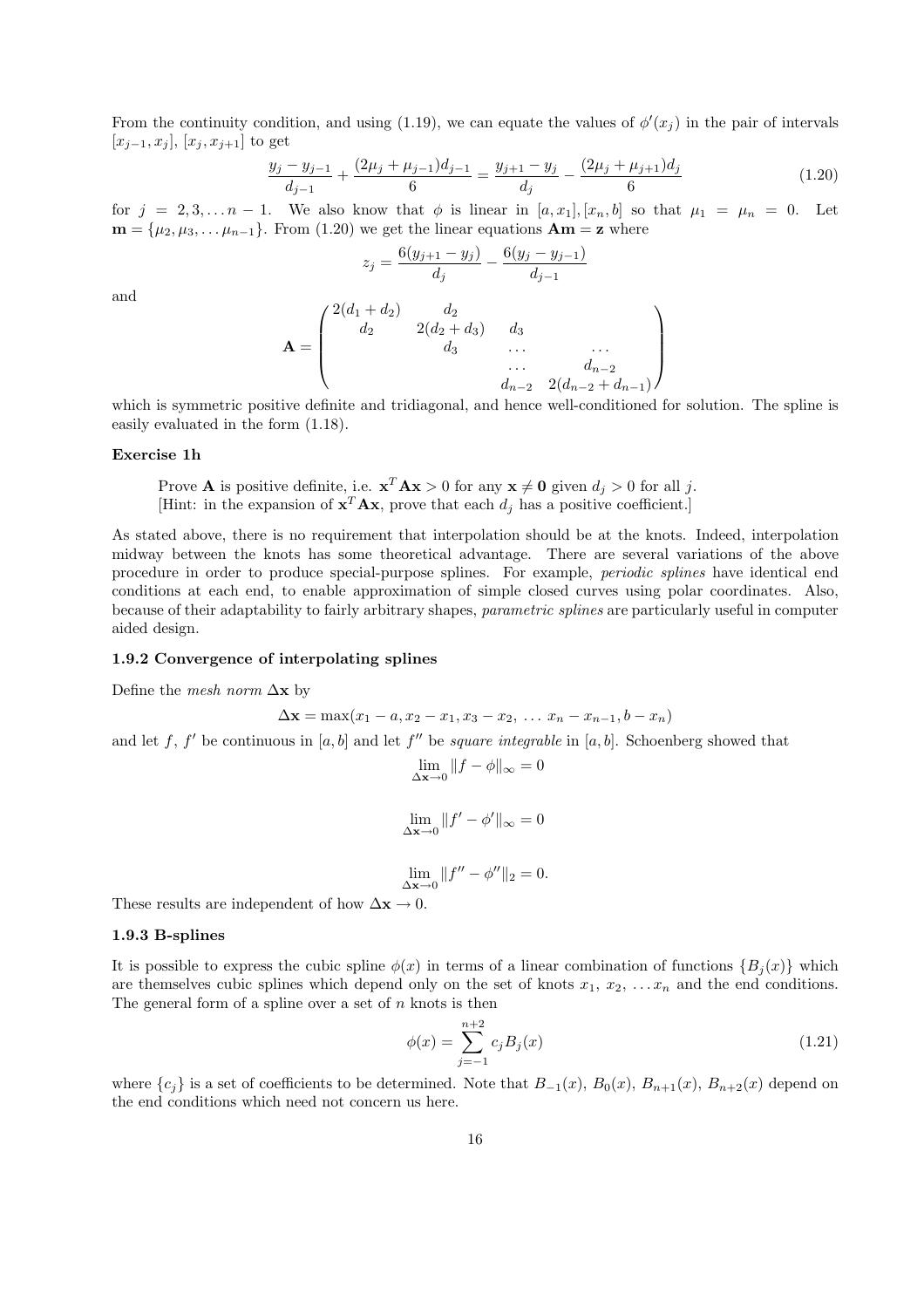From the continuity condition, and using (1.19), we can equate the values of $\phi'(x_j)$ in the pair of intervals $[x_{j-1}, x_j]$, $[x_j, x_{j+1}]$ to get

$$\frac{y_j - y_{j-1}}{d_{j-1}} + \frac{(2\mu_j + \mu_{j-1})d_{j-1}}{6} = \frac{y_{j+1} - y_j}{d_j} - \frac{(2\mu_j + \mu_{j+1})d_j}{6} \tag{1.20}$$

for $j = 2, 3, \ldots n-1$. We also know that $\phi$ is linear in $[a, x_1], [x_n, b]$ so that $\mu_1 = \mu_n = 0$. Let $\mathbf{m} = \{\mu_2, \mu_3, \ldots \mu_{n-1}\}$. From (1.20) we get the linear equations $\mathbf{A}\mathbf{m} = \mathbf{z}$ where

$$z_j = \frac{6(y_{j+1} - y_j)}{d_j} - \frac{6(y_j - y_{j-1})}{d_{j-1}}$$

and

$$\mathbf{A} = \begin{pmatrix} 2(d_1 + d_2) & d_2 & & & \\ d_2 & 2(d_2 + d_3) & d_3 & & \\ & d_3 & \ldots & \ldots & \\ & & \ldots & d_{n-2} & \\ & & & d_{n-2} & 2(d_{n-2} + d_{n-1}) \end{pmatrix}$$

which is symmetric positive definite and tridiagonal, and hence well-conditioned for solution. The spline is easily evaluated in the form (1.18).

**Exercise 1h**

> Prove $\mathbf{A}$ is positive definite, i.e. $\mathbf{x}^T \mathbf{A} \mathbf{x} > 0$ for any $\mathbf{x} \neq \mathbf{0}$ given $d_j > 0$ for all $j$.
> [Hint: in the expansion of $\mathbf{x}^T \mathbf{A} \mathbf{x}$, prove that each $d_j$ has a positive coefficient.]

As stated above, there is no requirement that interpolation should be at the knots. Indeed, interpolation midway between the knots has some theoretical advantage. There are several variations of the above procedure in order to produce special-purpose splines. For example, *periodic splines* have identical end conditions at each end, to enable approximation of simple closed curves using polar coordinates. Also, because of their adaptability to fairly arbitrary shapes, *parametric splines* are particularly useful in computer aided design.

### 1.9.2 Convergence of interpolating splines

Define the *mesh norm* $\Delta\mathbf{x}$ by

$$\Delta\mathbf{x} = \max(x_1 - a, x_2 - x_1, x_3 - x_2, \ldots \, x_n - x_{n-1}, b - x_n)$$

and let $f$, $f'$ be continuous in $[a, b]$ and let $f''$ be *square integrable* in $[a, b]$. Schoenberg showed that

$$\lim_{\Delta\mathbf{x} \to 0} \|f - \phi\|_\infty = 0$$

$$\lim_{\Delta\mathbf{x} \to 0} \|f' - \phi'\|_\infty = 0$$

$$\lim_{\Delta\mathbf{x} \to 0} \|f'' - \phi''\|_2 = 0.$$

These results are independent of how $\Delta\mathbf{x} \to 0$.

### 1.9.3 B-splines

It is possible to express the cubic spline $\phi(x)$ in terms of a linear combination of functions $\{B_j(x)\}$ which are themselves cubic splines which depend only on the set of knots $x_1, x_2, \ldots x_n$ and the end conditions. The general form of a spline over a set of $n$ knots is then

$$\phi(x) = \sum_{j=-1}^{n+2} c_j B_j(x) \tag{1.21}$$

where $\{c_j\}$ is a set of coefficients to be determined. Note that $B_{-1}(x)$, $B_0(x)$, $B_{n+1}(x)$, $B_{n+2}(x)$ depend on the end conditions which need not concern us here.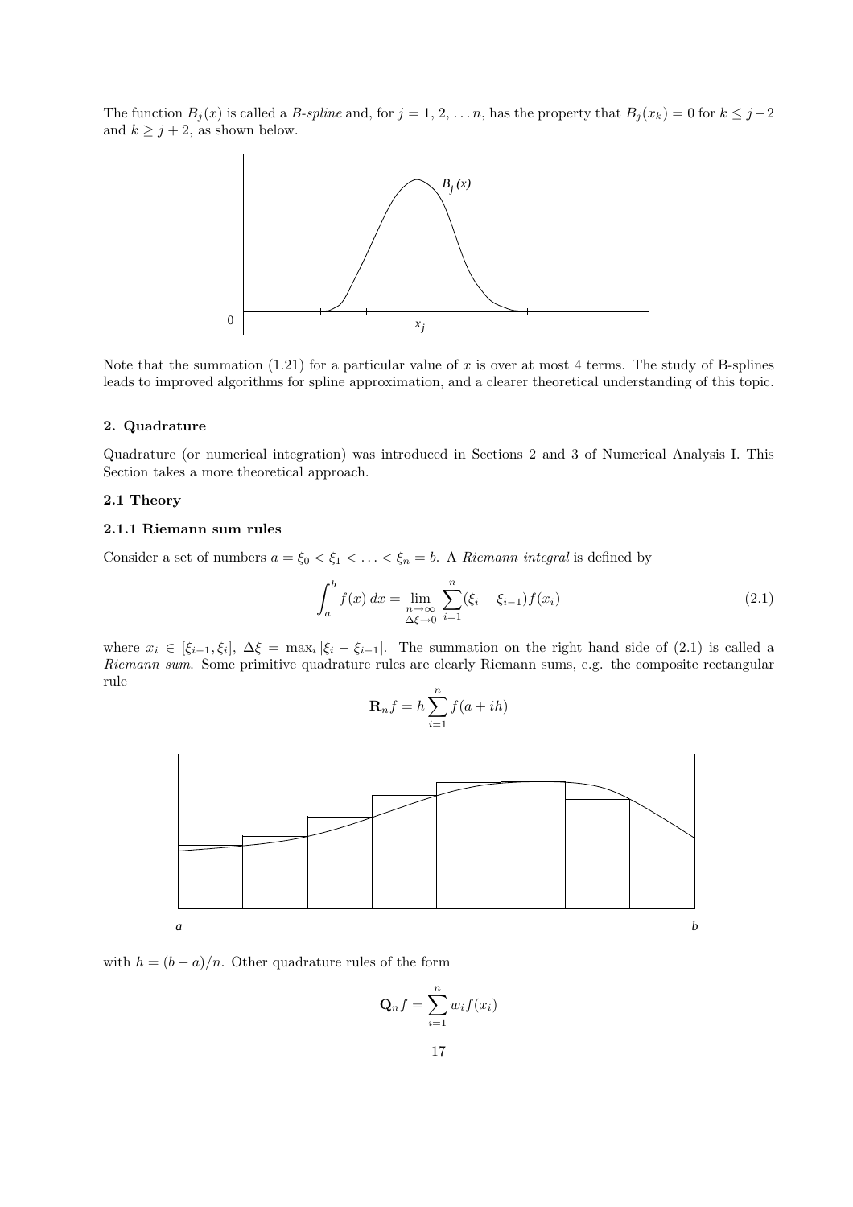The function $B_j(x)$ is called a *B-spline* and, for $j = 1, 2, \ldots n$, has the property that $B_j(x_k) = 0$ for $k \leq j-2$ and $k \geq j+2$, as shown below.

Note that the summation (1.21) for a particular value of $x$ is over at most 4 terms. The study of B-splines leads to improved algorithms for spline approximation, and a clearer theoretical understanding of this topic.

## 2. Quadrature

Quadrature (or numerical integration) was introduced in Sections 2 and 3 of Numerical Analysis I. This Section takes a more theoretical approach.

### 2.1 Theory

#### 2.1.1 Riemann sum rules

Consider a set of numbers $a = \xi_0 < \xi_1 < \ldots < \xi_n = b$. A *Riemann integral* is defined by

$$\int_a^b f(x)\, dx = \lim_{\substack{n\to\infty \\ \Delta\xi\to 0}} \sum_{i=1}^{n} (\xi_i - \xi_{i-1}) f(x_i) \tag{2.1}$$

where $x_i \in [\xi_{i-1}, \xi_i]$, $\Delta\xi = \max_i |\xi_i - \xi_{i-1}|$. The summation on the right hand side of (2.1) is called a *Riemann sum*. Some primitive quadrature rules are clearly Riemann sums, e.g. the composite rectangular rule

$$\mathbf{R}_n f = h \sum_{i=1}^{n} f(a + ih)$$

with $h = (b-a)/n$. Other quadrature rules of the form

$$\mathbf{Q}_n f = \sum_{i=1}^{n} w_i f(x_i)$$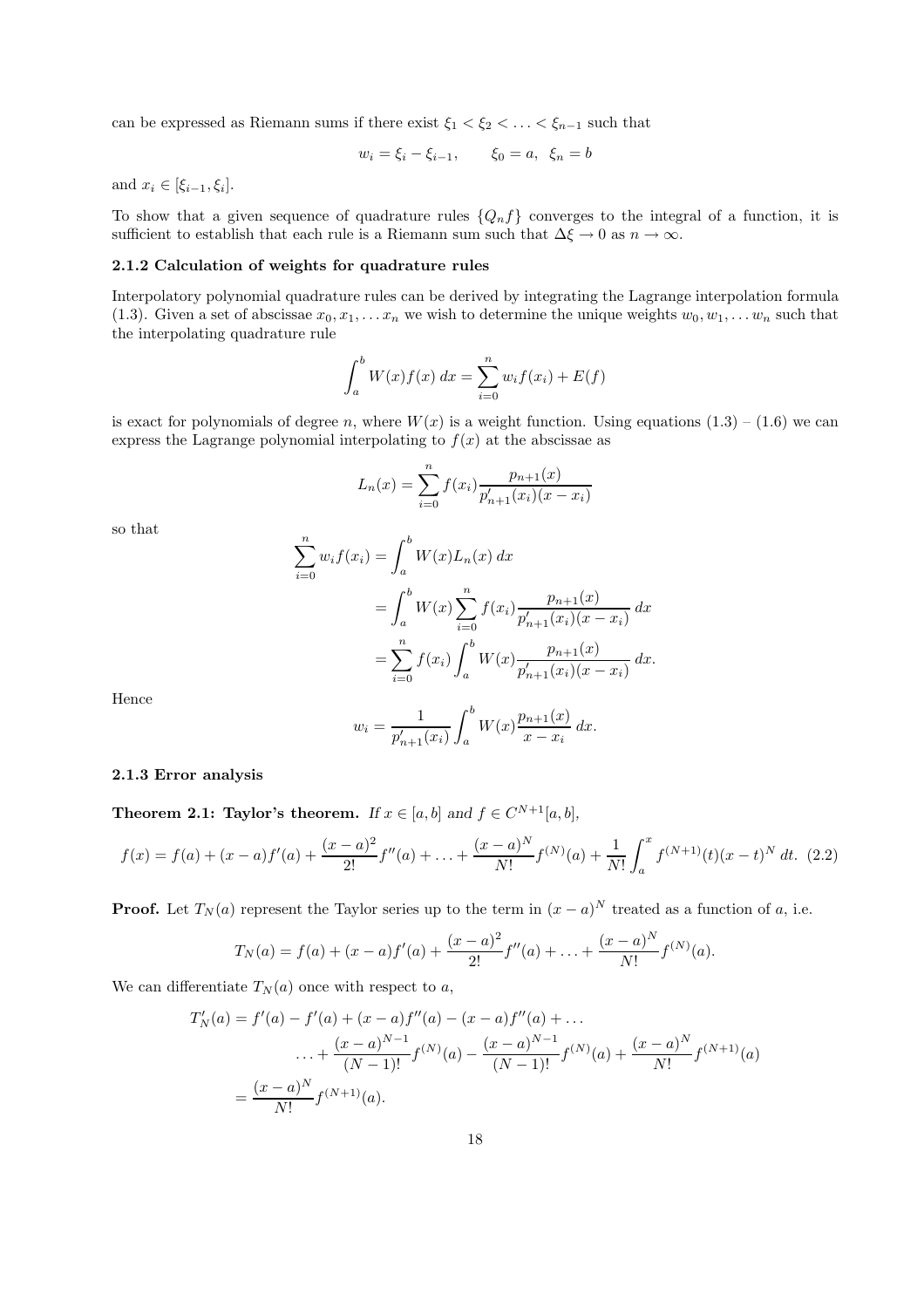can be expressed as Riemann sums if there exist $\xi_1 < \xi_2 < \ldots < \xi_{n-1}$ such that

$$w_i = \xi_i - \xi_{i-1}, \qquad \xi_0 = a, \;\; \xi_n = b$$

and $x_i \in [\xi_{i-1}, \xi_i]$.

To show that a given sequence of quadrature rules $\{Q_n f\}$ converges to the integral of a function, it is sufficient to establish that each rule is a Riemann sum such that $\Delta\xi \to 0$ as $n \to \infty$.

### 2.1.2 Calculation of weights for quadrature rules

Interpolatory polynomial quadrature rules can be derived by integrating the Lagrange interpolation formula (1.3). Given a set of abscissae $x_0, x_1, \ldots x_n$ we wish to determine the unique weights $w_0, w_1, \ldots w_n$ such that the interpolating quadrature rule

$$\int_a^b W(x) f(x)\, dx = \sum_{i=0}^{n} w_i f(x_i) + E(f)$$

is exact for polynomials of degree $n$, where $W(x)$ is a weight function. Using equations (1.3) – (1.6) we can express the Lagrange polynomial interpolating to $f(x)$ at the abscissae as

$$L_n(x) = \sum_{i=0}^{n} f(x_i) \frac{p_{n+1}(x)}{p'_{n+1}(x_i)(x - x_i)}$$

so that

$$\begin{aligned}
\sum_{i=0}^{n} w_i f(x_i) &= \int_a^b W(x) L_n(x)\, dx \\
&= \int_a^b W(x) \sum_{i=0}^{n} f(x_i) \frac{p_{n+1}(x)}{p'_{n+1}(x_i)(x - x_i)}\, dx \\
&= \sum_{i=0}^{n} f(x_i) \int_a^b W(x) \frac{p_{n+1}(x)}{p'_{n+1}(x_i)(x - x_i)}\, dx.
\end{aligned}$$

Hence

$$w_i = \frac{1}{p'_{n+1}(x_i)} \int_a^b W(x) \frac{p_{n+1}(x)}{x - x_i}\, dx.$$

### 2.1.3 Error analysis

**Theorem 2.1: Taylor's theorem.** *If $x \in [a, b]$ and $f \in C^{N+1}[a, b]$,*

$$f(x) = f(a) + (x-a)f'(a) + \frac{(x-a)^2}{2!} f''(a) + \ldots + \frac{(x-a)^N}{N!} f^{(N)}(a) + \frac{1}{N!} \int_a^x f^{(N+1)}(t)(x-t)^N\, dt. \quad (2.2)$$

**Proof.** Let $T_N(a)$ represent the Taylor series up to the term in $(x-a)^N$ treated as a function of $a$, i.e.

$$T_N(a) = f(a) + (x-a)f'(a) + \frac{(x-a)^2}{2!} f''(a) + \ldots + \frac{(x-a)^N}{N!} f^{(N)}(a).$$

We can differentiate $T_N(a)$ once with respect to $a$,

$$\begin{aligned}
T'_N(a) &= f'(a) - f'(a) + (x-a)f''(a) - (x-a)f''(a) + \ldots \\
&\qquad \ldots + \frac{(x-a)^{N-1}}{(N-1)!} f^{(N)}(a) - \frac{(x-a)^{N-1}}{(N-1)!} f^{(N)}(a) + \frac{(x-a)^N}{N!} f^{(N+1)}(a) \\
&= \frac{(x-a)^N}{N!} f^{(N+1)}(a).
\end{aligned}$$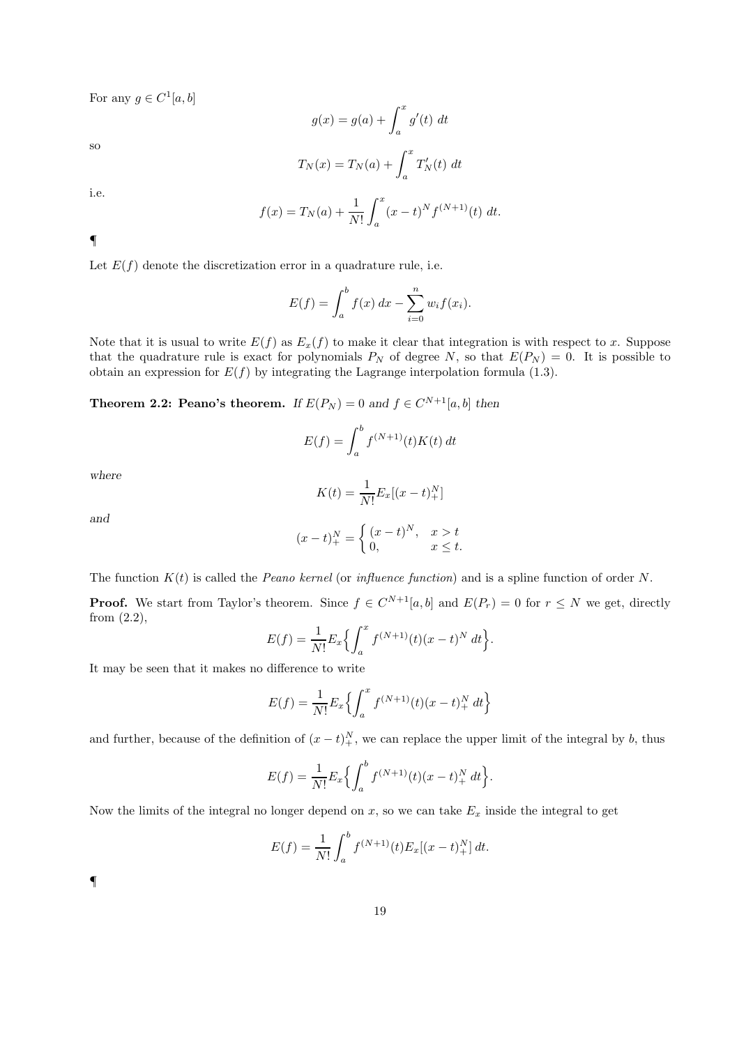For any $g \in C^1[a,b]$

$$g(x) = g(a) + \int_a^x g'(t)\ dt$$

so

$$T_N(x) = T_N(a) + \int_a^x T_N'(t)\ dt$$

i.e.

$$f(x) = T_N(a) + \frac{1}{N!}\int_a^x (x-t)^N f^{(N+1)}(t)\ dt.$$

¶

Let $E(f)$ denote the discretization error in a quadrature rule, i.e.

$$E(f) = \int_a^b f(x)\ dx - \sum_{i=0}^n w_i f(x_i).$$

Note that it is usual to write $E(f)$ as $E_x(f)$ to make it clear that integration is with respect to $x$. Suppose that the quadrature rule is exact for polynomials $P_N$ of degree $N$, so that $E(P_N) = 0$. It is possible to obtain an expression for $E(f)$ by integrating the Lagrange interpolation formula (1.3).

**Theorem 2.2: Peano's theorem.** *If $E(P_N) = 0$ and $f \in C^{N+1}[a,b]$ then*

$$E(f) = \int_a^b f^{(N+1)}(t) K(t)\, dt$$

*where*

$$K(t) = \frac{1}{N!} E_x[(x-t)_+^N]$$

*and*

$$(x-t)_+^N = \begin{cases} (x-t)^N, & x > t \\ 0, & x \leq t. \end{cases}$$

The function $K(t)$ is called the *Peano kernel* (or *influence function*) and is a spline function of order $N$.

**Proof.** We start from Taylor's theorem. Since $f \in C^{N+1}[a,b]$ and $E(P_r) = 0$ for $r \leq N$ we get, directly from (2.2),

$$E(f) = \frac{1}{N!} E_x\Big\{\int_a^x f^{(N+1)}(t)(x-t)^N\ dt\Big\}.$$

It may be seen that it makes no difference to write

$$E(f) = \frac{1}{N!} E_x\Big\{\int_a^x f^{(N+1)}(t)(x-t)_+^N\ dt\Big\}$$

and further, because of the definition of $(x-t)_+^N$, we can replace the upper limit of the integral by $b$, thus

$$E(f) = \frac{1}{N!} E_x\Big\{\int_a^b f^{(N+1)}(t)(x-t)_+^N\ dt\Big\}.$$

Now the limits of the integral no longer depend on $x$, so we can take $E_x$ inside the integral to get

$$E(f) = \frac{1}{N!} \int_a^b f^{(N+1)}(t) E_x[(x-t)_+^N]\, dt.$$

¶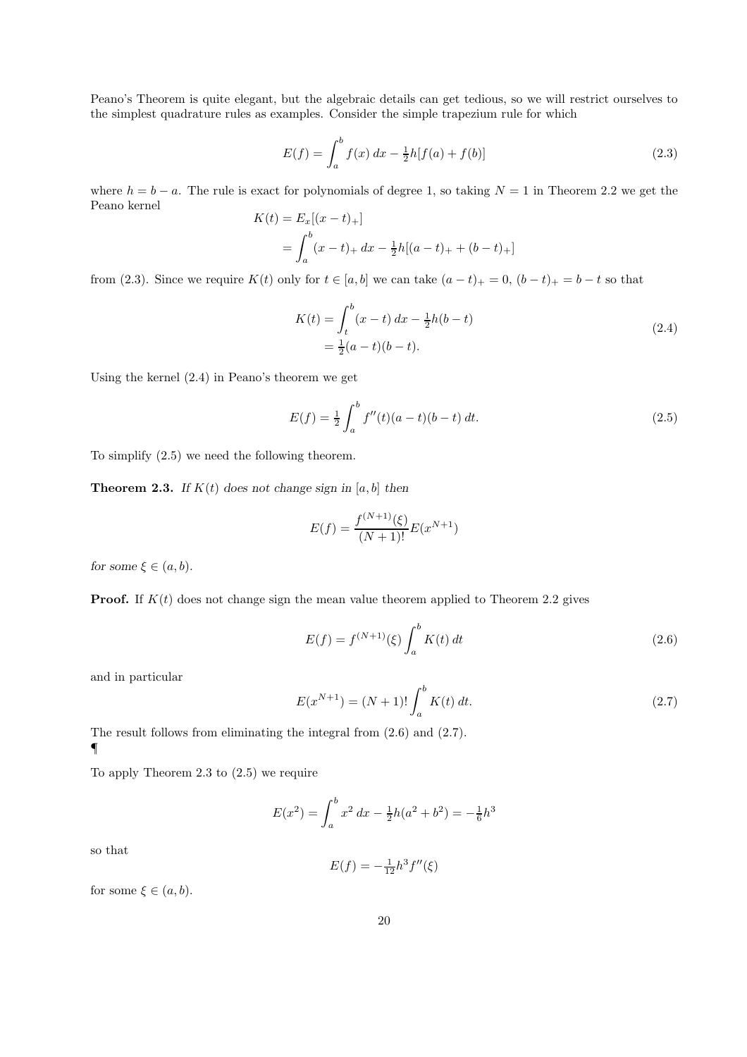Peano's Theorem is quite elegant, but the algebraic details can get tedious, so we will restrict ourselves to the simplest quadrature rules as examples. Consider the simple trapezium rule for which

$$E(f) = \int_a^b f(x)\,dx - \tfrac{1}{2}h[f(a) + f(b)] \tag{2.3}$$

where $h = b - a$. The rule is exact for polynomials of degree 1, so taking $N = 1$ in Theorem 2.2 we get the Peano kernel

$$\begin{aligned} K(t) &= E_x[(x-t)_+] \\ &= \int_a^b (x-t)_+\,dx - \tfrac{1}{2}h[(a-t)_+ + (b-t)_+] \end{aligned}$$

from (2.3). Since we require $K(t)$ only for $t \in [a, b]$ we can take $(a - t)_+ = 0$, $(b - t)_+ = b - t$ so that

$$\begin{aligned} K(t) &= \int_t^b (x-t)\,dx - \tfrac{1}{2}h(b-t) \\ &= \tfrac{1}{2}(a-t)(b-t). \end{aligned} \tag{2.4}$$

Using the kernel (2.4) in Peano's theorem we get

$$E(f) = \tfrac{1}{2}\int_a^b f''(t)(a-t)(b-t)\,dt. \tag{2.5}$$

To simplify (2.5) we need the following theorem.

**Theorem 2.3.** *If $K(t)$ does not change sign in $[a, b]$ then*

$$E(f) = \frac{f^{(N+1)}(\xi)}{(N+1)!}E(x^{N+1})$$

*for some $\xi \in (a, b)$.*

**Proof.** If $K(t)$ does not change sign the mean value theorem applied to Theorem 2.2 gives

$$E(f) = f^{(N+1)}(\xi)\int_a^b K(t)\,dt \tag{2.6}$$

and in particular

$$E(x^{N+1}) = (N+1)!\int_a^b K(t)\,dt. \tag{2.7}$$

The result follows from eliminating the integral from (2.6) and (2.7).
¶

To apply Theorem 2.3 to (2.5) we require

$$E(x^2) = \int_a^b x^2\,dx - \tfrac{1}{2}h(a^2 + b^2) = -\tfrac{1}{6}h^3$$

so that

$$E(f) = -\tfrac{1}{12}h^3 f''(\xi)$$

for some $\xi \in (a, b)$.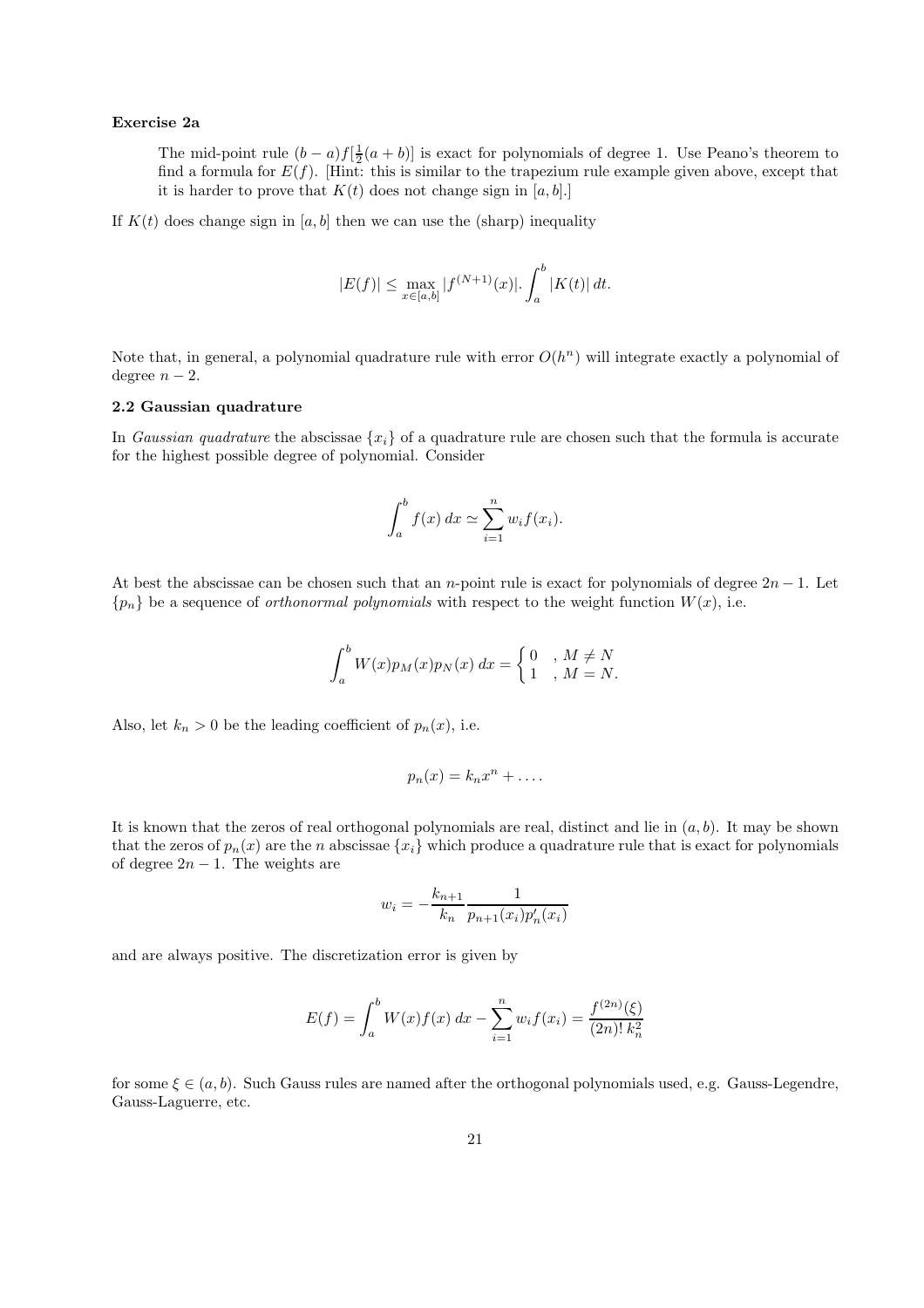**Exercise 2a**

> The mid-point rule $(b-a)f[\frac{1}{2}(a+b)]$ is exact for polynomials of degree 1. Use Peano's theorem to find a formula for $E(f)$. [Hint: this is similar to the trapezium rule example given above, except that it is harder to prove that $K(t)$ does not change sign in $[a,b]$.]

If $K(t)$ does change sign in $[a,b]$ then we can use the (sharp) inequality

$$|E(f)| \leq \max_{x \in [a,b]} |f^{(N+1)}(x)|. \int_a^b |K(t)| \, dt.$$

Note that, in general, a polynomial quadrature rule with error $O(h^n)$ will integrate exactly a polynomial of degree $n-2$.

### 2.2 Gaussian quadrature

In *Gaussian quadrature* the abscissae $\{x_i\}$ of a quadrature rule are chosen such that the formula is accurate for the highest possible degree of polynomial. Consider

$$\int_a^b f(x) \, dx \simeq \sum_{i=1}^{n} w_i f(x_i).$$

At best the abscissae can be chosen such that an $n$-point rule is exact for polynomials of degree $2n-1$. Let $\{p_n\}$ be a sequence of *orthonormal polynomials* with respect to the weight function $W(x)$, i.e.

$$\int_a^b W(x) p_M(x) p_N(x) \, dx = \begin{cases} 0 & , M \neq N \\ 1 & , M = N. \end{cases}$$

Also, let $k_n > 0$ be the leading coefficient of $p_n(x)$, i.e.

$$p_n(x) = k_n x^n + \dots.$$

It is known that the zeros of real orthogonal polynomials are real, distinct and lie in $(a,b)$. It may be shown that the zeros of $p_n(x)$ are the $n$ abscissae $\{x_i\}$ which produce a quadrature rule that is exact for polynomials of degree $2n-1$. The weights are

$$w_i = -\frac{k_{n+1}}{k_n} \frac{1}{p_{n+1}(x_i) p_n'(x_i)}$$

and are always positive. The discretization error is given by

$$E(f) = \int_a^b W(x) f(x) \, dx - \sum_{i=1}^{n} w_i f(x_i) = \frac{f^{(2n)}(\xi)}{(2n)! \, k_n^2}$$

for some $\xi \in (a,b)$. Such Gauss rules are named after the orthogonal polynomials used, e.g. Gauss-Legendre, Gauss-Laguerre, etc.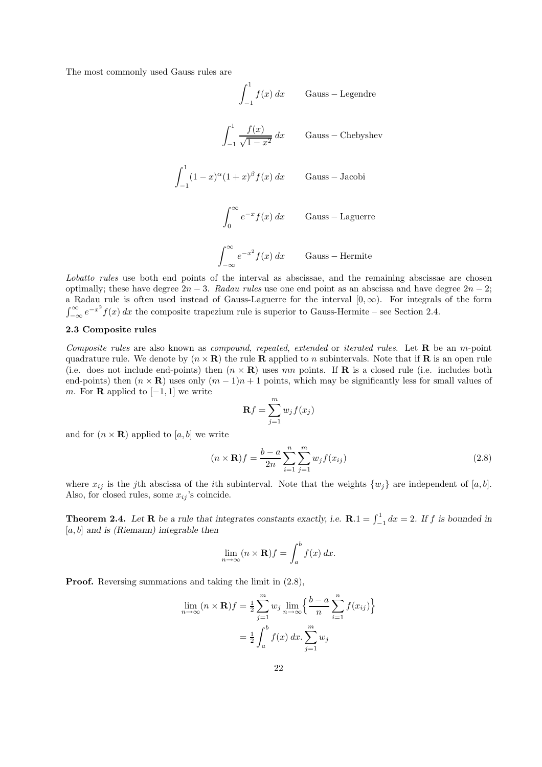The most commonly used Gauss rules are

$$\int_{-1}^{1} f(x)\,dx \qquad \text{Gauss – Legendre}$$

$$\int_{-1}^{1} \frac{f(x)}{\sqrt{1-x^2}}\,dx \qquad \text{Gauss – Chebyshev}$$

$$\int_{-1}^{1} (1-x)^{\alpha}(1+x)^{\beta} f(x)\,dx \qquad \text{Gauss – Jacobi}$$

$$\int_{0}^{\infty} e^{-x} f(x)\,dx \qquad \text{Gauss – Laguerre}$$

$$\int_{-\infty}^{\infty} e^{-x^2} f(x)\,dx \qquad \text{Gauss – Hermite}$$

*Lobatto rules* use both end points of the interval as abscissae, and the remaining abscissae are chosen optimally; these have degree $2n-3$. *Radau rules* use one end point as an abscissa and have degree $2n-2$; a Radau rule is often used instead of Gauss-Laguerre for the interval $[0,\infty)$. For integrals of the form $\int_{-\infty}^{\infty} e^{-x^2} f(x)\,dx$ the composite trapezium rule is superior to Gauss-Hermite – see Section 2.4.

### 2.3 Composite rules

*Composite rules* are also known as *compound*, *repeated*, *extended* or *iterated rules*. Let $\mathbf{R}$ be an $m$-point quadrature rule. We denote by $(n \times \mathbf{R})$ the rule $\mathbf{R}$ applied to $n$ subintervals. Note that if $\mathbf{R}$ is an open rule (i.e. does not include end-points) then $(n \times \mathbf{R})$ uses $mn$ points. If $\mathbf{R}$ is a closed rule (i.e. includes both end-points) then $(n \times \mathbf{R})$ uses only $(m-1)n+1$ points, which may be significantly less for small values of $m$. For $\mathbf{R}$ applied to $[-1,1]$ we write

$$\mathbf{R}f = \sum_{j=1}^{m} w_j f(x_j)$$

and for $(n \times \mathbf{R})$ applied to $[a,b]$ we write

$$(n \times \mathbf{R})f = \frac{b-a}{2n} \sum_{i=1}^{n} \sum_{j=1}^{m} w_j f(x_{ij}) \tag{2.8}$$

where $x_{ij}$ is the $j$th abscissa of the $i$th subinterval. Note that the weights $\{w_j\}$ are independent of $[a,b]$. Also, for closed rules, some $x_{ij}$'s coincide.

**Theorem 2.4.** *Let $\mathbf{R}$ be a rule that integrates constants exactly, i.e. $\mathbf{R}.1 = \int_{-1}^{1} dx = 2$. If $f$ is bounded in $[a,b]$ and is (Riemann) integrable then*

$$\lim_{n\to\infty} (n \times \mathbf{R})f = \int_a^b f(x)\,dx.$$

**Proof.** Reversing summations and taking the limit in (2.8),

$$\begin{aligned}
\lim_{n\to\infty} (n \times \mathbf{R})f &= \tfrac{1}{2} \sum_{j=1}^{m} w_j \lim_{n\to\infty} \Big\{ \frac{b-a}{n} \sum_{i=1}^{n} f(x_{ij}) \Big\} \\
&= \tfrac{1}{2} \int_a^b f(x)\,dx . \sum_{j=1}^{m} w_j
\end{aligned}$$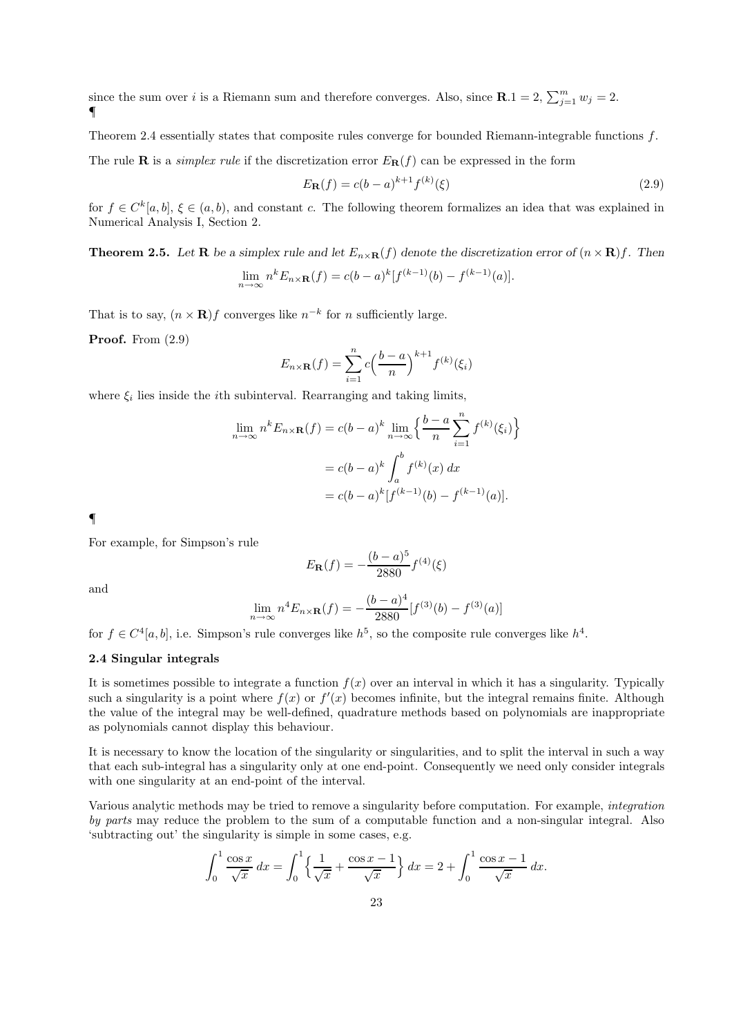since the sum over $i$ is a Riemann sum and therefore converges. Also, since $\mathbf{R}.1 = 2$, $\sum_{j=1}^{m} w_j = 2$.
¶

Theorem 2.4 essentially states that composite rules converge for bounded Riemann-integrable functions $f$.

The rule $\mathbf{R}$ is a *simplex rule* if the discretization error $E_{\mathbf{R}}(f)$ can be expressed in the form

$$E_{\mathbf{R}}(f) = c(b-a)^{k+1} f^{(k)}(\xi) \tag{2.9}$$

for $f \in C^k[a,b]$, $\xi \in (a,b)$, and constant $c$. The following theorem formalizes an idea that was explained in Numerical Analysis I, Section 2.

**Theorem 2.5.** *Let $\mathbf{R}$ be a simplex rule and let $E_{n\times\mathbf{R}}(f)$ denote the discretization error of $(n \times \mathbf{R})f$. Then*

$$\lim_{n\to\infty} n^k E_{n\times\mathbf{R}}(f) = c(b-a)^k [f^{(k-1)}(b) - f^{(k-1)}(a)].$$

That is to say, $(n \times \mathbf{R})f$ converges like $n^{-k}$ for $n$ sufficiently large.

**Proof.** From (2.9)

$$E_{n\times\mathbf{R}}(f) = \sum_{i=1}^{n} c\Big(\frac{b-a}{n}\Big)^{k+1} f^{(k)}(\xi_i)$$

where $\xi_i$ lies inside the $i$th subinterval. Rearranging and taking limits,

$$\begin{aligned}
\lim_{n\to\infty} n^k E_{n\times\mathbf{R}}(f) &= c(b-a)^k \lim_{n\to\infty} \Big\{ \frac{b-a}{n} \sum_{i=1}^{n} f^{(k)}(\xi_i) \Big\} \\
&= c(b-a)^k \int_a^b f^{(k)}(x)\, dx \\
&= c(b-a)^k [f^{(k-1)}(b) - f^{(k-1)}(a)].
\end{aligned}$$

¶

For example, for Simpson's rule

$$E_{\mathbf{R}}(f) = -\frac{(b-a)^5}{2880} f^{(4)}(\xi)$$

and

$$\lim_{n\to\infty} n^4 E_{n\times\mathbf{R}}(f) = -\frac{(b-a)^4}{2880} [f^{(3)}(b) - f^{(3)}(a)]$$

for $f \in C^4[a,b]$, i.e. Simpson's rule converges like $h^5$, so the composite rule converges like $h^4$.

### 2.4 Singular integrals

It is sometimes possible to integrate a function $f(x)$ over an interval in which it has a singularity. Typically such a singularity is a point where $f(x)$ or $f'(x)$ becomes infinite, but the integral remains finite. Although the value of the integral may be well-defined, quadrature methods based on polynomials are inappropriate as polynomials cannot display this behaviour.

It is necessary to know the location of the singularity or singularities, and to split the interval in such a way that each sub-integral has a singularity only at one end-point. Consequently we need only consider integrals with one singularity at an end-point of the interval.

Various analytic methods may be tried to remove a singularity before computation. For example, *integration by parts* may reduce the problem to the sum of a computable function and a non-singular integral. Also 'subtracting out' the singularity is simple in some cases, e.g.

$$\int_0^1 \frac{\cos x}{\sqrt{x}}\, dx = \int_0^1 \Big\{ \frac{1}{\sqrt{x}} + \frac{\cos x - 1}{\sqrt{x}} \Big\}\, dx = 2 + \int_0^1 \frac{\cos x - 1}{\sqrt{x}}\, dx.$$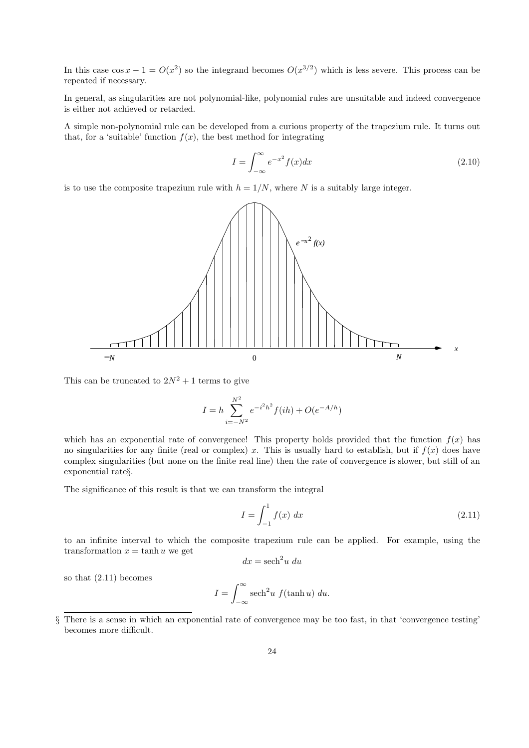In this case $\cos x - 1 = O(x^2)$ so the integrand becomes $O(x^{3/2})$ which is less severe. This process can be repeated if necessary.

In general, as singularities are not polynomial-like, polynomial rules are unsuitable and indeed convergence is either not achieved or retarded.

A simple non-polynomial rule can be developed from a curious property of the trapezium rule. It turns out that, for a 'suitable' function $f(x)$, the best method for integrating

$$I = \int_{-\infty}^{\infty} e^{-x^2} f(x) dx \tag{2.10}$$

is to use the composite trapezium rule with $h = 1/N$, where $N$ is a suitably large integer.

This can be truncated to $2N^2 + 1$ terms to give

$$I = h \sum_{i=-N^2}^{N^2} e^{-i^2 h^2} f(ih) + O(e^{-A/h})$$

which has an exponential rate of convergence! This property holds provided that the function $f(x)$ has no singularities for any finite (real or complex) $x$. This is usually hard to establish, but if $f(x)$ does have complex singularities (but none on the finite real line) then the rate of convergence is slower, but still of an exponential rate§.

The significance of this result is that we can transform the integral

$$I = \int_{-1}^{1} f(x)\ dx \tag{2.11}$$

to an infinite interval to which the composite trapezium rule can be applied. For example, using the transformation $x = \tanh u$ we get

$$dx = \text{sech}^2 u\ du$$

so that (2.11) becomes

$$I = \int_{-\infty}^{\infty} \text{sech}^2 u\ f(\tanh u)\ du.$$

§ There is a sense in which an exponential rate of convergence may be too fast, in that 'convergence testing' becomes more difficult.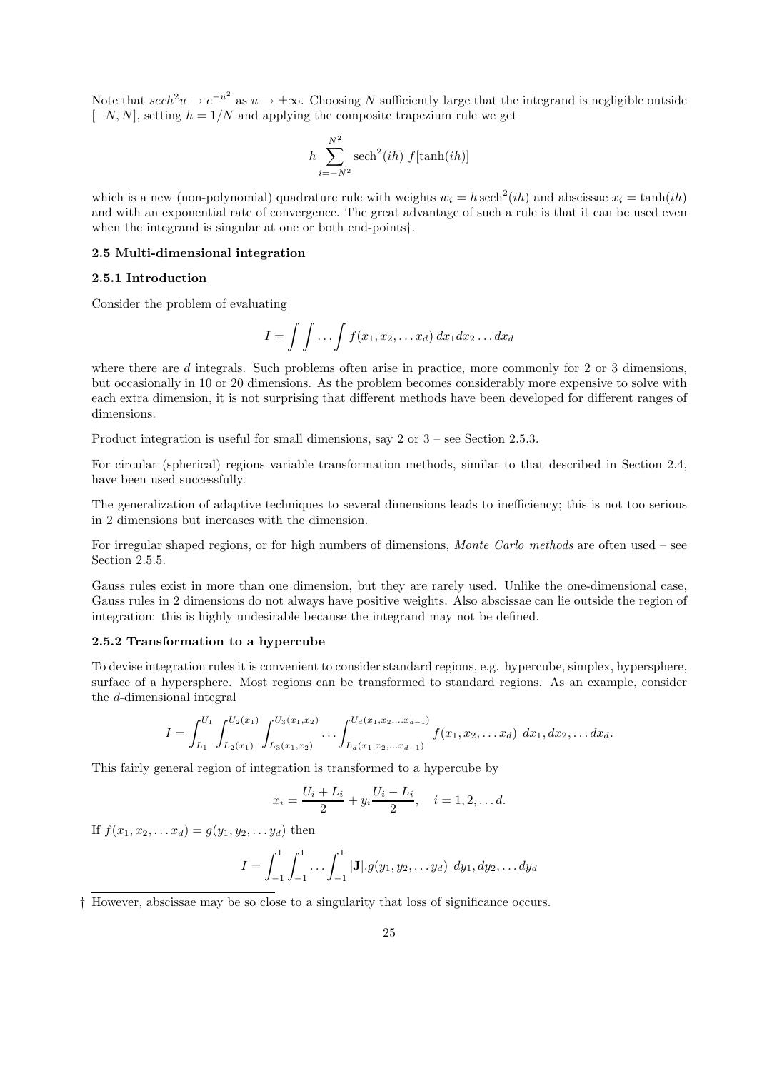Note that $sech^2 u \to e^{-u^2}$ as $u \to \pm\infty$. Choosing $N$ sufficiently large that the integrand is negligible outside $[-N, N]$, setting $h = 1/N$ and applying the composite trapezium rule we get

$$h \sum_{i=-N^2}^{N^2} \text{sech}^2(ih)\ f[\tanh(ih)]$$

which is a new (non-polynomial) quadrature rule with weights $w_i = h\,\text{sech}^2(ih)$ and abscissae $x_i = \tanh(ih)$ and with an exponential rate of convergence. The great advantage of such a rule is that it can be used even when the integrand is singular at one or both end-points†.

### 2.5 Multi-dimensional integration

#### 2.5.1 Introduction

Consider the problem of evaluating

$$I = \int\int \ldots \int f(x_1, x_2, \ldots x_d)\, dx_1 dx_2 \ldots dx_d$$

where there are $d$ integrals. Such problems often arise in practice, more commonly for 2 or 3 dimensions, but occasionally in 10 or 20 dimensions. As the problem becomes considerably more expensive to solve with each extra dimension, it is not surprising that different methods have been developed for different ranges of dimensions.

Product integration is useful for small dimensions, say 2 or 3 – see Section 2.5.3.

For circular (spherical) regions variable transformation methods, similar to that described in Section 2.4, have been used successfully.

The generalization of adaptive techniques to several dimensions leads to inefficiency; this is not too serious in 2 dimensions but increases with the dimension.

For irregular shaped regions, or for high numbers of dimensions, *Monte Carlo methods* are often used – see Section 2.5.5.

Gauss rules exist in more than one dimension, but they are rarely used. Unlike the one-dimensional case, Gauss rules in 2 dimensions do not always have positive weights. Also abscissae can lie outside the region of integration: this is highly undesirable because the integrand may not be defined.

#### 2.5.2 Transformation to a hypercube

To devise integration rules it is convenient to consider standard regions, e.g. hypercube, simplex, hypersphere, surface of a hypersphere. Most regions can be transformed to standard regions. As an example, consider the $d$-dimensional integral

$$I = \int_{L_1}^{U_1} \int_{L_2(x_1)}^{U_2(x_1)} \int_{L_3(x_1,x_2)}^{U_3(x_1,x_2)} \ldots \int_{L_d(x_1,x_2,\ldots x_{d-1})}^{U_d(x_1,x_2,\ldots x_{d-1})} f(x_1, x_2, \ldots x_d)\ dx_1, dx_2, \ldots dx_d.$$

This fairly general region of integration is transformed to a hypercube by

$$x_i = \frac{U_i + L_i}{2} + y_i \frac{U_i - L_i}{2}, \quad i = 1, 2, \ldots d.$$

If $f(x_1, x_2, \ldots x_d) = g(y_1, y_2, \ldots y_d)$ then

$$I = \int_{-1}^{1} \int_{-1}^{1} \ldots \int_{-1}^{1} |\mathbf{J}|.g(y_1, y_2, \ldots y_d)\ dy_1, dy_2, \ldots dy_d$$

---

† However, abscissae may be so close to a singularity that loss of significance occurs.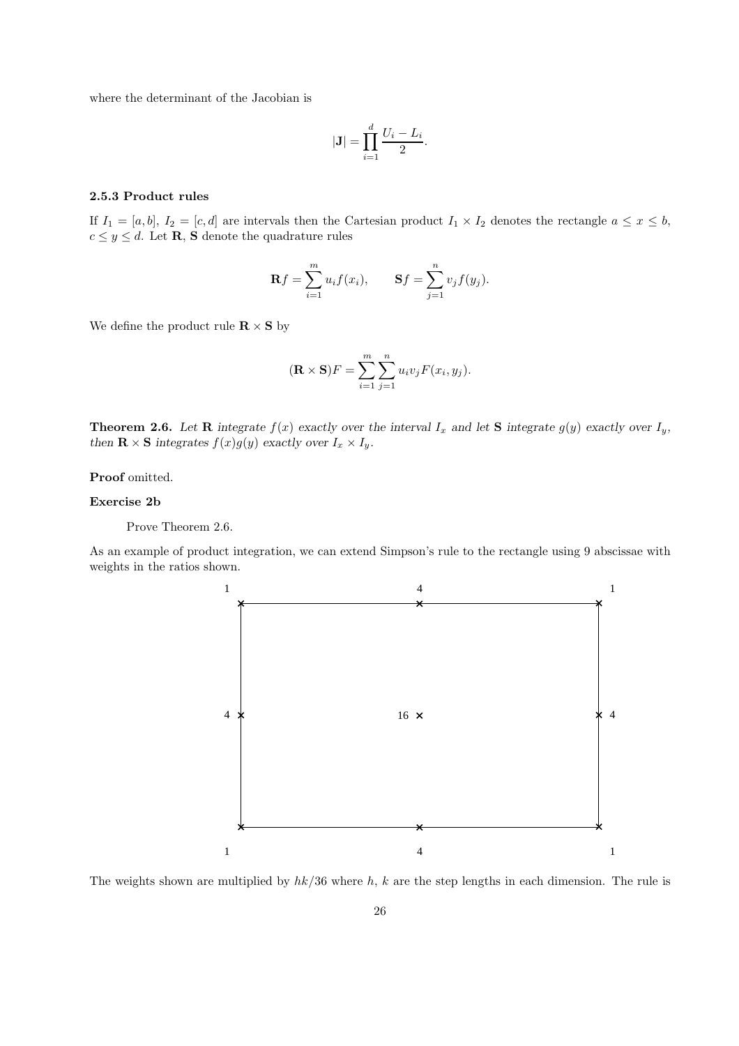where the determinant of the Jacobian is

$$|\mathbf{J}| = \prod_{i=1}^{d} \frac{U_i - L_i}{2}.$$

### 2.5.3 Product rules

If $I_1 = [a, b]$, $I_2 = [c, d]$ are intervals then the Cartesian product $I_1 \times I_2$ denotes the rectangle $a \le x \le b$, $c \le y \le d$. Let $\mathbf{R}$, $\mathbf{S}$ denote the quadrature rules

$$\mathbf{R}f = \sum_{i=1}^{m} u_i f(x_i), \qquad \mathbf{S}f = \sum_{j=1}^{n} v_j f(y_j).$$

We define the product rule $\mathbf{R} \times \mathbf{S}$ by

$$(\mathbf{R} \times \mathbf{S})F = \sum_{i=1}^{m} \sum_{j=1}^{n} u_i v_j F(x_i, y_j).$$

**Theorem 2.6.** *Let $\mathbf{R}$ integrate $f(x)$ exactly over the interval $I_x$ and let $\mathbf{S}$ integrate $g(y)$ exactly over $I_y$, then $\mathbf{R} \times \mathbf{S}$ integrates $f(x)g(y)$ exactly over $I_x \times I_y$.*

**Proof** omitted.

**Exercise 2b**

Prove Theorem 2.6.

As an example of product integration, we can extend Simpson's rule to the rectangle using 9 abscissae with weights in the ratios shown.

| 1 | 4 | 1 |
|---|---|---|
| 4 | 16 | 4 |
| 1 | 4 | 1 |

The weights shown are multiplied by $hk/36$ where $h$, $k$ are the step lengths in each dimension. The rule is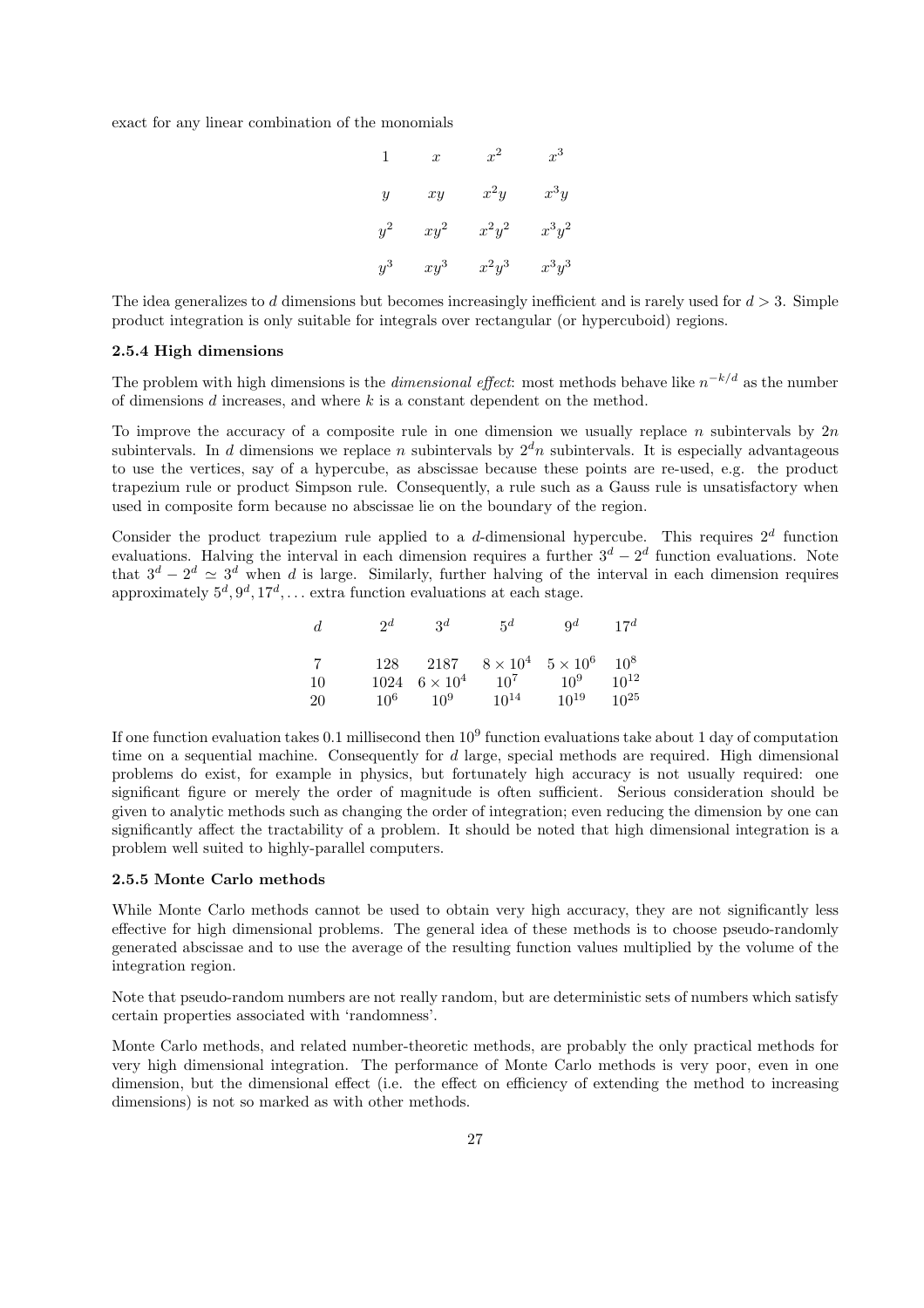exact for any linear combination of the monomials

$$
\begin{array}{cccc}
1 & x & x^2 & x^3 \\
y & xy & x^2y & x^3y \\
y^2 & xy^2 & x^2y^2 & x^3y^2 \\
y^3 & xy^3 & x^2y^3 & x^3y^3
\end{array}
$$

The idea generalizes to $d$ dimensions but becomes increasingly inefficient and is rarely used for $d > 3$. Simple product integration is only suitable for integrals over rectangular (or hypercuboid) regions.

### 2.5.4 High dimensions

The problem with high dimensions is the *dimensional effect*: most methods behave like $n^{-k/d}$ as the number of dimensions $d$ increases, and where $k$ is a constant dependent on the method.

To improve the accuracy of a composite rule in one dimension we usually replace $n$ subintervals by $2n$ subintervals. In $d$ dimensions we replace $n$ subintervals by $2^d n$ subintervals. It is especially advantageous to use the vertices, say of a hypercube, as abscissae because these points are re-used, e.g. the product trapezium rule or product Simpson rule. Consequently, a rule such as a Gauss rule is unsatisfactory when used in composite form because no abscissae lie on the boundary of the region.

Consider the product trapezium rule applied to a $d$-dimensional hypercube. This requires $2^d$ function evaluations. Halving the interval in each dimension requires a further $3^d - 2^d$ function evaluations. Note that $3^d - 2^d \simeq 3^d$ when $d$ is large. Similarly, further halving of the interval in each dimension requires approximately $5^d, 9^d, 17^d, \ldots$ extra function evaluations at each stage.

| $d$ | $2^d$ | $3^d$ | $5^d$ | $9^d$ | $17^d$ |
|---|---|---|---|---|---|
| 7 | 128 | 2187 | $8 \times 10^4$ | $5 \times 10^6$ | $10^8$ |
| 10 | 1024 | $6 \times 10^4$ | $10^7$ | $10^9$ | $10^{12}$ |
| 20 | $10^6$ | $10^9$ | $10^{14}$ | $10^{19}$ | $10^{25}$ |

If one function evaluation takes 0.1 millisecond then $10^9$ function evaluations take about 1 day of computation time on a sequential machine. Consequently for $d$ large, special methods are required. High dimensional problems do exist, for example in physics, but fortunately high accuracy is not usually required: one significant figure or merely the order of magnitude is often sufficient. Serious consideration should be given to analytic methods such as changing the order of integration; even reducing the dimension by one can significantly affect the tractability of a problem. It should be noted that high dimensional integration is a problem well suited to highly-parallel computers.

### 2.5.5 Monte Carlo methods

While Monte Carlo methods cannot be used to obtain very high accuracy, they are not significantly less effective for high dimensional problems. The general idea of these methods is to choose pseudo-randomly generated abscissae and to use the average of the resulting function values multiplied by the volume of the integration region.

Note that pseudo-random numbers are not really random, but are deterministic sets of numbers which satisfy certain properties associated with 'randomness'.

Monte Carlo methods, and related number-theoretic methods, are probably the only practical methods for very high dimensional integration. The performance of Monte Carlo methods is very poor, even in one dimension, but the dimensional effect (i.e. the effect on efficiency of extending the method to increasing dimensions) is not so marked as with other methods.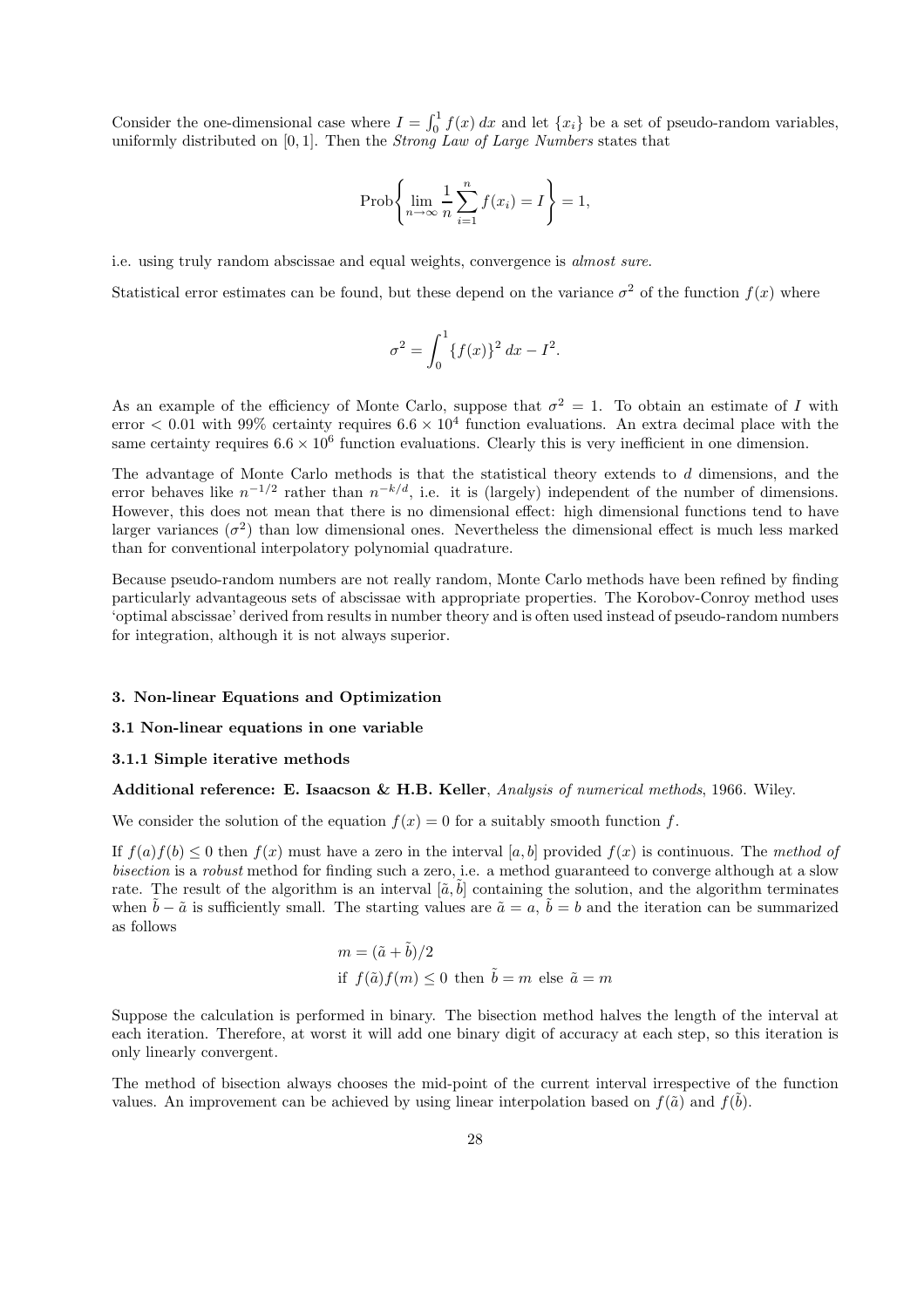Consider the one-dimensional case where $I = \int_0^1 f(x)\,dx$ and let $\{x_i\}$ be a set of pseudo-random variables, uniformly distributed on $[0,1]$. Then the *Strong Law of Large Numbers* states that

$$\text{Prob}\left\{\lim_{n\to\infty} \frac{1}{n}\sum_{i=1}^{n} f(x_i) = I\right\} = 1,$$

i.e. using truly random abscissae and equal weights, convergence is *almost sure*.

Statistical error estimates can be found, but these depend on the variance $\sigma^2$ of the function $f(x)$ where

$$\sigma^2 = \int_0^1 \{f(x)\}^2\,dx - I^2.$$

As an example of the efficiency of Monte Carlo, suppose that $\sigma^2 = 1$. To obtain an estimate of $I$ with error $< 0.01$ with 99% certainty requires $6.6 \times 10^4$ function evaluations. An extra decimal place with the same certainty requires $6.6 \times 10^6$ function evaluations. Clearly this is very inefficient in one dimension.

The advantage of Monte Carlo methods is that the statistical theory extends to $d$ dimensions, and the error behaves like $n^{-1/2}$ rather than $n^{-k/d}$, i.e. it is (largely) independent of the number of dimensions. However, this does not mean that there is no dimensional effect: high dimensional functions tend to have larger variances ($\sigma^2$) than low dimensional ones. Nevertheless the dimensional effect is much less marked than for conventional interpolatory polynomial quadrature.

Because pseudo-random numbers are not really random, Monte Carlo methods have been refined by finding particularly advantageous sets of abscissae with appropriate properties. The Korobov-Conroy method uses 'optimal abscissae' derived from results in number theory and is often used instead of pseudo-random numbers for integration, although it is not always superior.

## 3. Non-linear Equations and Optimization

### 3.1 Non-linear equations in one variable

#### 3.1.1 Simple iterative methods

**Additional reference: E. Isaacson & H.B. Keller**, *Analysis of numerical methods*, 1966. Wiley.

We consider the solution of the equation $f(x) = 0$ for a suitably smooth function $f$.

If $f(a)f(b) \le 0$ then $f(x)$ must have a zero in the interval $[a,b]$ provided $f(x)$ is continuous. The *method of bisection* is a *robust* method for finding such a zero, i.e. a method guaranteed to converge although at a slow rate. The result of the algorithm is an interval $[\tilde{a},\tilde{b}]$ containing the solution, and the algorithm terminates when $\tilde{b} - \tilde{a}$ is sufficiently small. The starting values are $\tilde{a} = a$, $\tilde{b} = b$ and the iteration can be summarized as follows

$$m = (\tilde{a} + \tilde{b})/2$$
$$\text{if } f(\tilde{a})f(m) \le 0 \text{ then } \tilde{b} = m \text{ else } \tilde{a} = m$$

Suppose the calculation is performed in binary. The bisection method halves the length of the interval at each iteration. Therefore, at worst it will add one binary digit of accuracy at each step, so this iteration is only linearly convergent.

The method of bisection always chooses the mid-point of the current interval irrespective of the function values. An improvement can be achieved by using linear interpolation based on $f(\tilde{a})$ and $f(\tilde{b})$.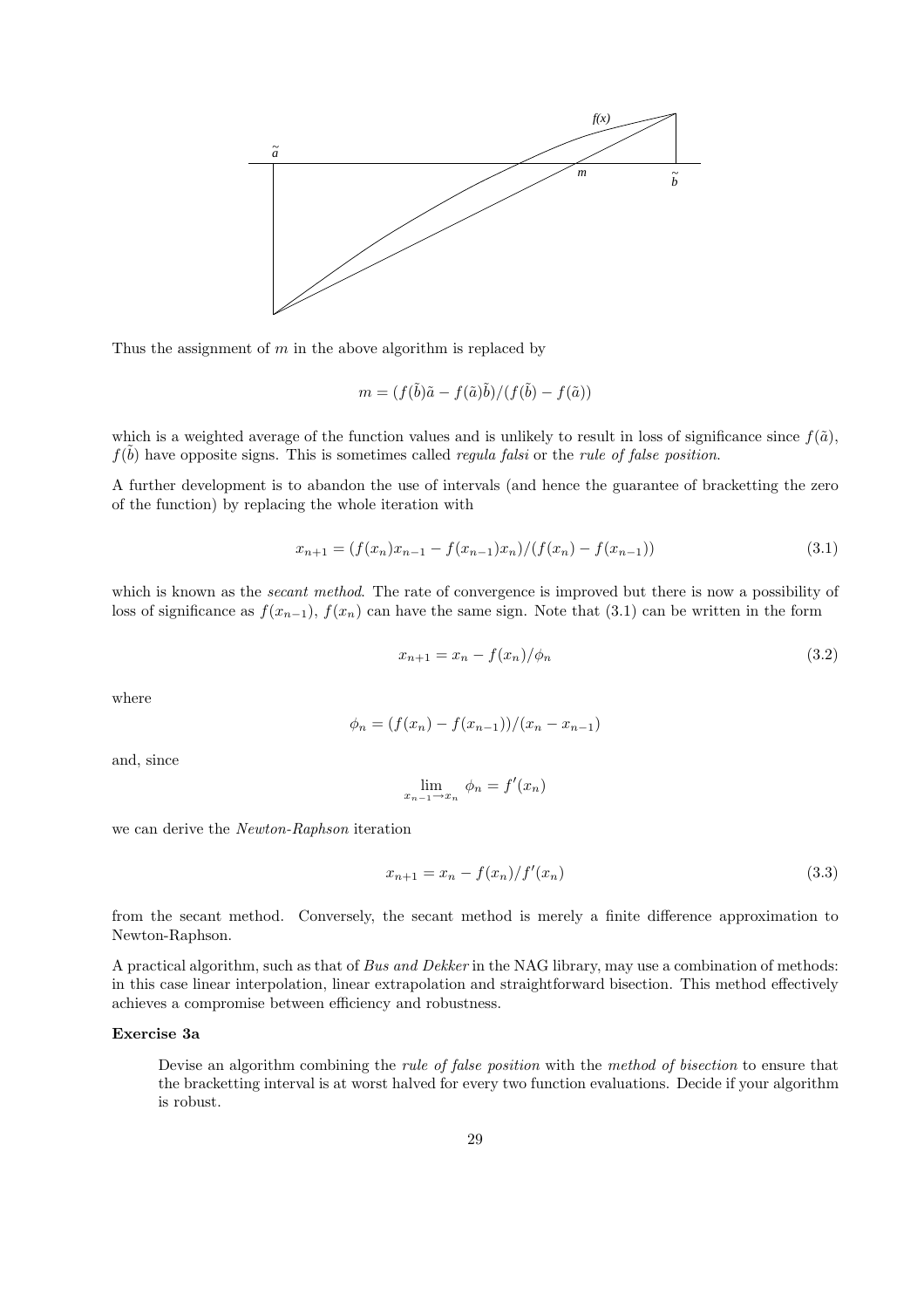Thus the assignment of $m$ in the above algorithm is replaced by

$$m = (f(\tilde{b})\tilde{a} - f(\tilde{a})\tilde{b})/(f(\tilde{b}) - f(\tilde{a}))$$

which is a weighted average of the function values and is unlikely to result in loss of significance since $f(\tilde{a})$, $f(\tilde{b})$ have opposite signs. This is sometimes called *regula falsi* or the *rule of false position*.

A further development is to abandon the use of intervals (and hence the guarantee of bracketting the zero of the function) by replacing the whole iteration with

$$x_{n+1} = (f(x_n)x_{n-1} - f(x_{n-1})x_n)/(f(x_n) - f(x_{n-1})) \tag{3.1}$$

which is known as the *secant method*. The rate of convergence is improved but there is now a possibility of loss of significance as $f(x_{n-1})$, $f(x_n)$ can have the same sign. Note that (3.1) can be written in the form

$$x_{n+1} = x_n - f(x_n)/\phi_n \tag{3.2}$$

where

$$\phi_n = (f(x_n) - f(x_{n-1}))/(x_n - x_{n-1})$$

and, since

$$\lim_{x_{n-1} \to x_n} \phi_n = f'(x_n)$$

we can derive the *Newton-Raphson* iteration

$$x_{n+1} = x_n - f(x_n)/f'(x_n) \tag{3.3}$$

from the secant method. Conversely, the secant method is merely a finite difference approximation to Newton-Raphson.

A practical algorithm, such as that of *Bus and Dekker* in the NAG library, may use a combination of methods: in this case linear interpolation, linear extrapolation and straightforward bisection. This method effectively achieves a compromise between efficiency and robustness.

**Exercise 3a**

Devise an algorithm combining the *rule of false position* with the *method of bisection* to ensure that the bracketting interval is at worst halved for every two function evaluations. Decide if your algorithm is robust.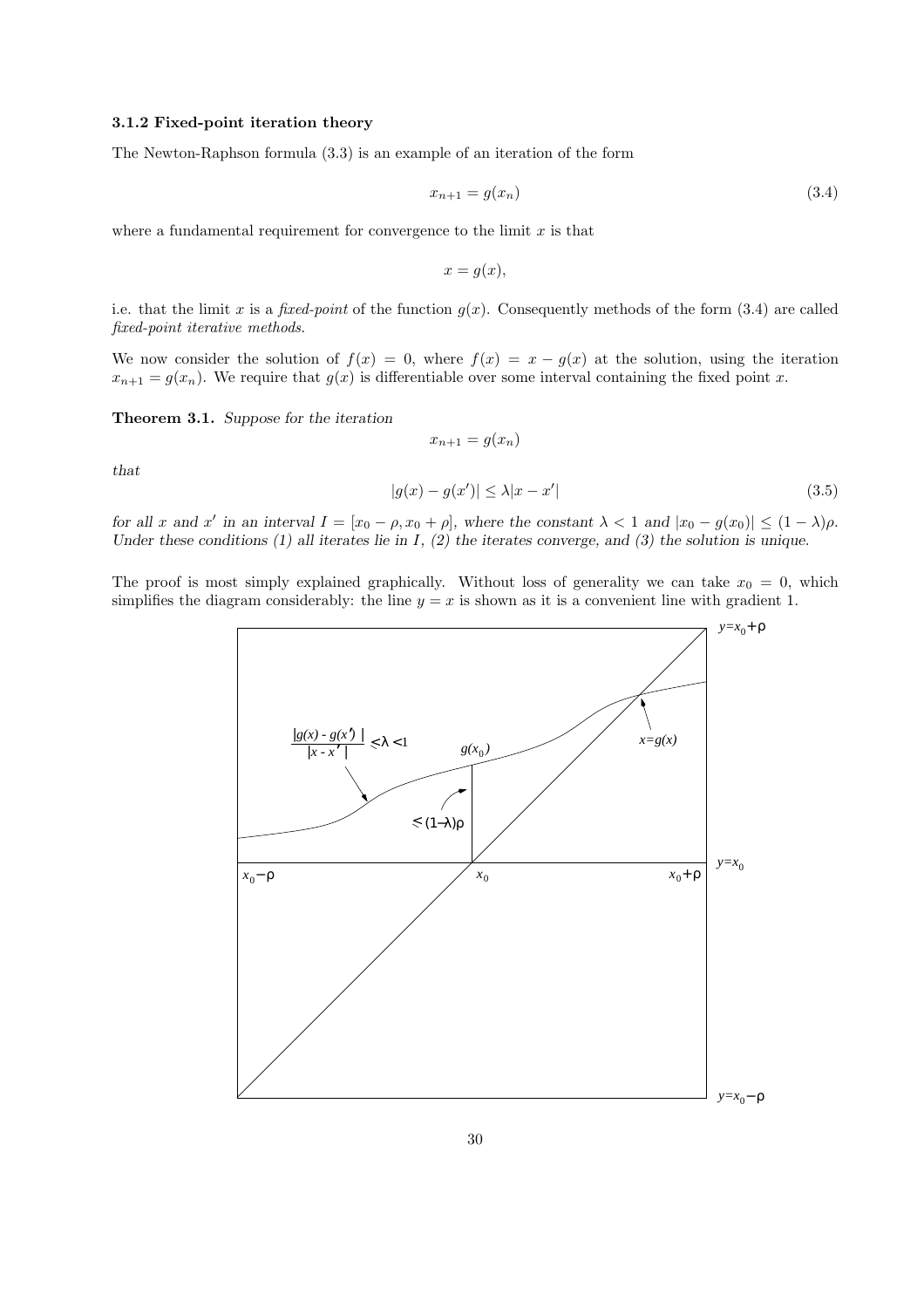### 3.1.2 Fixed-point iteration theory

The Newton-Raphson formula (3.3) is an example of an iteration of the form

$$x_{n+1} = g(x_n) \tag{3.4}$$

where a fundamental requirement for convergence to the limit $x$ is that

$$x = g(x),$$

i.e. that the limit $x$ is a *fixed-point* of the function $g(x)$. Consequently methods of the form (3.4) are called *fixed-point iterative methods.*

We now consider the solution of $f(x) = 0$, where $f(x) = x - g(x)$ at the solution, using the iteration $x_{n+1} = g(x_n)$. We require that $g(x)$ is differentiable over some interval containing the fixed point $x$.

**Theorem 3.1.** *Suppose for the iteration*

$$x_{n+1} = g(x_n)$$

*that*

$$|g(x) - g(x')| \leq \lambda |x - x'| \tag{3.5}$$

*for all $x$ and $x'$ in an interval $I = [x_0 - \rho, x_0 + \rho]$, where the constant $\lambda < 1$ and $|x_0 - g(x_0)| \leq (1 - \lambda)\rho$. Under these conditions (1) all iterates lie in $I$, (2) the iterates converge, and (3) the solution is unique.*

The proof is most simply explained graphically. Without loss of generality we can take $x_0 = 0$, which simplifies the diagram considerably: the line $y = x$ is shown as it is a convenient line with gradient 1.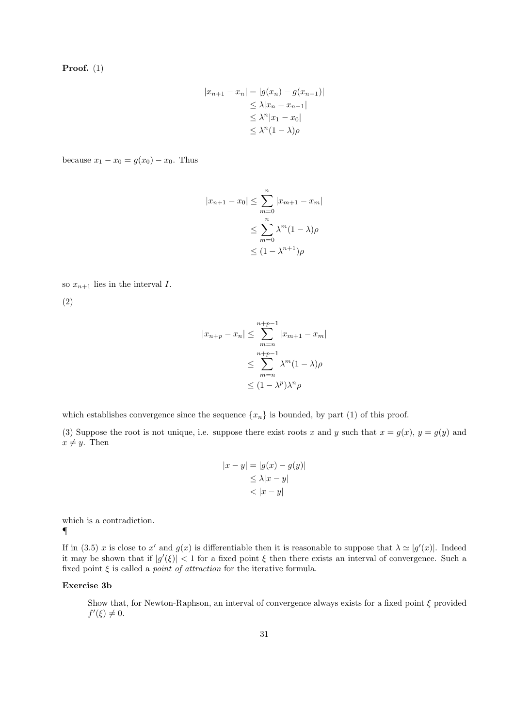**Proof.** (1)

$$
\begin{aligned}
|x_{n+1} - x_n| &= |g(x_n) - g(x_{n-1})| \\
&\leq \lambda |x_n - x_{n-1}| \\
&\leq \lambda^n |x_1 - x_0| \\
&\leq \lambda^n (1-\lambda)\rho
\end{aligned}
$$

because $x_1 - x_0 = g(x_0) - x_0$. Thus

$$
\begin{aligned}
|x_{n+1} - x_0| &\leq \sum_{m=0}^{n} |x_{m+1} - x_m| \\
&\leq \sum_{m=0}^{n} \lambda^m (1-\lambda)\rho \\
&\leq (1 - \lambda^{n+1})\rho
\end{aligned}
$$

so $x_{n+1}$ lies in the interval $I$.

(2)

$$
\begin{aligned}
|x_{n+p} - x_n| &\leq \sum_{m=n}^{n+p-1} |x_{m+1} - x_m| \\
&\leq \sum_{m=n}^{n+p-1} \lambda^m (1-\lambda)\rho \\
&\leq (1 - \lambda^p)\lambda^n \rho
\end{aligned}
$$

which establishes convergence since the sequence $\{x_n\}$ is bounded, by part (1) of this proof.

(3) Suppose the root is not unique, i.e. suppose there exist roots $x$ and $y$ such that $x = g(x)$, $y = g(y)$ and $x \neq y$. Then

$$
\begin{aligned}
|x - y| &= |g(x) - g(y)| \\
&\leq \lambda |x - y| \\
&< |x - y|
\end{aligned}
$$

which is a contradiction.
¶

If in (3.5) $x$ is close to $x'$ and $g(x)$ is differentiable then it is reasonable to suppose that $\lambda \simeq |g'(x)|$. Indeed it may be shown that if $|g'(\xi)| < 1$ for a fixed point $\xi$ then there exists an interval of convergence. Such a fixed point $\xi$ is called a *point of attraction* for the iterative formula.

### Exercise 3b

Show that, for Newton-Raphson, an interval of convergence always exists for a fixed point $\xi$ provided $f'(\xi) \neq 0$.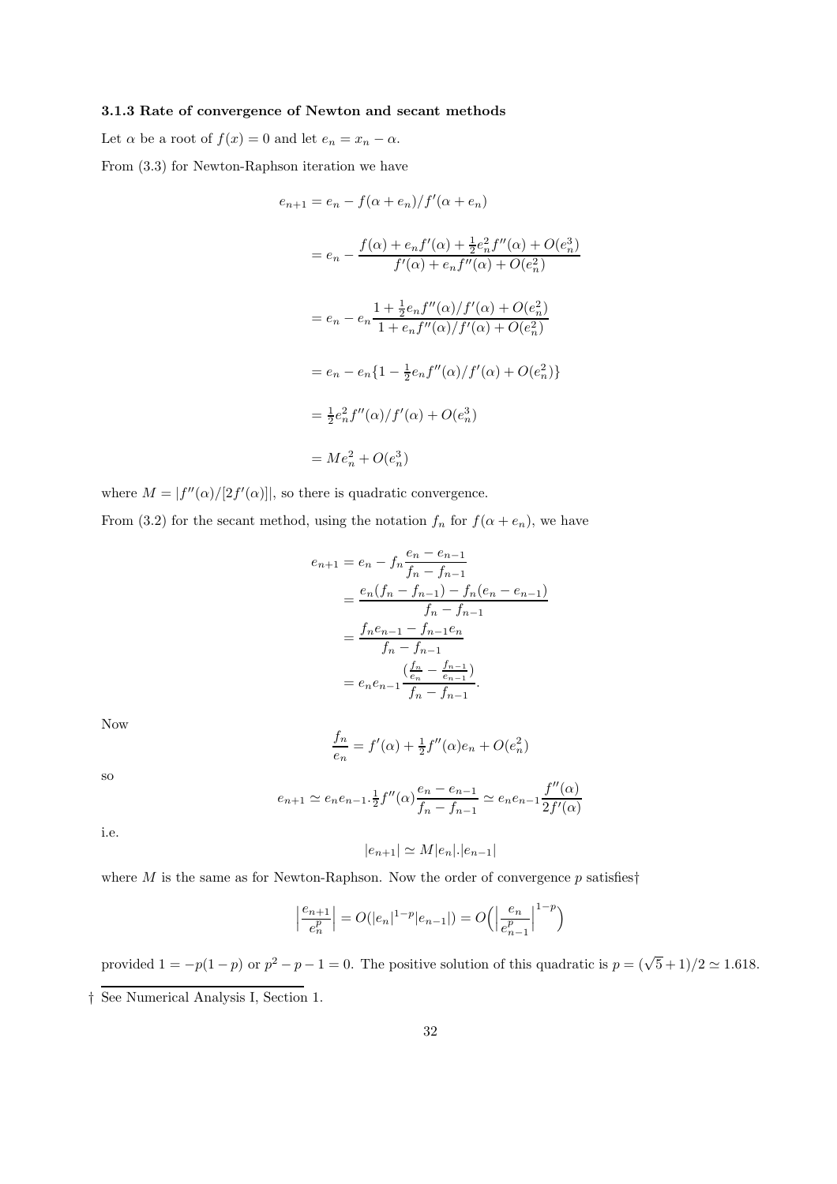### 3.1.3 Rate of convergence of Newton and secant methods

Let $\alpha$ be a root of $f(x) = 0$ and let $e_n = x_n - \alpha$.

From (3.3) for Newton-Raphson iteration we have

$$
\begin{aligned}
e_{n+1} &= e_n - f(\alpha + e_n)/f'(\alpha + e_n) \\
&= e_n - \frac{f(\alpha) + e_n f'(\alpha) + \frac{1}{2}e_n^2 f''(\alpha) + O(e_n^3)}{f'(\alpha) + e_n f''(\alpha) + O(e_n^2)} \\
&= e_n - e_n \frac{1 + \frac{1}{2}e_n f''(\alpha)/f'(\alpha) + O(e_n^2)}{1 + e_n f''(\alpha)/f'(\alpha) + O(e_n^2)} \\
&= e_n - e_n\{1 - \tfrac{1}{2}e_n f''(\alpha)/f'(\alpha) + O(e_n^2)\} \\
&= \tfrac{1}{2}e_n^2 f''(\alpha)/f'(\alpha) + O(e_n^3) \\
&= M e_n^2 + O(e_n^3)
\end{aligned}
$$

where $M = |f''(\alpha)/[2f'(\alpha)]|$, so there is quadratic convergence.

From (3.2) for the secant method, using the notation $f_n$ for $f(\alpha + e_n)$, we have

$$
\begin{aligned}
e_{n+1} &= e_n - f_n \frac{e_n - e_{n-1}}{f_n - f_{n-1}} \\
&= \frac{e_n(f_n - f_{n-1}) - f_n(e_n - e_{n-1})}{f_n - f_{n-1}} \\
&= \frac{f_n e_{n-1} - f_{n-1} e_n}{f_n - f_{n-1}} \\
&= e_n e_{n-1} \frac{(\frac{f_n}{e_n} - \frac{f_{n-1}}{e_{n-1}})}{f_n - f_{n-1}}.
\end{aligned}
$$

Now

$$
\frac{f_n}{e_n} = f'(\alpha) + \tfrac{1}{2}f''(\alpha)e_n + O(e_n^2)
$$

so

$$
e_{n+1} \simeq e_n e_{n-1}.\tfrac{1}{2}f''(\alpha)\frac{e_n - e_{n-1}}{f_n - f_{n-1}} \simeq e_n e_{n-1}\frac{f''(\alpha)}{2f'(\alpha)}
$$

i.e.

$$
|e_{n+1}| \simeq M|e_n|.|e_{n-1}|
$$

where $M$ is the same as for Newton-Raphson. Now the order of convergence $p$ satisfies†

$$
\Big|\frac{e_{n+1}}{e_n^p}\Big| = O(|e_n|^{1-p}|e_{n-1}|) = O\Big(\Big|\frac{e_n}{e_{n-1}^p}\Big|^{1-p}\Big)
$$

provided $1 = -p(1-p)$ or $p^2 - p - 1 = 0$. The positive solution of this quadratic is $p = (\sqrt{5}+1)/2 \simeq 1.618$.

† See Numerical Analysis I, Section 1.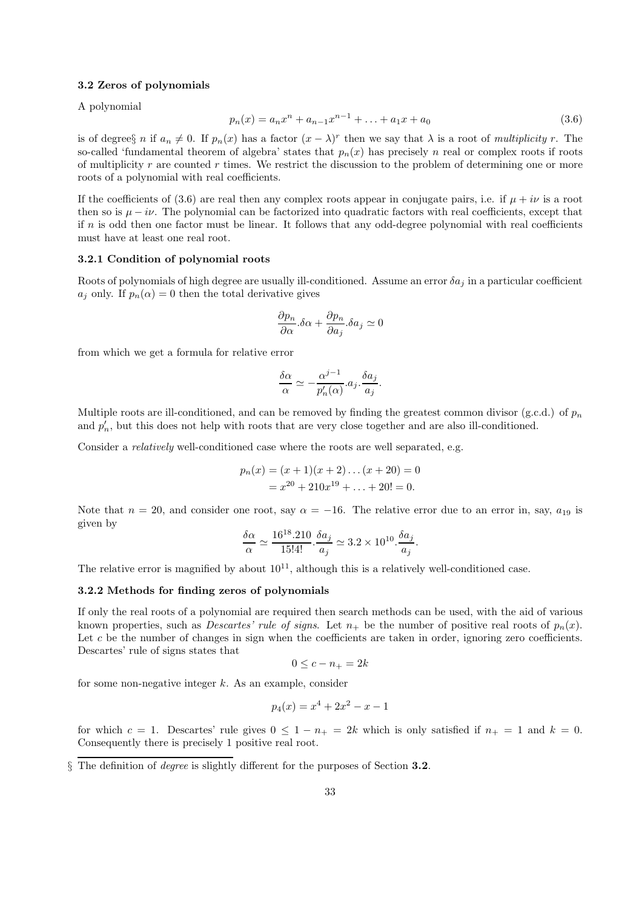### 3.2 Zeros of polynomials

A polynomial

$$p_n(x) = a_n x^n + a_{n-1}x^{n-1} + \ldots + a_1 x + a_0 \tag{3.6}$$

is of degree§ $n$ if $a_n \neq 0$. If $p_n(x)$ has a factor $(x-\lambda)^r$ then we say that $\lambda$ is a root of *multiplicity* $r$. The so-called 'fundamental theorem of algebra' states that $p_n(x)$ has precisely $n$ real or complex roots if roots of multiplicity $r$ are counted $r$ times. We restrict the discussion to the problem of determining one or more roots of a polynomial with real coefficients.

If the coefficients of (3.6) are real then any complex roots appear in conjugate pairs, i.e. if $\mu + i\nu$ is a root then so is $\mu - i\nu$. The polynomial can be factorized into quadratic factors with real coefficients, except that if $n$ is odd then one factor must be linear. It follows that any odd-degree polynomial with real coefficients must have at least one real root.

#### 3.2.1 Condition of polynomial roots

Roots of polynomials of high degree are usually ill-conditioned. Assume an error $\delta a_j$ in a particular coefficient $a_j$ only. If $p_n(\alpha) = 0$ then the total derivative gives

$$\frac{\partial p_n}{\partial \alpha}.\delta\alpha + \frac{\partial p_n}{\partial a_j}.\delta a_j \simeq 0$$

from which we get a formula for relative error

$$\frac{\delta\alpha}{\alpha} \simeq -\frac{\alpha^{j-1}}{p_n'(\alpha)}.a_j.\frac{\delta a_j}{a_j}.$$

Multiple roots are ill-conditioned, and can be removed by finding the greatest common divisor (g.c.d.) of $p_n$ and $p_n'$, but this does not help with roots that are very close together and are also ill-conditioned.

Consider a *relatively* well-conditioned case where the roots are well separated, e.g.

$$\begin{aligned} p_n(x) &= (x+1)(x+2)\ldots(x+20) = 0 \\ &= x^{20} + 210x^{19} + \ldots + 20! = 0. \end{aligned}$$

Note that $n = 20$, and consider one root, say $\alpha = -16$. The relative error due to an error in, say, $a_{19}$ is given by

$$\frac{\delta\alpha}{\alpha} \simeq \frac{16^{18}.210}{15!4!}.\frac{\delta a_j}{a_j} \simeq 3.2 \times 10^{10}.\frac{\delta a_j}{a_j}.$$

The relative error is magnified by about $10^{11}$, although this is a relatively well-conditioned case.

#### 3.2.2 Methods for finding zeros of polynomials

If only the real roots of a polynomial are required then search methods can be used, with the aid of various known properties, such as *Descartes' rule of signs*. Let $n_+$ be the number of positive real roots of $p_n(x)$. Let $c$ be the number of changes in sign when the coefficients are taken in order, ignoring zero coefficients. Descartes' rule of signs states that

$$0 \leq c - n_+ = 2k$$

for some non-negative integer $k$. As an example, consider

$$p_4(x) = x^4 + 2x^2 - x - 1$$

for which $c = 1$. Descartes' rule gives $0 \leq 1 - n_+ = 2k$ which is only satisfied if $n_+ = 1$ and $k = 0$. Consequently there is precisely 1 positive real root.

§ The definition of *degree* is slightly different for the purposes of Section **3.2**.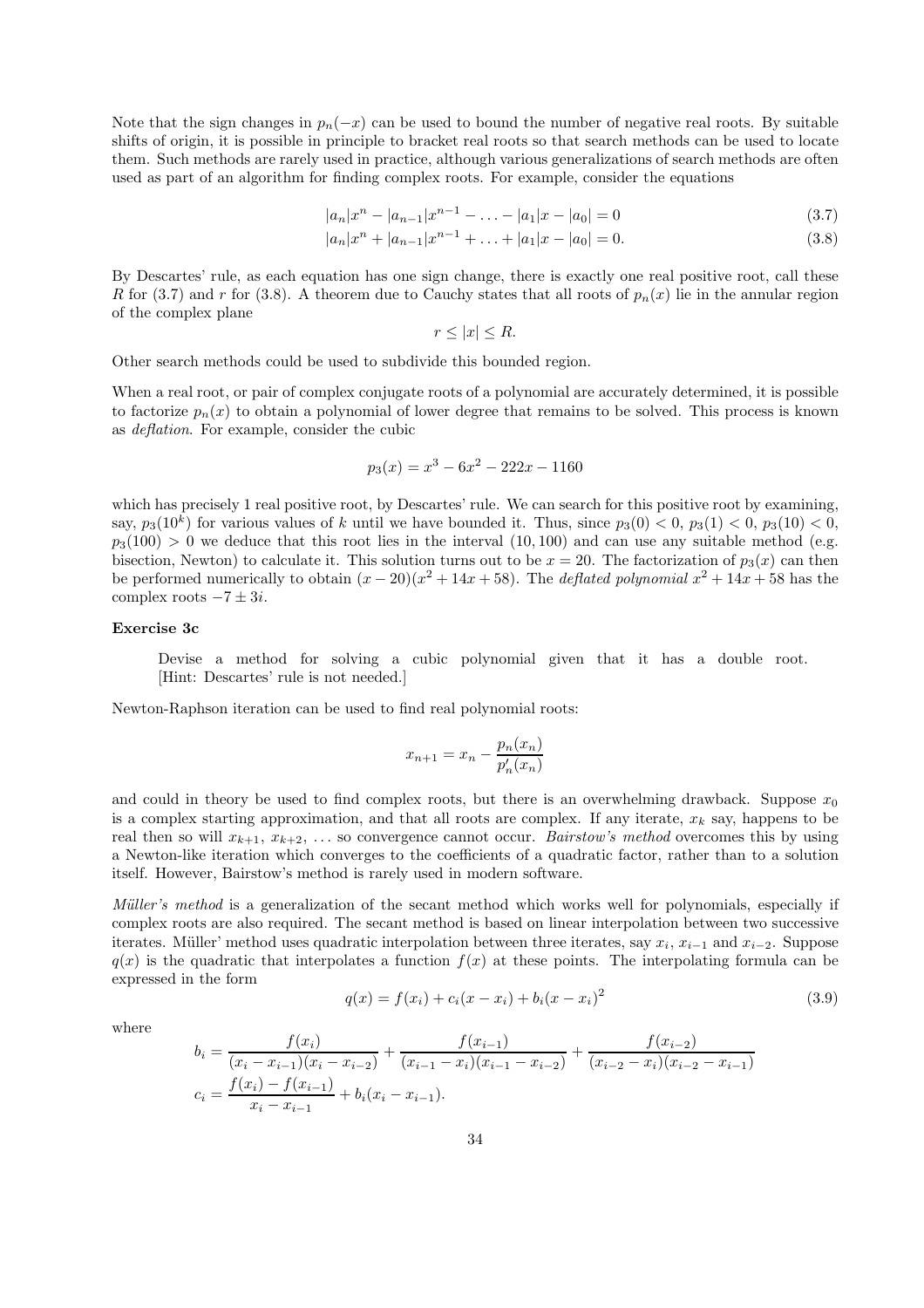Note that the sign changes in $p_n(-x)$ can be used to bound the number of negative real roots. By suitable shifts of origin, it is possible in principle to bracket real roots so that search methods can be used to locate them. Such methods are rarely used in practice, although various generalizations of search methods are often used as part of an algorithm for finding complex roots. For example, consider the equations

$$|a_n|x^n - |a_{n-1}|x^{n-1} - \ldots - |a_1|x - |a_0| = 0 \tag{3.7}$$

$$|a_n|x^n + |a_{n-1}|x^{n-1} + \ldots + |a_1|x - |a_0| = 0. \tag{3.8}$$

By Descartes' rule, as each equation has one sign change, there is exactly one real positive root, call these $R$ for (3.7) and $r$ for (3.8). A theorem due to Cauchy states that all roots of $p_n(x)$ lie in the annular region of the complex plane

$$r \leq |x| \leq R.$$

Other search methods could be used to subdivide this bounded region.

When a real root, or pair of complex conjugate roots of a polynomial are accurately determined, it is possible to factorize $p_n(x)$ to obtain a polynomial of lower degree that remains to be solved. This process is known as *deflation*. For example, consider the cubic

$$p_3(x) = x^3 - 6x^2 - 222x - 1160$$

which has precisely 1 real positive root, by Descartes' rule. We can search for this positive root by examining, say, $p_3(10^k)$ for various values of $k$ until we have bounded it. Thus, since $p_3(0) < 0$, $p_3(1) < 0$, $p_3(10) < 0$, $p_3(100) > 0$ we deduce that this root lies in the interval $(10, 100)$ and can use any suitable method (e.g. bisection, Newton) to calculate it. This solution turns out to be $x = 20$. The factorization of $p_3(x)$ can then be performed numerically to obtain $(x - 20)(x^2 + 14x + 58)$. The *deflated polynomial* $x^2 + 14x + 58$ has the complex roots $-7 \pm 3i$.

**Exercise 3c**

> Devise a method for solving a cubic polynomial given that it has a double root. [Hint: Descartes' rule is not needed.]

Newton-Raphson iteration can be used to find real polynomial roots:

$$x_{n+1} = x_n - \frac{p_n(x_n)}{p_n'(x_n)}$$

and could in theory be used to find complex roots, but there is an overwhelming drawback. Suppose $x_0$ is a complex starting approximation, and that all roots are complex. If any iterate, $x_k$ say, happens to be real then so will $x_{k+1}$, $x_{k+2}$, ... so convergence cannot occur. *Bairstow's method* overcomes this by using a Newton-like iteration which converges to the coefficients of a quadratic factor, rather than to a solution itself. However, Bairstow's method is rarely used in modern software.

*Müller's method* is a generalization of the secant method which works well for polynomials, especially if complex roots are also required. The secant method is based on linear interpolation between two successive iterates. Müller' method uses quadratic interpolation between three iterates, say $x_i$, $x_{i-1}$ and $x_{i-2}$. Suppose $q(x)$ is the quadratic that interpolates a function $f(x)$ at these points. The interpolating formula can be expressed in the form

$$q(x) = f(x_i) + c_i(x - x_i) + b_i(x - x_i)^2 \tag{3.9}$$

where

$$b_i = \frac{f(x_i)}{(x_i - x_{i-1})(x_i - x_{i-2})} + \frac{f(x_{i-1})}{(x_{i-1} - x_i)(x_{i-1} - x_{i-2})} + \frac{f(x_{i-2})}{(x_{i-2} - x_i)(x_{i-2} - x_{i-1})}$$

$$c_i = \frac{f(x_i) - f(x_{i-1})}{x_i - x_{i-1}} + b_i(x_i - x_{i-1}).$$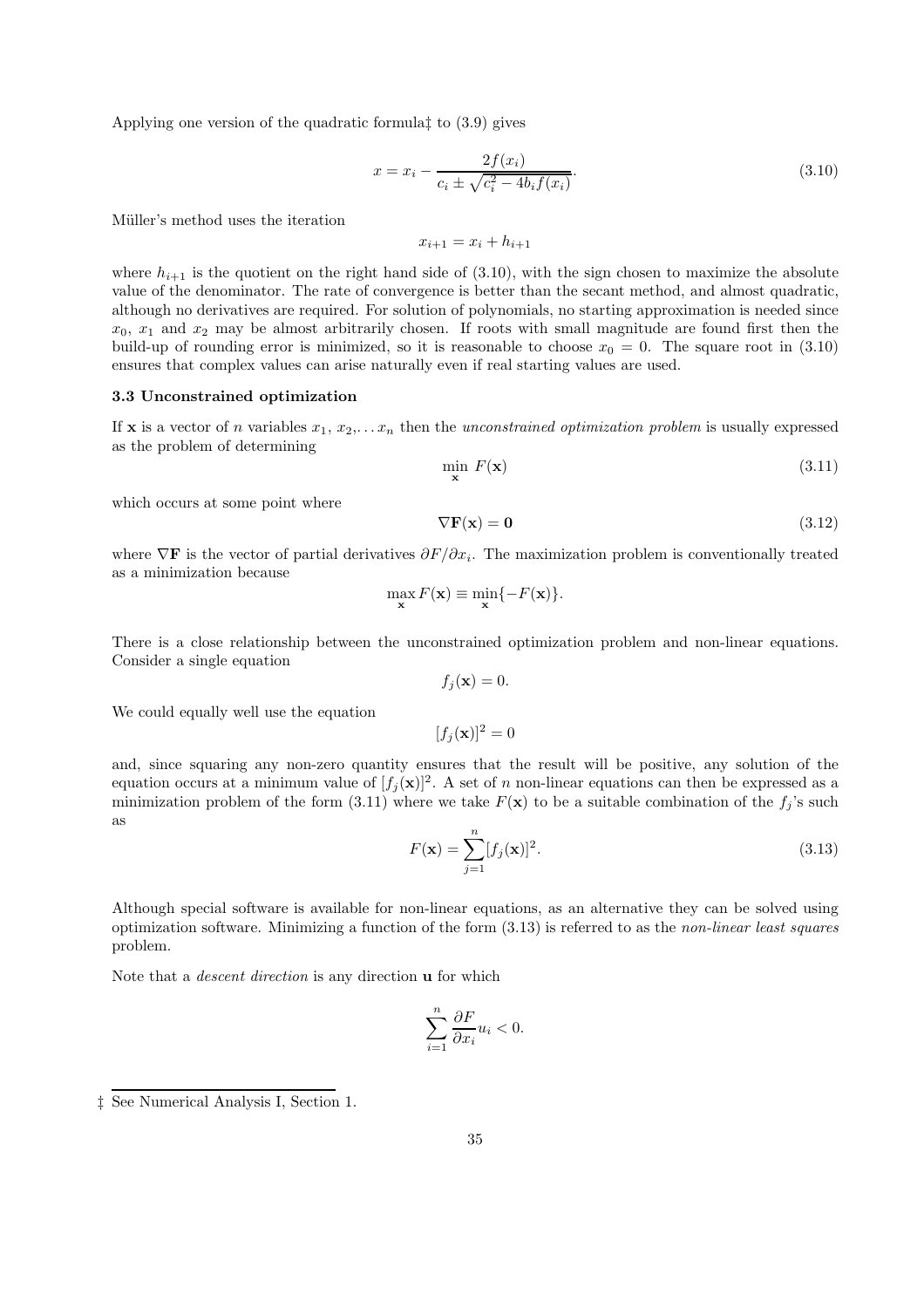Applying one version of the quadratic formula‡ to (3.9) gives

$$x = x_i - \frac{2f(x_i)}{c_i \pm \sqrt{c_i^2 - 4b_i f(x_i)}}. \tag{3.10}$$

Müller's method uses the iteration

$$x_{i+1} = x_i + h_{i+1}$$

where $h_{i+1}$ is the quotient on the right hand side of (3.10), with the sign chosen to maximize the absolute value of the denominator. The rate of convergence is better than the secant method, and almost quadratic, although no derivatives are required. For solution of polynomials, no starting approximation is needed since $x_0$, $x_1$ and $x_2$ may be almost arbitrarily chosen. If roots with small magnitude are found first then the build-up of rounding error is minimized, so it is reasonable to choose $x_0 = 0$. The square root in (3.10) ensures that complex values can arise naturally even if real starting values are used.

### 3.3 Unconstrained optimization

If $\mathbf{x}$ is a vector of $n$ variables $x_1$, $x_2$,... $x_n$ then the *unconstrained optimization problem* is usually expressed as the problem of determining

$$\min_{\mathbf{x}} \; F(\mathbf{x}) \tag{3.11}$$

which occurs at some point where

$$\nabla\mathbf{F}(\mathbf{x}) = \mathbf{0} \tag{3.12}$$

where $\nabla\mathbf{F}$ is the vector of partial derivatives $\partial F/\partial x_i$. The maximization problem is conventionally treated as a minimization because

$$\max_{\mathbf{x}} F(\mathbf{x}) \equiv \min_{\mathbf{x}} \{-F(\mathbf{x})\}.$$

There is a close relationship between the unconstrained optimization problem and non-linear equations. Consider a single equation

$$f_j(\mathbf{x}) = 0.$$

We could equally well use the equation

$$[f_j(\mathbf{x})]^2 = 0$$

and, since squaring any non-zero quantity ensures that the result will be positive, any solution of the equation occurs at a minimum value of $[f_j(\mathbf{x})]^2$. A set of $n$ non-linear equations can then be expressed as a minimization problem of the form (3.11) where we take $F(\mathbf{x})$ to be a suitable combination of the $f_j$'s such as

$$F(\mathbf{x}) = \sum_{j=1}^{n} [f_j(\mathbf{x})]^2. \tag{3.13}$$

Although special software is available for non-linear equations, as an alternative they can be solved using optimization software. Minimizing a function of the form (3.13) is referred to as the *non-linear least squares* problem.

Note that a *descent direction* is any direction $\mathbf{u}$ for which

$$\sum_{i=1}^{n} \frac{\partial F}{\partial x_i} u_i < 0.$$

‡ See Numerical Analysis I, Section 1.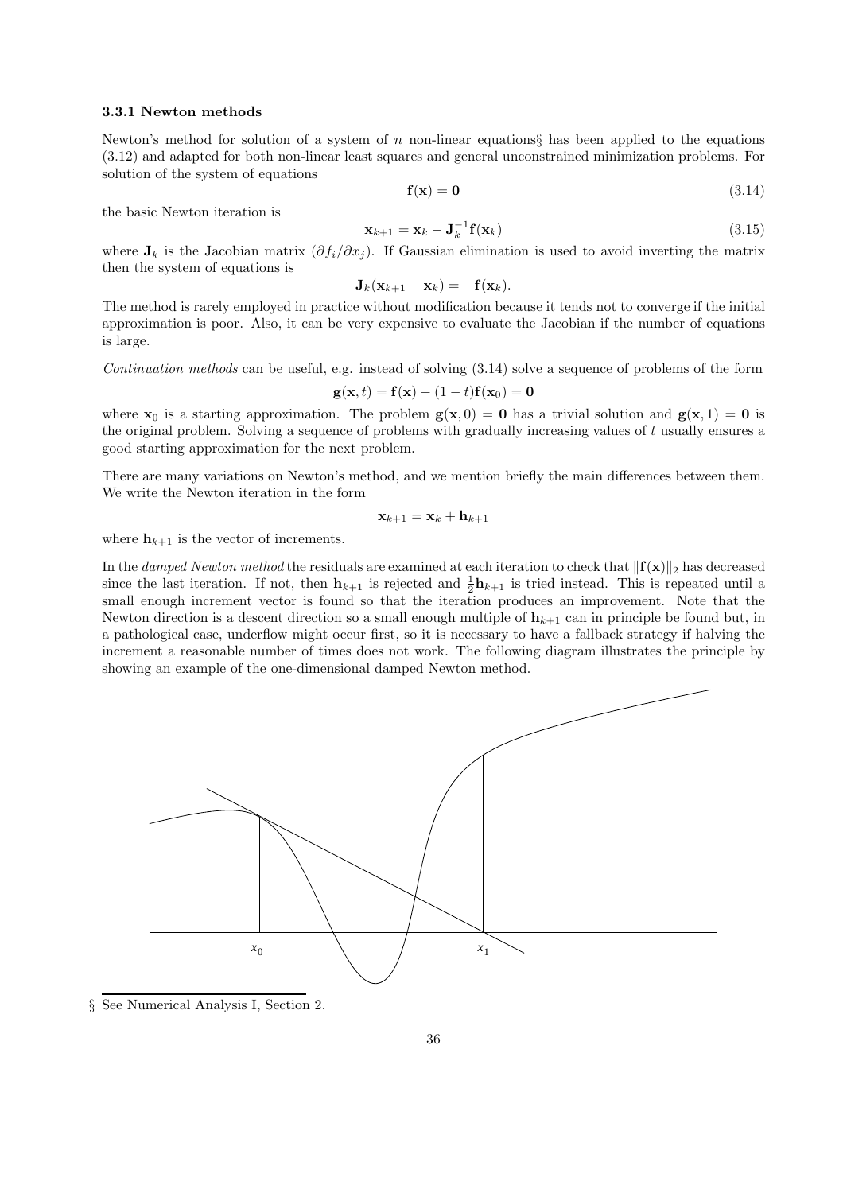### 3.3.1 Newton methods

Newton's method for solution of a system of $n$ non-linear equations§ has been applied to the equations (3.12) and adapted for both non-linear least squares and general unconstrained minimization problems. For solution of the system of equations

$$\mathbf{f}(\mathbf{x}) = \mathbf{0} \tag{3.14}$$

the basic Newton iteration is

$$\mathbf{x}_{k+1} = \mathbf{x}_k - \mathbf{J}_k^{-1}\mathbf{f}(\mathbf{x}_k) \tag{3.15}$$

where $\mathbf{J}_k$ is the Jacobian matrix $(\partial f_i / \partial x_j)$. If Gaussian elimination is used to avoid inverting the matrix then the system of equations is

$$\mathbf{J}_k(\mathbf{x}_{k+1} - \mathbf{x}_k) = -\mathbf{f}(\mathbf{x}_k).$$

The method is rarely employed in practice without modification because it tends not to converge if the initial approximation is poor. Also, it can be very expensive to evaluate the Jacobian if the number of equations is large.

*Continuation methods* can be useful, e.g. instead of solving (3.14) solve a sequence of problems of the form

$$\mathbf{g}(\mathbf{x}, t) = \mathbf{f}(\mathbf{x}) - (1-t)\mathbf{f}(\mathbf{x}_0) = \mathbf{0}$$

where $\mathbf{x}_0$ is a starting approximation. The problem $\mathbf{g}(\mathbf{x}, 0) = \mathbf{0}$ has a trivial solution and $\mathbf{g}(\mathbf{x}, 1) = \mathbf{0}$ is the original problem. Solving a sequence of problems with gradually increasing values of $t$ usually ensures a good starting approximation for the next problem.

There are many variations on Newton's method, and we mention briefly the main differences between them. We write the Newton iteration in the form

$$\mathbf{x}_{k+1} = \mathbf{x}_k + \mathbf{h}_{k+1}$$

where $\mathbf{h}_{k+1}$ is the vector of increments.

In the *damped Newton method* the residuals are examined at each iteration to check that $\|\mathbf{f}(\mathbf{x})\|_2$ has decreased since the last iteration. If not, then $\mathbf{h}_{k+1}$ is rejected and $\frac{1}{2}\mathbf{h}_{k+1}$ is tried instead. This is repeated until a small enough increment vector is found so that the iteration produces an improvement. Note that the Newton direction is a descent direction so a small enough multiple of $\mathbf{h}_{k+1}$ can in principle be found but, in a pathological case, underflow might occur first, so it is necessary to have a fallback strategy if halving the increment a reasonable number of times does not work. The following diagram illustrates the principle by showing an example of the one-dimensional damped Newton method.

§ See Numerical Analysis I, Section 2.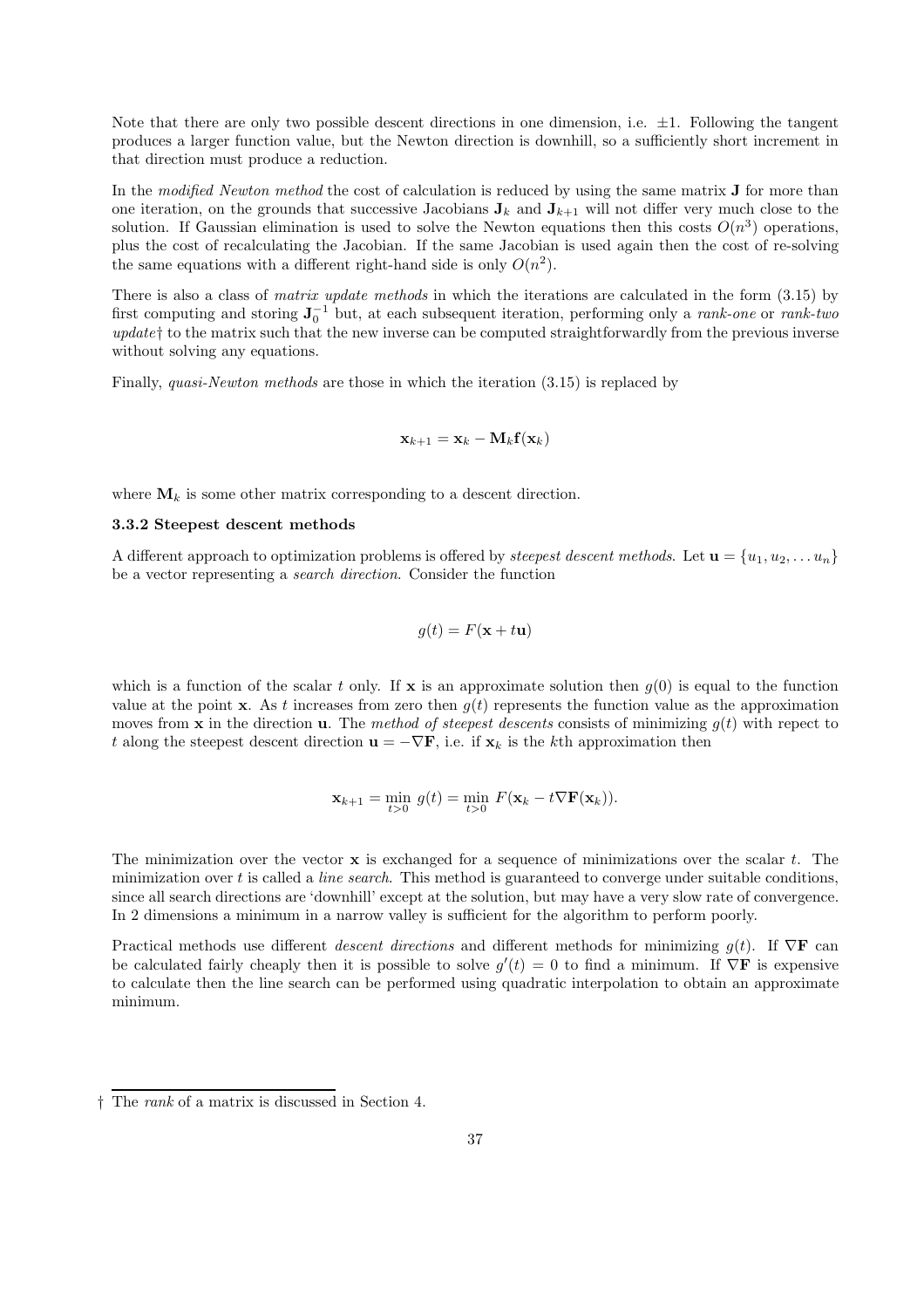Note that there are only two possible descent directions in one dimension, i.e. $\pm 1$. Following the tangent produces a larger function value, but the Newton direction is downhill, so a sufficiently short increment in that direction must produce a reduction.

In the *modified Newton method* the cost of calculation is reduced by using the same matrix $\mathbf{J}$ for more than one iteration, on the grounds that successive Jacobians $\mathbf{J}_k$ and $\mathbf{J}_{k+1}$ will not differ very much close to the solution. If Gaussian elimination is used to solve the Newton equations then this costs $O(n^3)$ operations, plus the cost of recalculating the Jacobian. If the same Jacobian is used again then the cost of re-solving the same equations with a different right-hand side is only $O(n^2)$.

There is also a class of *matrix update methods* in which the iterations are calculated in the form (3.15) by first computing and storing $\mathbf{J}_0^{-1}$ but, at each subsequent iteration, performing only a *rank-one* or *rank-two update*† to the matrix such that the new inverse can be computed straightforwardly from the previous inverse without solving any equations.

Finally, *quasi-Newton methods* are those in which the iteration (3.15) is replaced by

$$\mathbf{x}_{k+1} = \mathbf{x}_k - \mathbf{M}_k \mathbf{f}(\mathbf{x}_k)$$

where $\mathbf{M}_k$ is some other matrix corresponding to a descent direction.

### 3.3.2 Steepest descent methods

A different approach to optimization problems is offered by *steepest descent methods*. Let $\mathbf{u} = \{u_1, u_2, \ldots u_n\}$ be a vector representing a *search direction*. Consider the function

$$g(t) = F(\mathbf{x} + t\mathbf{u})$$

which is a function of the scalar $t$ only. If $\mathbf{x}$ is an approximate solution then $g(0)$ is equal to the function value at the point $\mathbf{x}$. As $t$ increases from zero then $g(t)$ represents the function value as the approximation moves from $\mathbf{x}$ in the direction $\mathbf{u}$. The *method of steepest descents* consists of minimizing $g(t)$ with repect to $t$ along the steepest descent direction $\mathbf{u} = -\nabla \mathbf{F}$, i.e. if $\mathbf{x}_k$ is the $k$th approximation then

$$\mathbf{x}_{k+1} = \min_{t>0}\; g(t) = \min_{t>0}\; F(\mathbf{x}_k - t\nabla \mathbf{F}(\mathbf{x}_k)).$$

The minimization over the vector $\mathbf{x}$ is exchanged for a sequence of minimizations over the scalar $t$. The minimization over $t$ is called a *line search*. This method is guaranteed to converge under suitable conditions, since all search directions are 'downhill' except at the solution, but may have a very slow rate of convergence. In 2 dimensions a minimum in a narrow valley is sufficient for the algorithm to perform poorly.

Practical methods use different *descent directions* and different methods for minimizing $g(t)$. If $\nabla \mathbf{F}$ can be calculated fairly cheaply then it is possible to solve $g'(t) = 0$ to find a minimum. If $\nabla \mathbf{F}$ is expensive to calculate then the line search can be performed using quadratic interpolation to obtain an approximate minimum.

† The *rank* of a matrix is discussed in Section 4.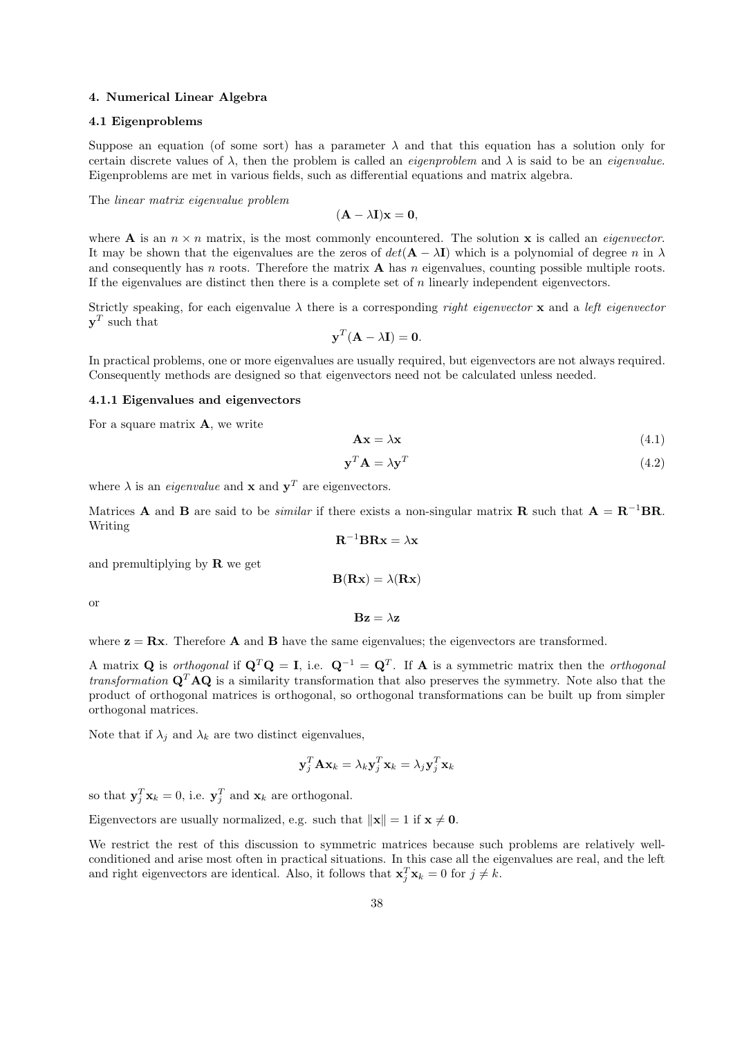# 4. Numerical Linear Algebra

## 4.1 Eigenproblems

Suppose an equation (of some sort) has a parameter $\lambda$ and that this equation has a solution only for certain discrete values of $\lambda$, then the problem is called an *eigenproblem* and $\lambda$ is said to be an *eigenvalue*. Eigenproblems are met in various fields, such as differential equations and matrix algebra.

The *linear matrix eigenvalue problem*

$$(\mathbf{A} - \lambda\mathbf{I})\mathbf{x} = \mathbf{0},$$

where $\mathbf{A}$ is an $n \times n$ matrix, is the most commonly encountered. The solution $\mathbf{x}$ is called an *eigenvector*. It may be shown that the eigenvalues are the zeros of $det(\mathbf{A} - \lambda\mathbf{I})$ which is a polynomial of degree $n$ in $\lambda$ and consequently has $n$ roots. Therefore the matrix $\mathbf{A}$ has $n$ eigenvalues, counting possible multiple roots. If the eigenvalues are distinct then there is a complete set of $n$ linearly independent eigenvectors.

Strictly speaking, for each eigenvalue $\lambda$ there is a corresponding *right eigenvector* $\mathbf{x}$ and a *left eigenvector* $\mathbf{y}^T$ such that

$$\mathbf{y}^T(\mathbf{A} - \lambda\mathbf{I}) = \mathbf{0}.$$

In practical problems, one or more eigenvalues are usually required, but eigenvectors are not always required. Consequently methods are designed so that eigenvectors need not be calculated unless needed.

### 4.1.1 Eigenvalues and eigenvectors

For a square matrix $\mathbf{A}$, we write

$$\mathbf{A}\mathbf{x} = \lambda\mathbf{x} \tag{4.1}$$

$$\mathbf{y}^T\mathbf{A} = \lambda\mathbf{y}^T \tag{4.2}$$

where $\lambda$ is an *eigenvalue* and $\mathbf{x}$ and $\mathbf{y}^T$ are eigenvectors.

Matrices $\mathbf{A}$ and $\mathbf{B}$ are said to be *similar* if there exists a non-singular matrix $\mathbf{R}$ such that $\mathbf{A} = \mathbf{R}^{-1}\mathbf{B}\mathbf{R}$. Writing

$$\mathbf{R}^{-1}\mathbf{B}\mathbf{R}\mathbf{x} = \lambda\mathbf{x}$$

and premultiplying by $\mathbf{R}$ we get

$$\mathbf{B}(\mathbf{R}\mathbf{x}) = \lambda(\mathbf{R}\mathbf{x})$$

or

$$\mathbf{B}\mathbf{z} = \lambda\mathbf{z}$$

where $\mathbf{z} = \mathbf{R}\mathbf{x}$. Therefore $\mathbf{A}$ and $\mathbf{B}$ have the same eigenvalues; the eigenvectors are transformed.

A matrix $\mathbf{Q}$ is *orthogonal* if $\mathbf{Q}^T\mathbf{Q} = \mathbf{I}$, i.e. $\mathbf{Q}^{-1} = \mathbf{Q}^T$. If $\mathbf{A}$ is a symmetric matrix then the *orthogonal transformation* $\mathbf{Q}^T\mathbf{A}\mathbf{Q}$ is a similarity transformation that also preserves the symmetry. Note also that the product of orthogonal matrices is orthogonal, so orthogonal transformations can be built up from simpler orthogonal matrices.

Note that if $\lambda_j$ and $\lambda_k$ are two distinct eigenvalues,

$$\mathbf{y}_j^T\mathbf{A}\mathbf{x}_k = \lambda_k\mathbf{y}_j^T\mathbf{x}_k = \lambda_j\mathbf{y}_j^T\mathbf{x}_k$$

so that $\mathbf{y}_j^T\mathbf{x}_k = 0$, i.e. $\mathbf{y}_j^T$ and $\mathbf{x}_k$ are orthogonal.

Eigenvectors are usually normalized, e.g. such that $\|\mathbf{x}\| = 1$ if $\mathbf{x} \neq \mathbf{0}$.

We restrict the rest of this discussion to symmetric matrices because such problems are relatively well-conditioned and arise most often in practical situations. In this case all the eigenvalues are real, and the left and right eigenvectors are identical. Also, it follows that $\mathbf{x}_j^T\mathbf{x}_k = 0$ for $j \neq k$.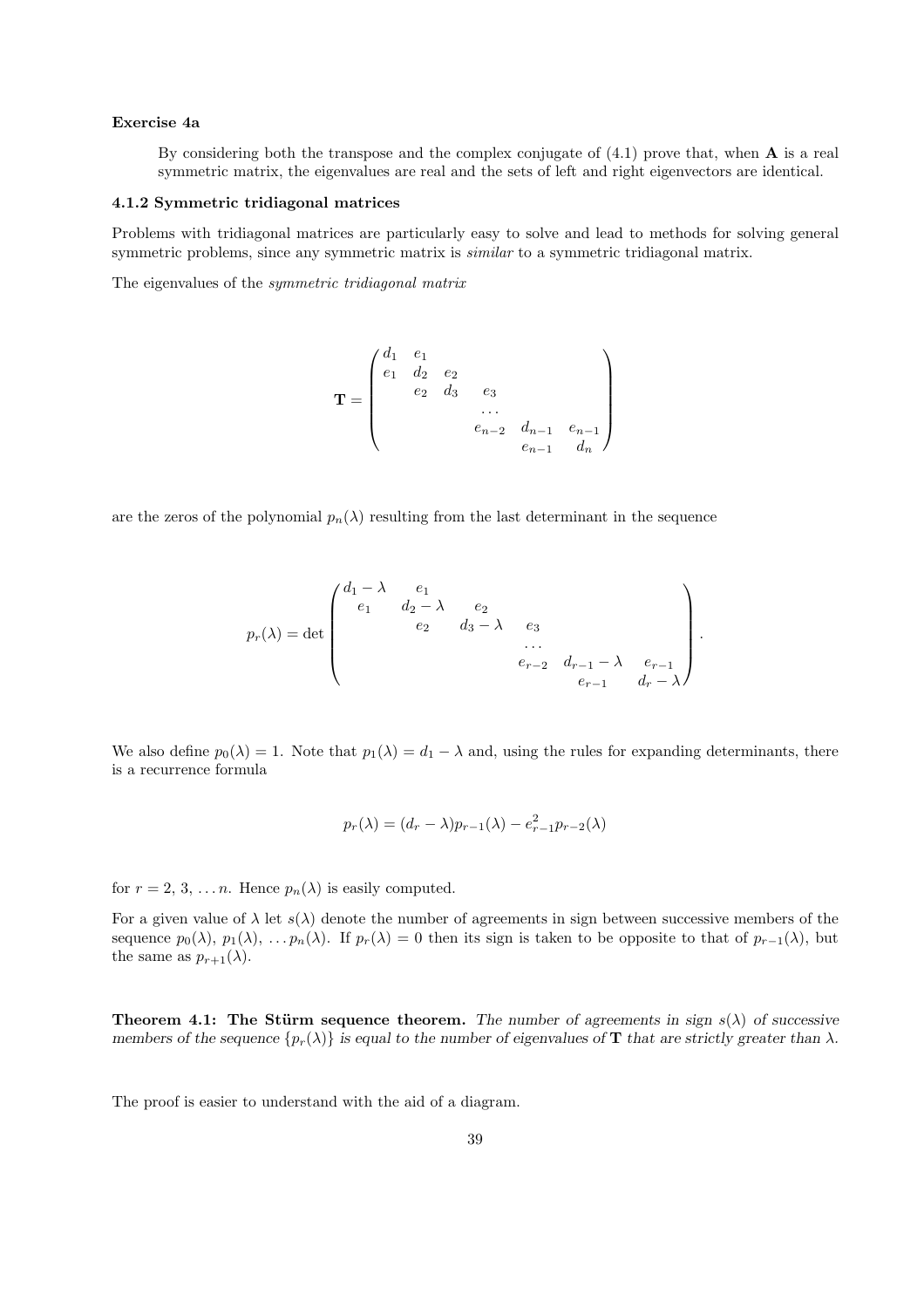**Exercise 4a**

> By considering both the transpose and the complex conjugate of (4.1) prove that, when $\mathbf{A}$ is a real symmetric matrix, the eigenvalues are real and the sets of left and right eigenvectors are identical.

### 4.1.2 Symmetric tridiagonal matrices

Problems with tridiagonal matrices are particularly easy to solve and lead to methods for solving general symmetric problems, since any symmetric matrix is *similar* to a symmetric tridiagonal matrix.

The eigenvalues of the *symmetric tridiagonal matrix*

$$\mathbf{T} = \begin{pmatrix} d_1 & e_1 & & & & \\ e_1 & d_2 & e_2 & & & \\ & e_2 & d_3 & e_3 & & \\ & & & \cdots & & \\ & & & e_{n-2} & d_{n-1} & e_{n-1} \\ & & & & e_{n-1} & d_n \end{pmatrix}$$

are the zeros of the polynomial $p_n(\lambda)$ resulting from the last determinant in the sequence

$$p_r(\lambda) = \det \begin{pmatrix} d_1 - \lambda & e_1 & & & & \\ e_1 & d_2 - \lambda & e_2 & & & \\ & e_2 & d_3 - \lambda & e_3 & & \\ & & & \cdots & & \\ & & & e_{r-2} & d_{r-1} - \lambda & e_{r-1} \\ & & & & e_{r-1} & d_r - \lambda \end{pmatrix}.$$

We also define $p_0(\lambda) = 1$. Note that $p_1(\lambda) = d_1 - \lambda$ and, using the rules for expanding determinants, there is a recurrence formula

$$p_r(\lambda) = (d_r - \lambda)p_{r-1}(\lambda) - e_{r-1}^2 p_{r-2}(\lambda)$$

for $r = 2, 3, \ldots n$. Hence $p_n(\lambda)$ is easily computed.

For a given value of $\lambda$ let $s(\lambda)$ denote the number of agreements in sign between successive members of the sequence $p_0(\lambda), p_1(\lambda), \ldots p_n(\lambda)$. If $p_r(\lambda) = 0$ then its sign is taken to be opposite to that of $p_{r-1}(\lambda)$, but the same as $p_{r+1}(\lambda)$.

**Theorem 4.1: The Stürm sequence theorem.** *The number of agreements in sign $s(\lambda)$ of successive members of the sequence $\{p_r(\lambda)\}$ is equal to the number of eigenvalues of $\mathbf{T}$ that are strictly greater than $\lambda$.*

The proof is easier to understand with the aid of a diagram.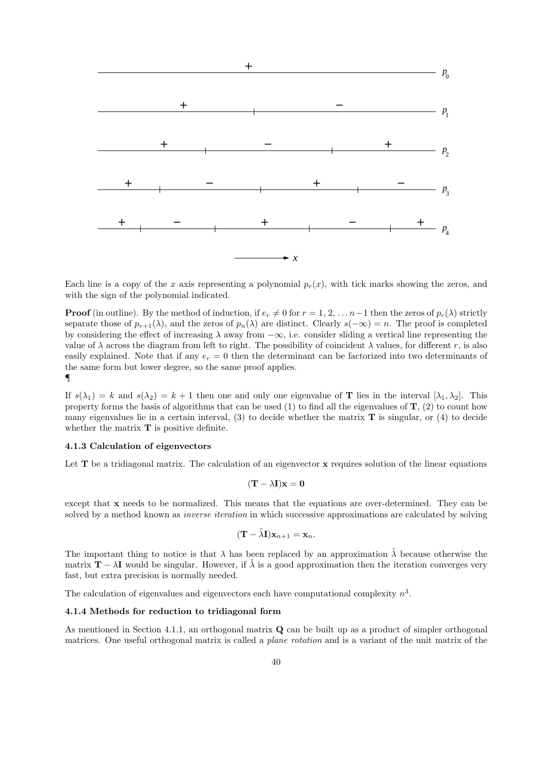Each line is a copy of the $x$ axis representing a polynomial $p_r(x)$, with tick marks showing the zeros, and with the sign of the polynomial indicated.

**Proof** (in outline). By the method of induction, if $e_r \neq 0$ for $r = 1, 2, \ldots n-1$ then the zeros of $p_r(\lambda)$ strictly separate those of $p_{r+1}(\lambda)$, and the zeros of $p_n(\lambda)$ are distinct. Clearly $s(-\infty) = n$. The proof is completed by considering the effect of increasing $\lambda$ away from $-\infty$, i.e. consider sliding a vertical line representing the value of $\lambda$ across the diagram from left to right. The possibility of coincident $\lambda$ values, for different $r$, is also easily explained. Note that if any $e_r = 0$ then the determinant can be factorized into two determinants of the same form but lower degree, so the same proof applies.

¶

If $s(\lambda_1) = k$ and $s(\lambda_2) = k + 1$ then one and only one eigenvalue of $\mathbf{T}$ lies in the interval $[\lambda_1, \lambda_2]$. This property forms the basis of algorithms that can be used (1) to find all the eigenvalues of $\mathbf{T}$, (2) to count how many eigenvalues lie in a certain interval, (3) to decide whether the matrix $\mathbf{T}$ is singular, or (4) to decide whether the matrix $\mathbf{T}$ is positive definite.

### 4.1.3 Calculation of eigenvectors

Let $\mathbf{T}$ be a tridiagonal matrix. The calculation of an eigenvector $\mathbf{x}$ requires solution of the linear equations

$$(\mathbf{T} - \lambda\mathbf{I})\mathbf{x} = \mathbf{0}$$

except that $\mathbf{x}$ needs to be normalized. This means that the equations are over-determined. They can be solved by a method known as *inverse iteration* in which successive approximations are calculated by solving

$$(\mathbf{T} - \tilde{\lambda}\mathbf{I})\mathbf{x}_{n+1} = \mathbf{x}_n.$$

The important thing to notice is that $\lambda$ has been replaced by an approximation $\tilde{\lambda}$ because otherwise the matrix $\mathbf{T} - \lambda\mathbf{I}$ would be singular. However, if $\tilde{\lambda}$ is a good approximation then the iteration converges very fast, but extra precision is normally needed.

The calculation of eigenvalues and eigenvectors each have computational complexity $n^3$.

### 4.1.4 Methods for reduction to tridiagonal form

As mentioned in Section 4.1.1, an orthogonal matrix $\mathbf{Q}$ can be built up as a product of simpler orthogonal matrices. One useful orthogonal matrix is called a *plane rotation* and is a variant of the unit matrix of the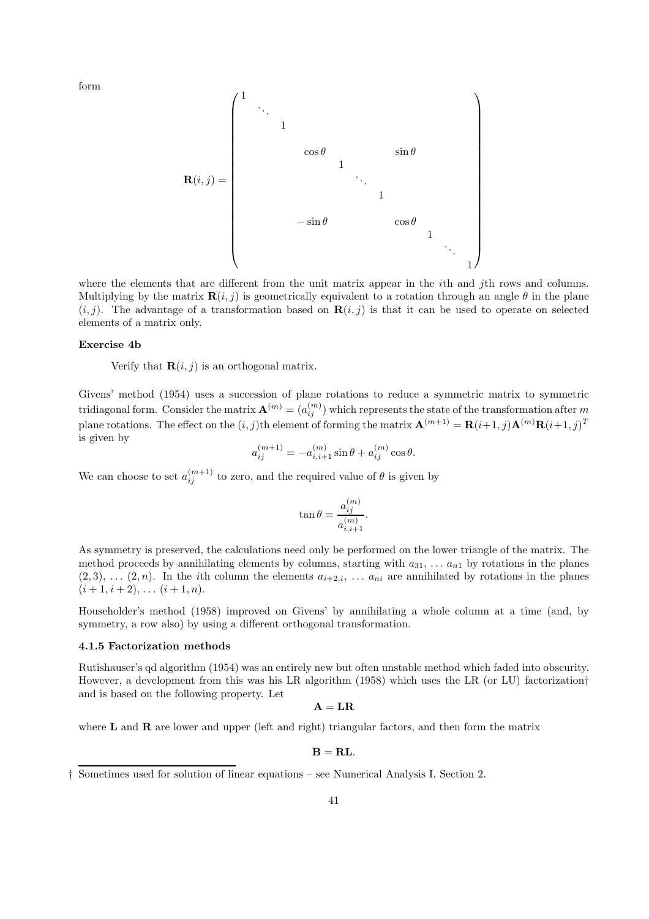form

$$
\mathbf{R}(i,j) = \begin{pmatrix}
1 & & & & & & & & & & \\
& \ddots & & & & & & & & & \\
& & 1 & & & & & & & & \\
& & & \cos\theta & & & & \sin\theta & & & \\
& & & & 1 & & & & & & \\
& & & & & \ddots & & & & & \\
& & & & & & 1 & & & & \\
& & & -\sin\theta & & & & \cos\theta & & & \\
& & & & & & & & 1 & & \\
& & & & & & & & & \ddots & \\
& & & & & & & & & & 1
\end{pmatrix}
$$

where the elements that are different from the unit matrix appear in the $i$th and $j$th rows and columns. Multiplying by the matrix $\mathbf{R}(i,j)$ is geometrically equivalent to a rotation through an angle $\theta$ in the plane $(i,j)$. The advantage of a transformation based on $\mathbf{R}(i,j)$ is that it can be used to operate on selected elements of a matrix only.

**Exercise 4b**

Verify that $\mathbf{R}(i,j)$ is an orthogonal matrix.

Givens' method (1954) uses a succession of plane rotations to reduce a symmetric matrix to symmetric tridiagonal form. Consider the matrix $\mathbf{A}^{(m)} = (a_{ij}^{(m)})$ which represents the state of the transformation after $m$ plane rotations. The effect on the $(i,j)$th element of forming the matrix $\mathbf{A}^{(m+1)} = \mathbf{R}(i+1,j)\mathbf{A}^{(m)}\mathbf{R}(i+1,j)^T$ is given by

$$
a_{ij}^{(m+1)} = -a_{i,i+1}^{(m)} \sin\theta + a_{ij}^{(m)} \cos\theta.
$$

We can choose to set $a_{ij}^{(m+1)}$ to zero, and the required value of $\theta$ is given by

$$
\tan\theta = \frac{a_{ij}^{(m)}}{a_{i,i+1}^{(m)}}.
$$

As symmetry is preserved, the calculations need only be performed on the lower triangle of the matrix. The method proceeds by annihilating elements by columns, starting with $a_{31}, \ldots a_{n1}$ by rotations in the planes $(2,3), \ldots (2,n)$. In the $i$th column the elements $a_{i+2,i}, \ldots a_{ni}$ are annihilated by rotations in the planes $(i+1,i+2), \ldots (i+1,n)$.

Householder's method (1958) improved on Givens' by annihilating a whole column at a time (and, by symmetry, a row also) by using a different orthogonal transformation.

### 4.1.5 Factorization methods

Rutishauser's qd algorithm (1954) was an entirely new but often unstable method which faded into obscurity. However, a development from this was his LR algorithm (1958) which uses the LR (or LU) factorization† and is based on the following property. Let

$$
\mathbf{A} = \mathbf{LR}
$$

where $\mathbf{L}$ and $\mathbf{R}$ are lower and upper (left and right) triangular factors, and then form the matrix

$$
\mathbf{B} = \mathbf{RL}.
$$

† Sometimes used for solution of linear equations – see Numerical Analysis I, Section 2.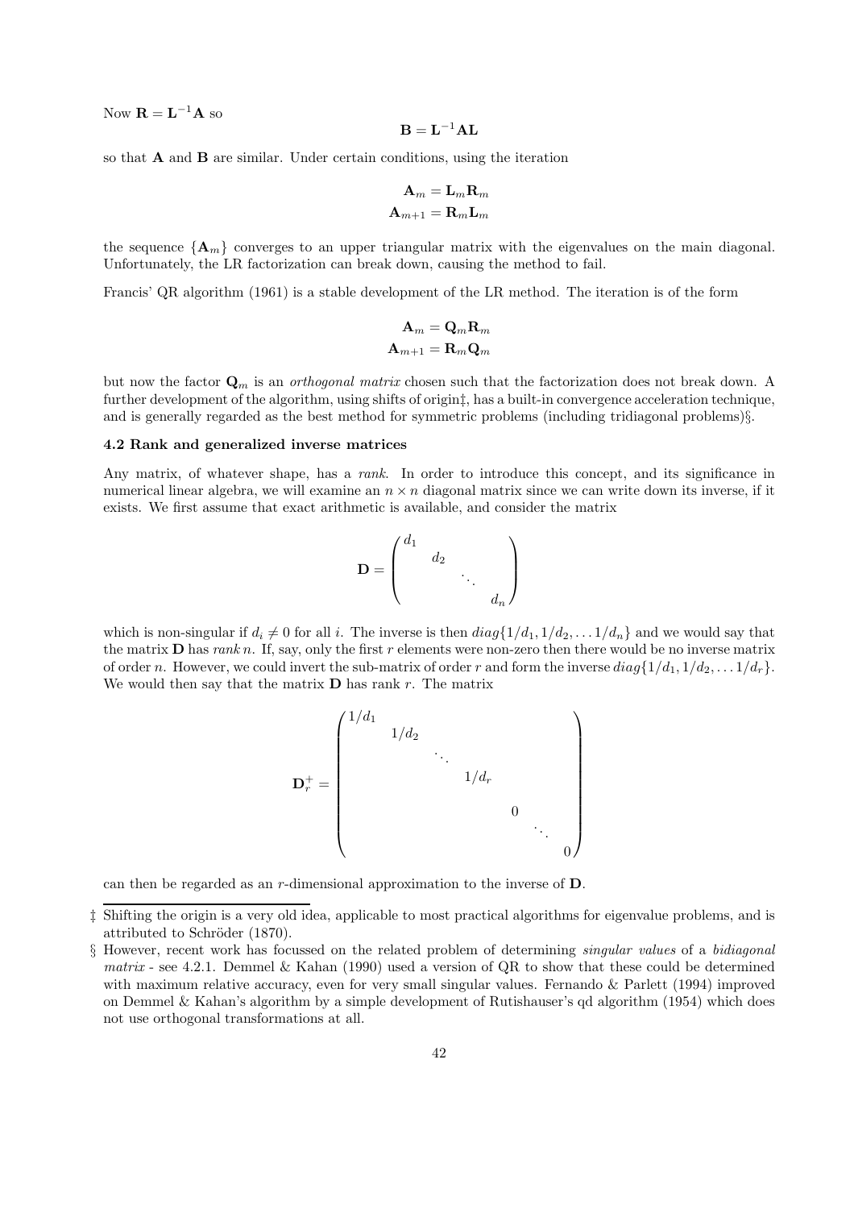Now $\mathbf{R} = \mathbf{L}^{-1}\mathbf{A}$ so

$$\mathbf{B} = \mathbf{L}^{-1}\mathbf{A}\mathbf{L}$$

so that $\mathbf{A}$ and $\mathbf{B}$ are similar. Under certain conditions, using the iteration

$$\mathbf{A}_m = \mathbf{L}_m\mathbf{R}_m$$
$$\mathbf{A}_{m+1} = \mathbf{R}_m\mathbf{L}_m$$

the sequence $\{\mathbf{A}_m\}$ converges to an upper triangular matrix with the eigenvalues on the main diagonal. Unfortunately, the LR factorization can break down, causing the method to fail.

Francis' QR algorithm (1961) is a stable development of the LR method. The iteration is of the form

$$\mathbf{A}_m = \mathbf{Q}_m\mathbf{R}_m$$
$$\mathbf{A}_{m+1} = \mathbf{R}_m\mathbf{Q}_m$$

but now the factor $\mathbf{Q}_m$ is an *orthogonal matrix* chosen such that the factorization does not break down. A further development of the algorithm, using shifts of origin‡, has a built-in convergence acceleration technique, and is generally regarded as the best method for symmetric problems (including tridiagonal problems)§.

### 4.2 Rank and generalized inverse matrices

Any matrix, of whatever shape, has a *rank*. In order to introduce this concept, and its significance in numerical linear algebra, we will examine an $n \times n$ diagonal matrix since we can write down its inverse, if it exists. We first assume that exact arithmetic is available, and consider the matrix

$$\mathbf{D} = \begin{pmatrix} d_1 & & & \\ & d_2 & & \\ & & \ddots & \\ & & & d_n \end{pmatrix}$$

which is non-singular if $d_i \neq 0$ for all $i$. The inverse is then $diag\{1/d_1, 1/d_2, \ldots 1/d_n\}$ and we would say that the matrix $\mathbf{D}$ has *rank* $n$. If, say, only the first $r$ elements were non-zero then there would be no inverse matrix of order $n$. However, we could invert the sub-matrix of order $r$ and form the inverse $diag\{1/d_1, 1/d_2, \ldots 1/d_r\}$. We would then say that the matrix $\mathbf{D}$ has rank $r$. The matrix

$$\mathbf{D}_r^+ = \begin{pmatrix} 1/d_1 & & & & & & \\ & 1/d_2 & & & & & \\ & & \ddots & & & & \\ & & & 1/d_r & & & \\ & & & & 0 & & \\ & & & & & \ddots & \\ & & & & & & 0 \end{pmatrix}$$

can then be regarded as an $r$-dimensional approximation to the inverse of $\mathbf{D}$.

---

‡ Shifting the origin is a very old idea, applicable to most practical algorithms for eigenvalue problems, and is attributed to Schröder (1870).

§ However, recent work has focussed on the related problem of determining *singular values* of a *bidiagonal matrix* - see 4.2.1. Demmel & Kahan (1990) used a version of QR to show that these could be determined with maximum relative accuracy, even for very small singular values. Fernando & Parlett (1994) improved on Demmel & Kahan's algorithm by a simple development of Rutishauser's qd algorithm (1954) which does not use orthogonal transformations at all.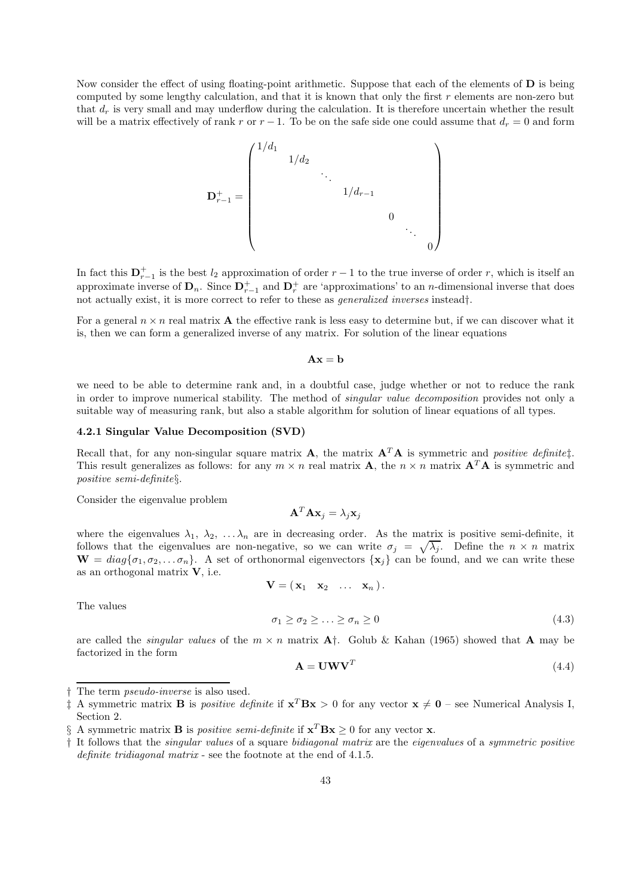Now consider the effect of using floating-point arithmetic. Suppose that each of the elements of $\mathbf{D}$ is being computed by some lengthy calculation, and that it is known that only the first $r$ elements are non-zero but that $d_r$ is very small and may underflow during the calculation. It is therefore uncertain whether the result will be a matrix effectively of rank $r$ or $r-1$. To be on the safe side one could assume that $d_r = 0$ and form

$$
\mathbf{D}^+_{r-1} = \begin{pmatrix} 1/d_1 & & & & & & \\ & 1/d_2 & & & & & \\ & & \ddots & & & & \\ & & & 1/d_{r-1} & & & \\ & & & & 0 & & \\ & & & & & \ddots & \\ & & & & & & 0 \end{pmatrix}
$$

In fact this $\mathbf{D}^+_{r-1}$ is the best $l_2$ approximation of order $r-1$ to the true inverse of order $r$, which is itself an approximate inverse of $\mathbf{D}_n$. Since $\mathbf{D}^+_{r-1}$ and $\mathbf{D}^+_r$ are 'approximations' to an $n$-dimensional inverse that does not actually exist, it is more correct to refer to these as *generalized inverses* instead†.

For a general $n \times n$ real matrix $\mathbf{A}$ the effective rank is less easy to determine but, if we can discover what it is, then we can form a generalized inverse of any matrix. For solution of the linear equations

$$
\mathbf{A}\mathbf{x} = \mathbf{b}
$$

we need to be able to determine rank and, in a doubtful case, judge whether or not to reduce the rank in order to improve numerical stability. The method of *singular value decomposition* provides not only a suitable way of measuring rank, but also a stable algorithm for solution of linear equations of all types.

### 4.2.1 Singular Value Decomposition (SVD)

Recall that, for any non-singular square matrix $\mathbf{A}$, the matrix $\mathbf{A}^T\mathbf{A}$ is symmetric and *positive definite*‡. This result generalizes as follows: for any $m \times n$ real matrix $\mathbf{A}$, the $n \times n$ matrix $\mathbf{A}^T\mathbf{A}$ is symmetric and *positive semi-definite*§.

Consider the eigenvalue problem

$$
\mathbf{A}^T\mathbf{A}\mathbf{x}_j = \lambda_j \mathbf{x}_j
$$

where the eigenvalues $\lambda_1, \lambda_2, \ldots \lambda_n$ are in decreasing order. As the matrix is positive semi-definite, it follows that the eigenvalues are non-negative, so we can write $\sigma_j = \sqrt{\lambda_j}$. Define the $n \times n$ matrix $\mathbf{W} = diag\{\sigma_1, \sigma_2, \ldots \sigma_n\}$. A set of orthonormal eigenvectors $\{\mathbf{x}_j\}$ can be found, and we can write these as an orthogonal matrix $\mathbf{V}$, i.e.

$$
\mathbf{V} = (\, \mathbf{x}_1 \quad \mathbf{x}_2 \quad \ldots \quad \mathbf{x}_n \,).
$$

The values

$$
\sigma_1 \geq \sigma_2 \geq \ldots \geq \sigma_n \geq 0 \tag{4.3}
$$

are called the *singular values* of the $m \times n$ matrix $\mathbf{A}$†. Golub & Kahan (1965) showed that $\mathbf{A}$ may be factorized in the form

$$
\mathbf{A} = \mathbf{U}\mathbf{W}\mathbf{V}^T \tag{4.4}
$$

---

† The term *pseudo-inverse* is also used.

‡ A symmetric matrix $\mathbf{B}$ is *positive definite* if $\mathbf{x}^T\mathbf{B}\mathbf{x} > 0$ for any vector $\mathbf{x} \neq \mathbf{0}$ – see Numerical Analysis I, Section 2.

§ A symmetric matrix $\mathbf{B}$ is *positive semi-definite* if $\mathbf{x}^T\mathbf{B}\mathbf{x} \geq 0$ for any vector $\mathbf{x}$.

† It follows that the *singular values* of a square *bidiagonal matrix* are the *eigenvalues* of a *symmetric positive definite tridiagonal matrix* - see the footnote at the end of 4.1.5.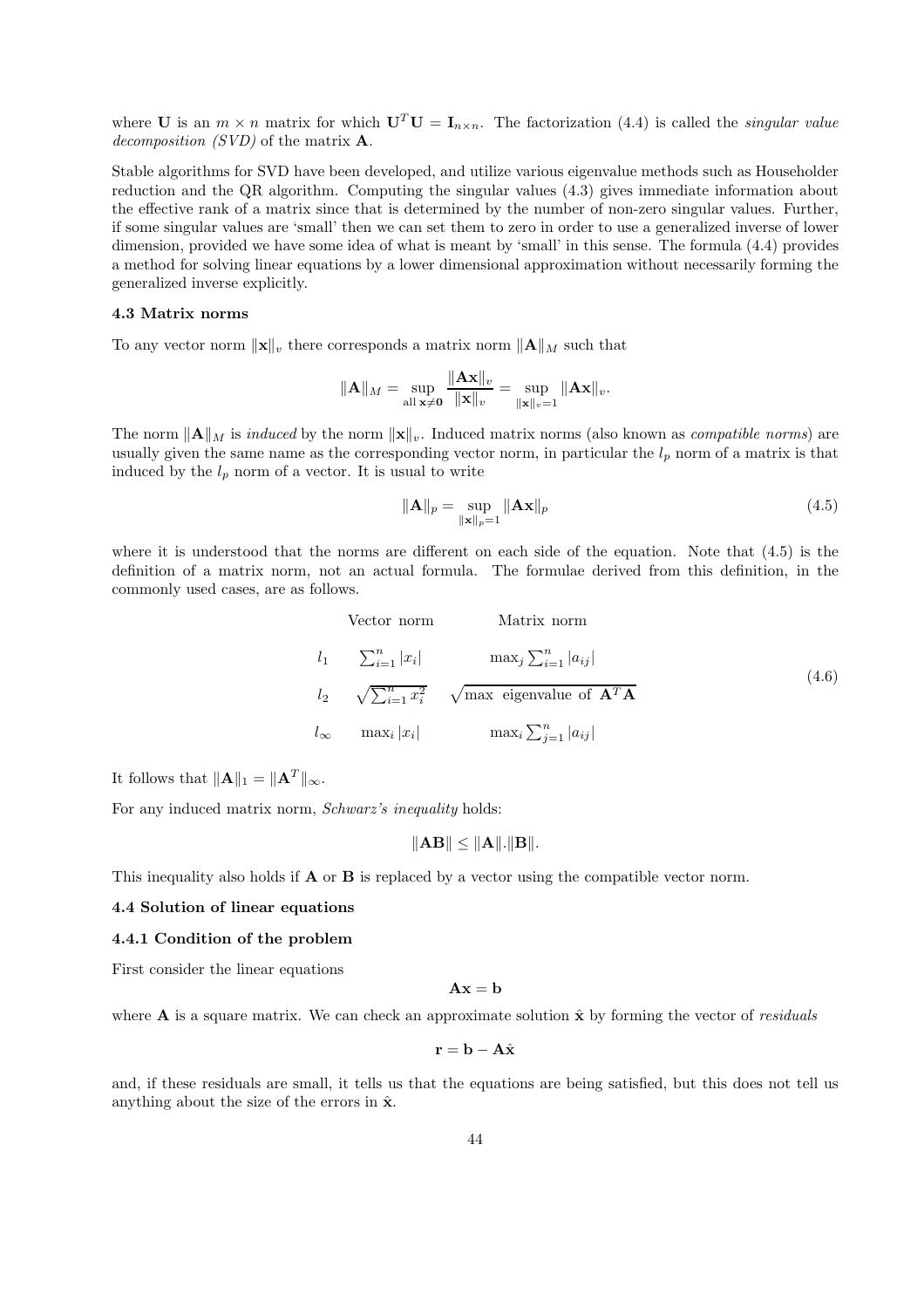where $\mathbf{U}$ is an $m \times n$ matrix for which $\mathbf{U}^T\mathbf{U} = \mathbf{I}_{n\times n}$. The factorization (4.4) is called the *singular value decomposition (SVD)* of the matrix $\mathbf{A}$.

Stable algorithms for SVD have been developed, and utilize various eigenvalue methods such as Householder reduction and the QR algorithm. Computing the singular values (4.3) gives immediate information about the effective rank of a matrix since that is determined by the number of non-zero singular values. Further, if some singular values are 'small' then we can set them to zero in order to use a generalized inverse of lower dimension, provided we have some idea of what is meant by 'small' in this sense. The formula (4.4) provides a method for solving linear equations by a lower dimensional approximation without necessarily forming the generalized inverse explicitly.

### 4.3 Matrix norms

To any vector norm $\|\mathbf{x}\|_v$ there corresponds a matrix norm $\|\mathbf{A}\|_M$ such that

$$\|\mathbf{A}\|_M = \sup_{\text{all } \mathbf{x}\neq\mathbf{0}} \frac{\|\mathbf{A}\mathbf{x}\|_v}{\|\mathbf{x}\|_v} = \sup_{\|\mathbf{x}\|_v=1} \|\mathbf{A}\mathbf{x}\|_v.$$

The norm $\|\mathbf{A}\|_M$ is *induced* by the norm $\|\mathbf{x}\|_v$. Induced matrix norms (also known as *compatible norms*) are usually given the same name as the corresponding vector norm, in particular the $l_p$ norm of a matrix is that induced by the $l_p$ norm of a vector. It is usual to write

$$\|\mathbf{A}\|_p = \sup_{\|\mathbf{x}\|_p=1} \|\mathbf{A}\mathbf{x}\|_p \tag{4.5}$$

where it is understood that the norms are different on each side of the equation. Note that (4.5) is the definition of a matrix norm, not an actual formula. The formulae derived from this definition, in the commonly used cases, are as follows.

$$\begin{array}{lcc} & \text{Vector norm} & \text{Matrix norm} \\ l_1 & \sum_{i=1}^n |x_i| & \max_j \sum_{i=1}^n |a_{ij}| \\ l_2 & \sqrt{\sum_{i=1}^n x_i^2} & \sqrt{\text{max eigenvalue of } \mathbf{A}^T\mathbf{A}} \\ l_\infty & \max_i |x_i| & \max_i \sum_{j=1}^n |a_{ij}| \end{array} \tag{4.6}$$

It follows that $\|\mathbf{A}\|_1 = \|\mathbf{A}^T\|_\infty$.

For any induced matrix norm, *Schwarz's inequality* holds:

$$\|\mathbf{A}\mathbf{B}\| \leq \|\mathbf{A}\|.\|\mathbf{B}\|.$$

This inequality also holds if $\mathbf{A}$ or $\mathbf{B}$ is replaced by a vector using the compatible vector norm.

### 4.4 Solution of linear equations

#### 4.4.1 Condition of the problem

First consider the linear equations

$$\mathbf{A}\mathbf{x} = \mathbf{b}$$

where $\mathbf{A}$ is a square matrix. We can check an approximate solution $\hat{\mathbf{x}}$ by forming the vector of *residuals*

$$\mathbf{r} = \mathbf{b} - \mathbf{A}\hat{\mathbf{x}}$$

and, if these residuals are small, it tells us that the equations are being satisfied, but this does not tell us anything about the size of the errors in $\hat{\mathbf{x}}$.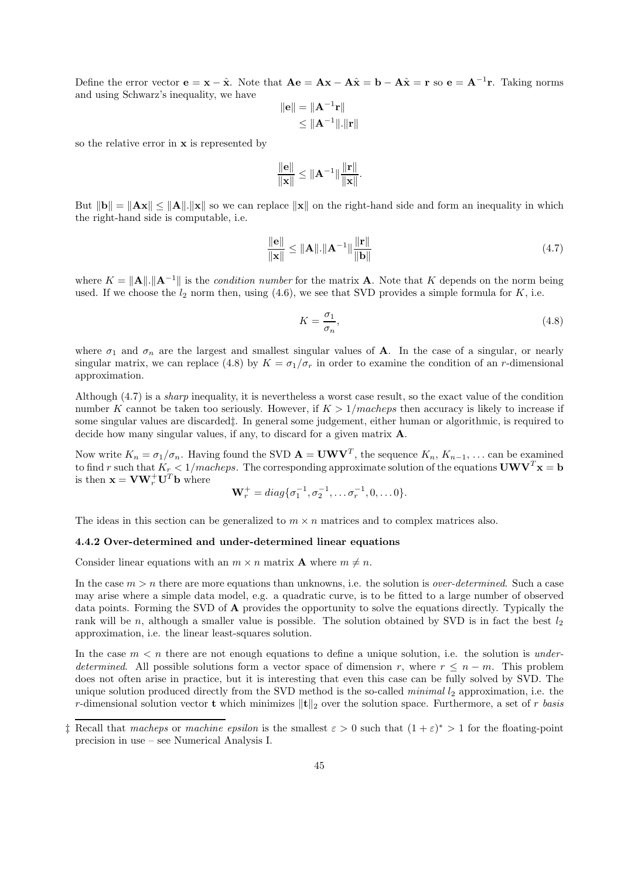Define the error vector $\mathbf{e} = \mathbf{x} - \hat{\mathbf{x}}$. Note that $\mathbf{A}\mathbf{e} = \mathbf{A}\mathbf{x} - \mathbf{A}\hat{\mathbf{x}} = \mathbf{b} - \mathbf{A}\hat{\mathbf{x}} = \mathbf{r}$ so $\mathbf{e} = \mathbf{A}^{-1}\mathbf{r}$. Taking norms and using Schwarz's inequality, we have

$$\begin{aligned} \|\mathbf{e}\| &= \|\mathbf{A}^{-1}\mathbf{r}\| \\ &\leq \|\mathbf{A}^{-1}\|.\|\mathbf{r}\| \end{aligned}$$

so the relative error in $\mathbf{x}$ is represented by

$$\frac{\|\mathbf{e}\|}{\|\mathbf{x}\|} \leq \|\mathbf{A}^{-1}\| \frac{\|\mathbf{r}\|}{\|\mathbf{x}\|}.$$

But $\|\mathbf{b}\| = \|\mathbf{A}\mathbf{x}\| \leq \|\mathbf{A}\|.\|\mathbf{x}\|$ so we can replace $\|\mathbf{x}\|$ on the right-hand side and form an inequality in which the right-hand side is computable, i.e.

$$\frac{\|\mathbf{e}\|}{\|\mathbf{x}\|} \leq \|\mathbf{A}\|.\|\mathbf{A}^{-1}\| \frac{\|\mathbf{r}\|}{\|\mathbf{b}\|} \tag{4.7}$$

where $K = \|\mathbf{A}\|.\|\mathbf{A}^{-1}\|$ is the *condition number* for the matrix $\mathbf{A}$. Note that $K$ depends on the norm being used. If we choose the $l_2$ norm then, using (4.6), we see that SVD provides a simple formula for $K$, i.e.

$$K = \frac{\sigma_1}{\sigma_n}, \tag{4.8}$$

where $\sigma_1$ and $\sigma_n$ are the largest and smallest singular values of $\mathbf{A}$. In the case of a singular, or nearly singular matrix, we can replace (4.8) by $K = \sigma_1/\sigma_r$ in order to examine the condition of an $r$-dimensional approximation.

Although (4.7) is a *sharp* inequality, it is nevertheless a worst case result, so the exact value of the condition number $K$ cannot be taken too seriously. However, if $K > 1/macheps$ then accuracy is likely to increase if some singular values are discarded‡. In general some judgement, either human or algorithmic, is required to decide how many singular values, if any, to discard for a given matrix $\mathbf{A}$.

Now write $K_n = \sigma_1/\sigma_n$. Having found the SVD $\mathbf{A} = \mathbf{U}\mathbf{W}\mathbf{V}^T$, the sequence $K_n$, $K_{n-1}$, $\ldots$ can be examined to find $r$ such that $K_r < 1/macheps$. The corresponding approximate solution of the equations $\mathbf{U}\mathbf{W}\mathbf{V}^T\mathbf{x} = \mathbf{b}$ is then $\mathbf{x} = \mathbf{V}\mathbf{W}_r^+\mathbf{U}^T\mathbf{b}$ where

$$\mathbf{W}_r^+ = diag\{\sigma_1^{-1}, \sigma_2^{-1}, \ldots \sigma_r^{-1}, 0, \ldots 0\}.$$

The ideas in this section can be generalized to $m \times n$ matrices and to complex matrices also.

### 4.4.2 Over-determined and under-determined linear equations

Consider linear equations with an $m \times n$ matrix $\mathbf{A}$ where $m \neq n$.

In the case $m > n$ there are more equations than unknowns, i.e. the solution is *over-determined*. Such a case may arise where a simple data model, e.g. a quadratic curve, is to be fitted to a large number of observed data points. Forming the SVD of $\mathbf{A}$ provides the opportunity to solve the equations directly. Typically the rank will be $n$, although a smaller value is possible. The solution obtained by SVD is in fact the best $l_2$ approximation, i.e. the linear least-squares solution.

In the case $m < n$ there are not enough equations to define a unique solution, i.e. the solution is *under-determined*. All possible solutions form a vector space of dimension $r$, where $r \leq n - m$. This problem does not often arise in practice, but it is interesting that even this case can be fully solved by SVD. The unique solution produced directly from the SVD method is the so-called *minimal* $l_2$ approximation, i.e. the $r$-dimensional solution vector $\mathbf{t}$ which minimizes $\|\mathbf{t}\|_2$ over the solution space. Furthermore, a set of $r$ *basis*

‡ Recall that *macheps* or *machine epsilon* is the smallest $\varepsilon > 0$ such that $(1 + \varepsilon)^* > 1$ for the floating-point precision in use – see Numerical Analysis I.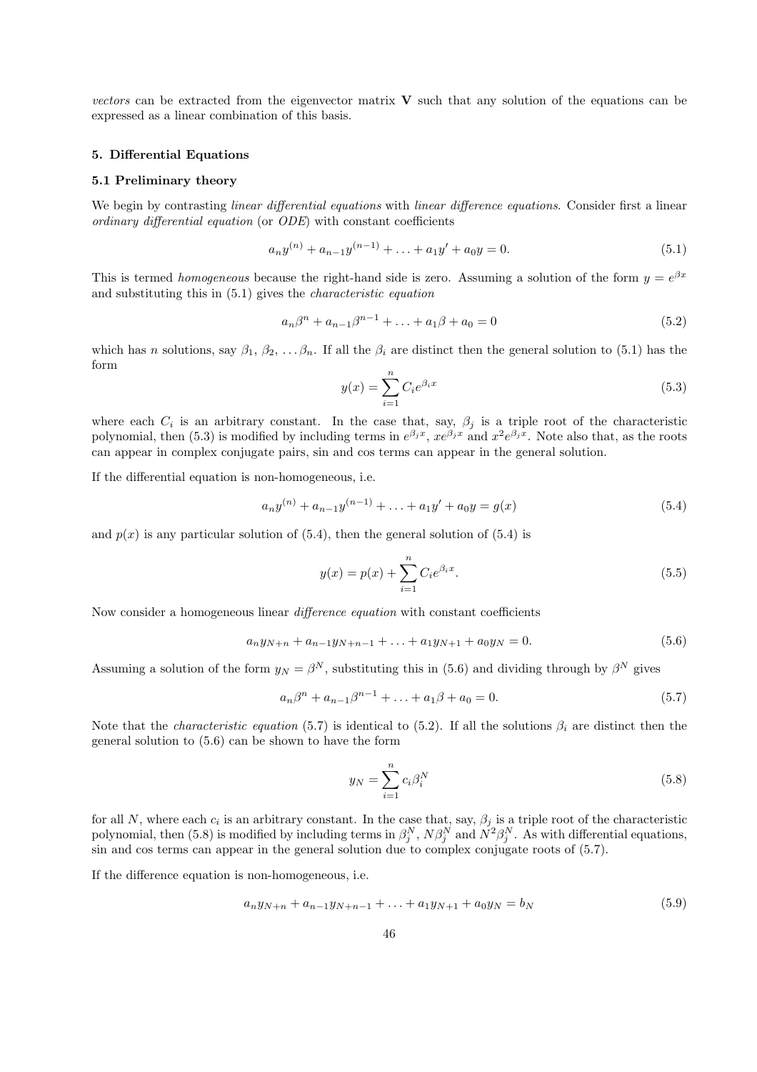*vectors* can be extracted from the eigenvector matrix $\mathbf{V}$ such that any solution of the equations can be expressed as a linear combination of this basis.

### 5. Differential Equations

#### 5.1 Preliminary theory

We begin by contrasting *linear differential equations* with *linear difference equations*. Consider first a linear *ordinary differential equation* (or *ODE*) with constant coefficients

$$a_n y^{(n)} + a_{n-1} y^{(n-1)} + \ldots + a_1 y' + a_0 y = 0. \tag{5.1}$$

This is termed *homogeneous* because the right-hand side is zero. Assuming a solution of the form $y = e^{\beta x}$ and substituting this in (5.1) gives the *characteristic equation*

$$a_n \beta^n + a_{n-1} \beta^{n-1} + \ldots + a_1 \beta + a_0 = 0 \tag{5.2}$$

which has $n$ solutions, say $\beta_1, \beta_2, \ldots \beta_n$. If all the $\beta_i$ are distinct then the general solution to (5.1) has the form

$$y(x) = \sum_{i=1}^{n} C_i e^{\beta_i x} \tag{5.3}$$

where each $C_i$ is an arbitrary constant. In the case that, say, $\beta_j$ is a triple root of the characteristic polynomial, then (5.3) is modified by including terms in $e^{\beta_j x}$, $xe^{\beta_j x}$ and $x^2 e^{\beta_j x}$. Note also that, as the roots can appear in complex conjugate pairs, sin and cos terms can appear in the general solution.

If the differential equation is non-homogeneous, i.e.

$$a_n y^{(n)} + a_{n-1} y^{(n-1)} + \ldots + a_1 y' + a_0 y = g(x) \tag{5.4}$$

and $p(x)$ is any particular solution of (5.4), then the general solution of (5.4) is

$$y(x) = p(x) + \sum_{i=1}^{n} C_i e^{\beta_i x}. \tag{5.5}$$

Now consider a homogeneous linear *difference equation* with constant coefficients

$$a_n y_{N+n} + a_{n-1} y_{N+n-1} + \ldots + a_1 y_{N+1} + a_0 y_N = 0. \tag{5.6}$$

Assuming a solution of the form $y_N = \beta^N$, substituting this in (5.6) and dividing through by $\beta^N$ gives

$$a_n \beta^n + a_{n-1} \beta^{n-1} + \ldots + a_1 \beta + a_0 = 0. \tag{5.7}$$

Note that the *characteristic equation* (5.7) is identical to (5.2). If all the solutions $\beta_i$ are distinct then the general solution to (5.6) can be shown to have the form

$$y_N = \sum_{i=1}^{n} c_i \beta_i^N \tag{5.8}$$

for all $N$, where each $c_i$ is an arbitrary constant. In the case that, say, $\beta_j$ is a triple root of the characteristic polynomial, then (5.8) is modified by including terms in $\beta_j^N$, $N\beta_j^N$ and $N^2\beta_j^N$. As with differential equations, sin and cos terms can appear in the general solution due to complex conjugate roots of (5.7).

If the difference equation is non-homogeneous, i.e.

$$a_n y_{N+n} + a_{n-1} y_{N+n-1} + \ldots + a_1 y_{N+1} + a_0 y_N = b_N \tag{5.9}$$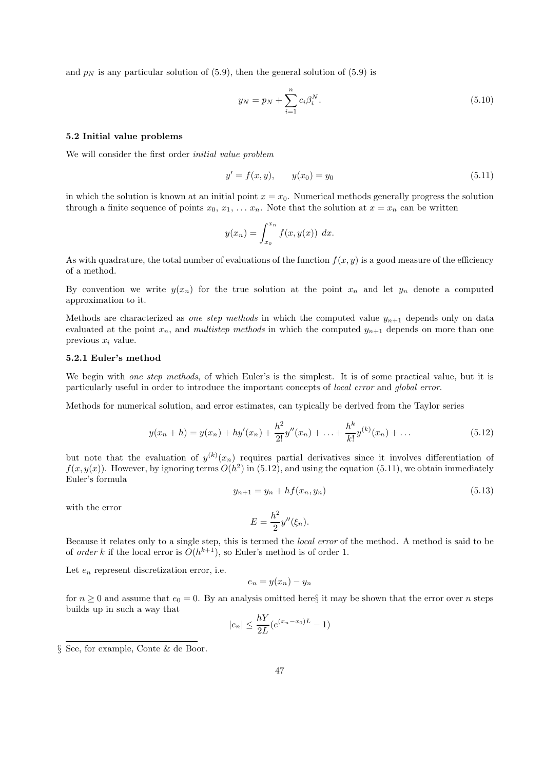and $p_N$ is any particular solution of (5.9), then the general solution of (5.9) is

$$y_N = p_N + \sum_{i=1}^{n} c_i \beta_i^N. \tag{5.10}$$

### 5.2 Initial value problems

We will consider the first order *initial value problem*

$$y' = f(x, y), \qquad y(x_0) = y_0 \tag{5.11}$$

in which the solution is known at an initial point $x = x_0$. Numerical methods generally progress the solution through a finite sequence of points $x_0, x_1, \ldots x_n$. Note that the solution at $x = x_n$ can be written

$$y(x_n) = \int_{x_0}^{x_n} f(x, y(x)) \; dx.$$

As with quadrature, the total number of evaluations of the function $f(x, y)$ is a good measure of the efficiency of a method.

By convention we write $y(x_n)$ for the true solution at the point $x_n$ and let $y_n$ denote a computed approximation to it.

Methods are characterized as *one step methods* in which the computed value $y_{n+1}$ depends only on data evaluated at the point $x_n$, and *multistep methods* in which the computed $y_{n+1}$ depends on more than one previous $x_i$ value.

#### 5.2.1 Euler's method

We begin with *one step methods*, of which Euler's is the simplest. It is of some practical value, but it is particularly useful in order to introduce the important concepts of *local error* and *global error*.

Methods for numerical solution, and error estimates, can typically be derived from the Taylor series

$$y(x_n + h) = y(x_n) + hy'(x_n) + \frac{h^2}{2!}y''(x_n) + \ldots + \frac{h^k}{k!}y^{(k)}(x_n) + \ldots \tag{5.12}$$

but note that the evaluation of $y^{(k)}(x_n)$ requires partial derivatives since it involves differentiation of $f(x, y(x))$. However, by ignoring terms $O(h^2)$ in (5.12), and using the equation (5.11), we obtain immediately Euler's formula

$$y_{n+1} = y_n + hf(x_n, y_n) \tag{5.13}$$

with the error

$$E = \frac{h^2}{2}y''(\xi_n).$$

Because it relates only to a single step, this is termed the *local error* of the method. A method is said to be of *order k* if the local error is $O(h^{k+1})$, so Euler's method is of order 1.

Let $e_n$ represent discretization error, i.e.

$$e_n = y(x_n) - y_n$$

for $n \geq 0$ and assume that $e_0 = 0$. By an analysis omitted here§ it may be shown that the error over $n$ steps builds up in such a way that

$$|e_n| \leq \frac{hY}{2L}(e^{(x_n - x_0)L} - 1)$$

§ See, for example, Conte & de Boor.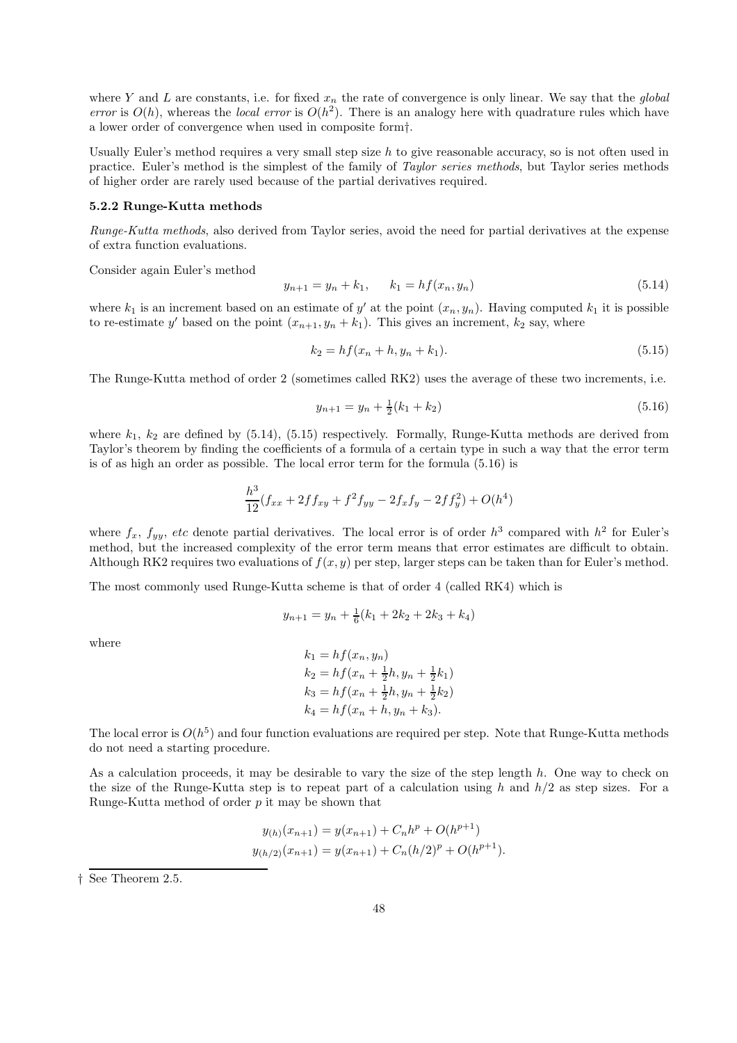where $Y$ and $L$ are constants, i.e. for fixed $x_n$ the rate of convergence is only linear. We say that the *global error* is $O(h)$, whereas the *local error* is $O(h^2)$. There is an analogy here with quadrature rules which have a lower order of convergence when used in composite form†.

Usually Euler's method requires a very small step size $h$ to give reasonable accuracy, so is not often used in practice. Euler's method is the simplest of the family of *Taylor series methods*, but Taylor series methods of higher order are rarely used because of the partial derivatives required.

### 5.2.2 Runge-Kutta methods

*Runge-Kutta methods*, also derived from Taylor series, avoid the need for partial derivatives at the expense of extra function evaluations.

Consider again Euler's method

$$y_{n+1} = y_n + k_1, \qquad k_1 = hf(x_n, y_n) \tag{5.14}$$

where $k_1$ is an increment based on an estimate of $y'$ at the point $(x_n, y_n)$. Having computed $k_1$ it is possible to re-estimate $y'$ based on the point $(x_{n+1}, y_n + k_1)$. This gives an increment, $k_2$ say, where

$$k_2 = hf(x_n + h, y_n + k_1). \tag{5.15}$$

The Runge-Kutta method of order 2 (sometimes called RK2) uses the average of these two increments, i.e.

$$y_{n+1} = y_n + \tfrac{1}{2}(k_1 + k_2) \tag{5.16}$$

where $k_1$, $k_2$ are defined by (5.14), (5.15) respectively. Formally, Runge-Kutta methods are derived from Taylor's theorem by finding the coefficients of a formula of a certain type in such a way that the error term is of as high an order as possible. The local error term for the formula (5.16) is

$$\frac{h^3}{12}(f_{xx} + 2ff_{xy} + f^2 f_{yy} - 2f_x f_y - 2ff_y^2) + O(h^4)$$

where $f_x$, $f_{yy}$, *etc* denote partial derivatives. The local error is of order $h^3$ compared with $h^2$ for Euler's method, but the increased complexity of the error term means that error estimates are difficult to obtain. Although RK2 requires two evaluations of $f(x, y)$ per step, larger steps can be taken than for Euler's method.

The most commonly used Runge-Kutta scheme is that of order 4 (called RK4) which is

$$y_{n+1} = y_n + \tfrac{1}{6}(k_1 + 2k_2 + 2k_3 + k_4)$$

where

$$\begin{aligned}
k_1 &= hf(x_n, y_n) \\
k_2 &= hf(x_n + \tfrac{1}{2}h, y_n + \tfrac{1}{2}k_1) \\
k_3 &= hf(x_n + \tfrac{1}{2}h, y_n + \tfrac{1}{2}k_2) \\
k_4 &= hf(x_n + h, y_n + k_3).
\end{aligned}$$

The local error is $O(h^5)$ and four function evaluations are required per step. Note that Runge-Kutta methods do not need a starting procedure.

As a calculation proceeds, it may be desirable to vary the size of the step length $h$. One way to check on the size of the Runge-Kutta step is to repeat part of a calculation using $h$ and $h/2$ as step sizes. For a Runge-Kutta method of order $p$ it may be shown that

$$\begin{aligned}
y_{(h)}(x_{n+1}) &= y(x_{n+1}) + C_n h^p + O(h^{p+1}) \\
y_{(h/2)}(x_{n+1}) &= y(x_{n+1}) + C_n (h/2)^p + O(h^{p+1}).
\end{aligned}$$

† See Theorem 2.5.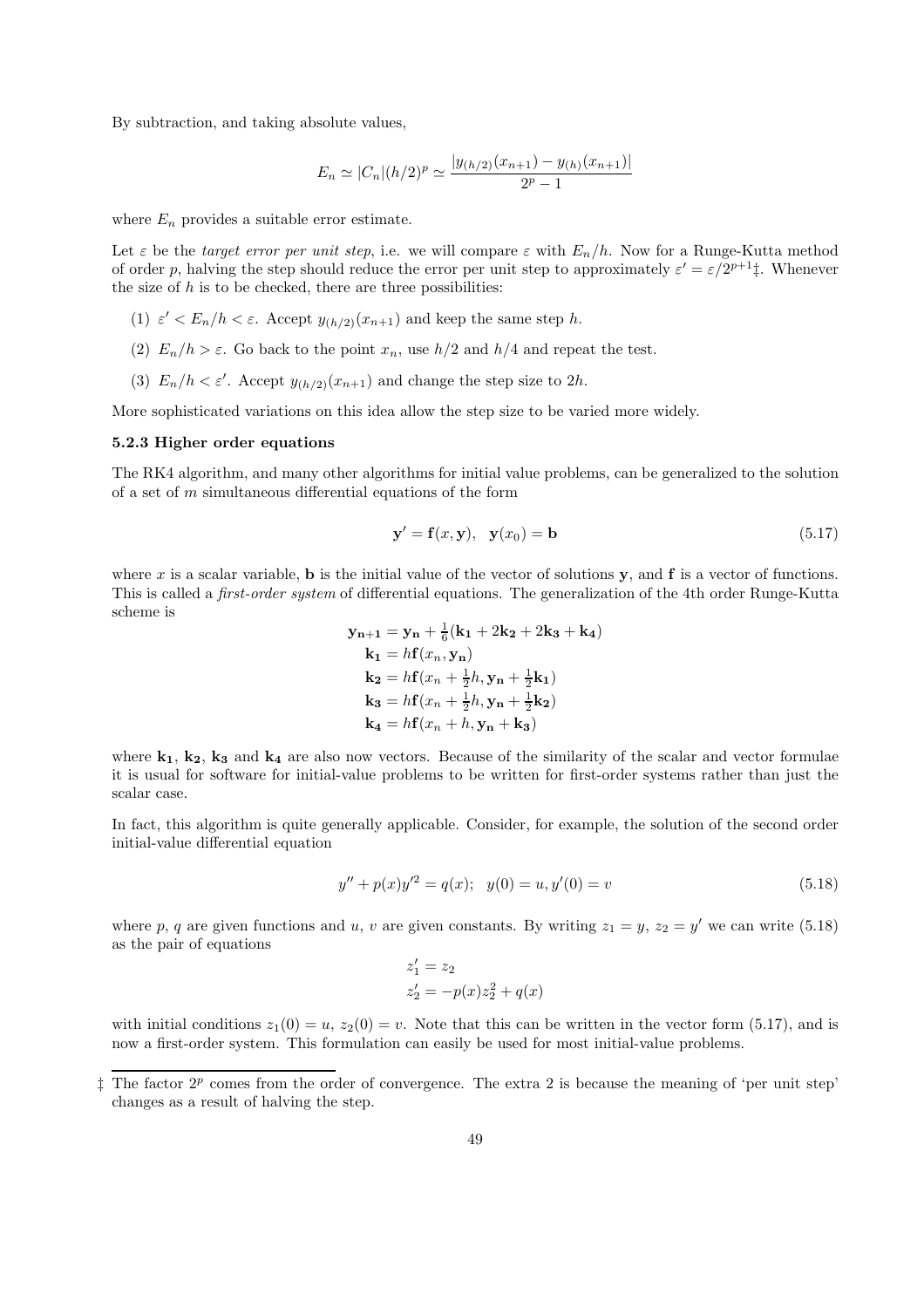By subtraction, and taking absolute values,

$$E_n \simeq |C_n|(h/2)^p \simeq \frac{|y_{(h/2)}(x_{n+1}) - y_{(h)}(x_{n+1})|}{2^p - 1}$$

where $E_n$ provides a suitable error estimate.

Let $\varepsilon$ be the *target error per unit step*, i.e. we will compare $\varepsilon$ with $E_n/h$. Now for a Runge-Kutta method of order $p$, halving the step should reduce the error per unit step to approximately $\varepsilon' = \varepsilon/2^{p+1}$‡. Whenever the size of $h$ is to be checked, there are three possibilities:

(1) $\varepsilon' < E_n/h < \varepsilon$. Accept $y_{(h/2)}(x_{n+1})$ and keep the same step $h$.

(2) $E_n/h > \varepsilon$. Go back to the point $x_n$, use $h/2$ and $h/4$ and repeat the test.

(3) $E_n/h < \varepsilon'$. Accept $y_{(h/2)}(x_{n+1})$ and change the step size to $2h$.

More sophisticated variations on this idea allow the step size to be varied more widely.

### 5.2.3 Higher order equations

The RK4 algorithm, and many other algorithms for initial value problems, can be generalized to the solution of a set of $m$ simultaneous differential equations of the form

$$\mathbf{y}' = \mathbf{f}(x, \mathbf{y}), \quad \mathbf{y}(x_0) = \mathbf{b} \tag{5.17}$$

where $x$ is a scalar variable, $\mathbf{b}$ is the initial value of the vector of solutions $\mathbf{y}$, and $\mathbf{f}$ is a vector of functions. This is called a *first-order system* of differential equations. The generalization of the 4th order Runge-Kutta scheme is

$$\begin{aligned}
\mathbf{y_{n+1}} &= \mathbf{y_n} + \tfrac{1}{6}(\mathbf{k_1} + 2\mathbf{k_2} + 2\mathbf{k_3} + \mathbf{k_4}) \\
\mathbf{k_1} &= h\mathbf{f}(x_n, \mathbf{y_n}) \\
\mathbf{k_2} &= h\mathbf{f}(x_n + \tfrac{1}{2}h, \mathbf{y_n} + \tfrac{1}{2}\mathbf{k_1}) \\
\mathbf{k_3} &= h\mathbf{f}(x_n + \tfrac{1}{2}h, \mathbf{y_n} + \tfrac{1}{2}\mathbf{k_2}) \\
\mathbf{k_4} &= h\mathbf{f}(x_n + h, \mathbf{y_n} + \mathbf{k_3})
\end{aligned}$$

where $\mathbf{k_1}$, $\mathbf{k_2}$, $\mathbf{k_3}$ and $\mathbf{k_4}$ are also now vectors. Because of the similarity of the scalar and vector formulae it is usual for software for initial-value problems to be written for first-order systems rather than just the scalar case.

In fact, this algorithm is quite generally applicable. Consider, for example, the solution of the second order initial-value differential equation

$$y'' + p(x)y'^2 = q(x); \quad y(0) = u, y'(0) = v \tag{5.18}$$

where $p$, $q$ are given functions and $u$, $v$ are given constants. By writing $z_1 = y$, $z_2 = y'$ we can write (5.18) as the pair of equations

$$\begin{aligned}
z_1' &= z_2 \\
z_2' &= -p(x)z_2^2 + q(x)
\end{aligned}$$

with initial conditions $z_1(0) = u$, $z_2(0) = v$. Note that this can be written in the vector form (5.17), and is now a first-order system. This formulation can easily be used for most initial-value problems.

‡ The factor $2^p$ comes from the order of convergence. The extra 2 is because the meaning of 'per unit step' changes as a result of halving the step.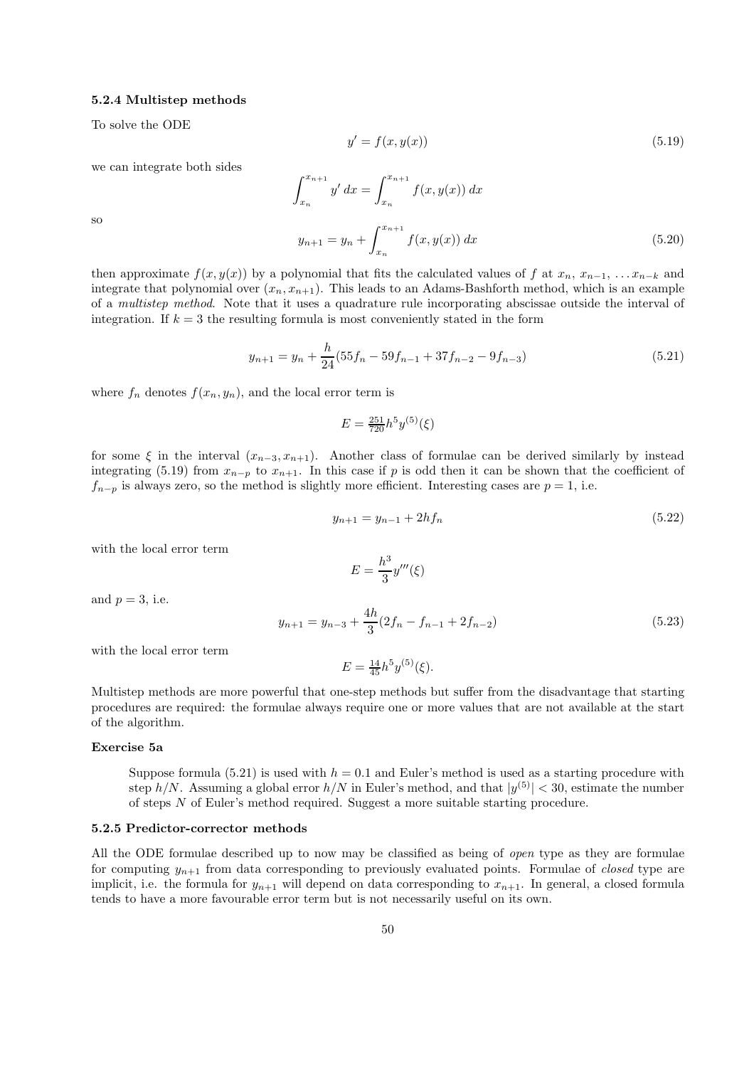### 5.2.4 Multistep methods

To solve the ODE

$$y' = f(x, y(x)) \tag{5.19}$$

we can integrate both sides

$$\int_{x_n}^{x_{n+1}} y' \, dx = \int_{x_n}^{x_{n+1}} f(x, y(x)) \, dx$$

so

$$y_{n+1} = y_n + \int_{x_n}^{x_{n+1}} f(x, y(x)) \, dx \tag{5.20}$$

then approximate $f(x, y(x))$ by a polynomial that fits the calculated values of $f$ at $x_n$, $x_{n-1}$, $\ldots x_{n-k}$ and integrate that polynomial over $(x_n, x_{n+1})$. This leads to an Adams-Bashforth method, which is an example of a *multistep method*. Note that it uses a quadrature rule incorporating abscissae outside the interval of integration. If $k = 3$ the resulting formula is most conveniently stated in the form

$$y_{n+1} = y_n + \frac{h}{24}(55f_n - 59f_{n-1} + 37f_{n-2} - 9f_{n-3}) \tag{5.21}$$

where $f_n$ denotes $f(x_n, y_n)$, and the local error term is

$$E = \tfrac{251}{720} h^5 y^{(5)}(\xi)$$

for some $\xi$ in the interval $(x_{n-3}, x_{n+1})$. Another class of formulae can be derived similarly by instead integrating (5.19) from $x_{n-p}$ to $x_{n+1}$. In this case if $p$ is odd then it can be shown that the coefficient of $f_{n-p}$ is always zero, so the method is slightly more efficient. Interesting cases are $p = 1$, i.e.

$$y_{n+1} = y_{n-1} + 2hf_n \tag{5.22}$$

with the local error term

$$E = \frac{h^3}{3} y'''(\xi)$$

and $p = 3$, i.e.

$$y_{n+1} = y_{n-3} + \frac{4h}{3}(2f_n - f_{n-1} + 2f_{n-2}) \tag{5.23}$$

with the local error term

$$E = \tfrac{14}{45} h^5 y^{(5)}(\xi).$$

Multistep methods are more powerful that one-step methods but suffer from the disadvantage that starting procedures are required: the formulae always require one or more values that are not available at the start of the algorithm.

#### Exercise 5a

Suppose formula (5.21) is used with $h = 0.1$ and Euler's method is used as a starting procedure with step $h/N$. Assuming a global error $h/N$ in Euler's method, and that $|y^{(5)}| < 30$, estimate the number of steps $N$ of Euler's method required. Suggest a more suitable starting procedure.

### 5.2.5 Predictor-corrector methods

All the ODE formulae described up to now may be classified as being of *open* type as they are formulae for computing $y_{n+1}$ from data corresponding to previously evaluated points. Formulae of *closed* type are implicit, i.e. the formula for $y_{n+1}$ will depend on data corresponding to $x_{n+1}$. In general, a closed formula tends to have a more favourable error term but is not necessarily useful on its own.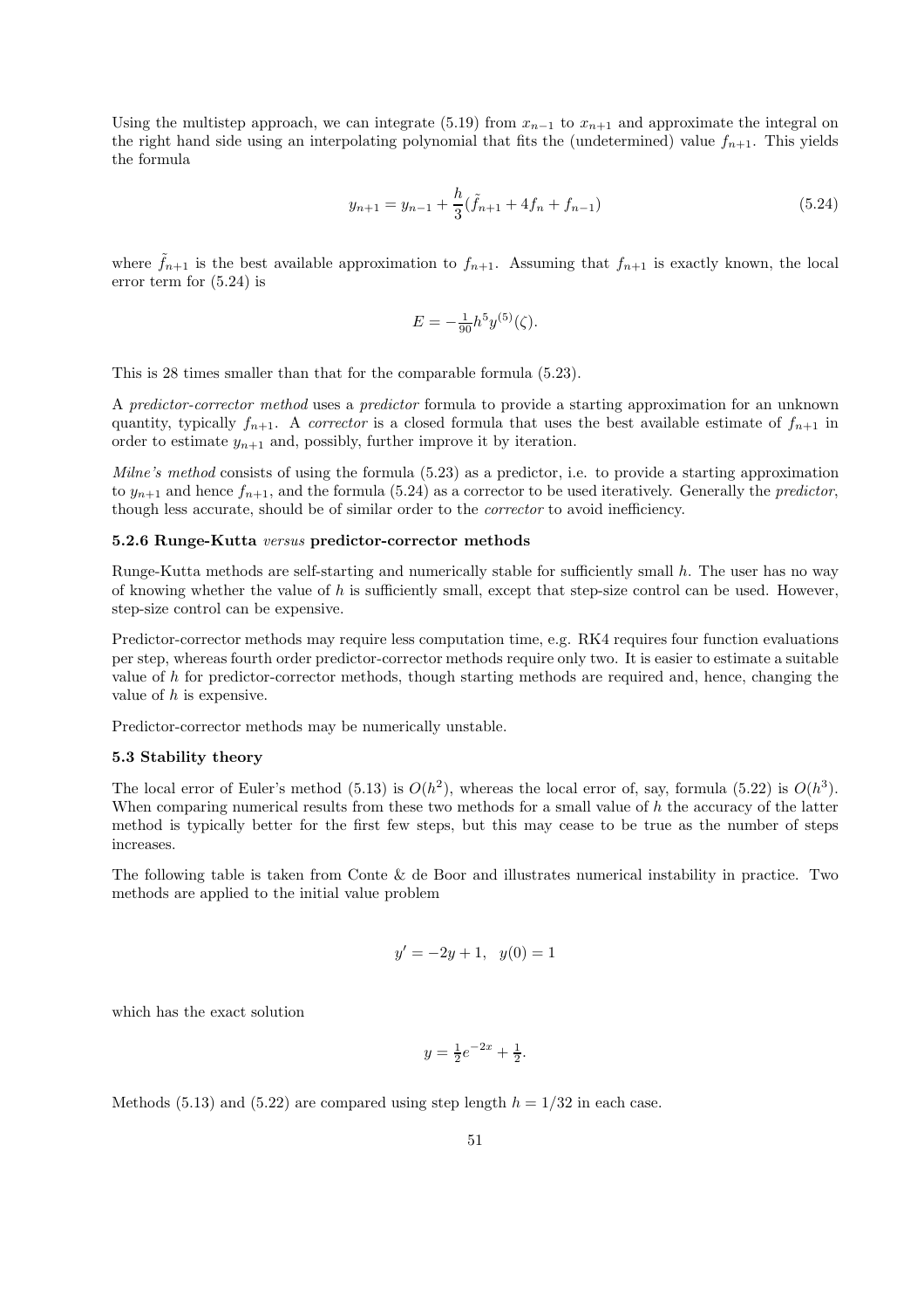Using the multistep approach, we can integrate (5.19) from $x_{n-1}$ to $x_{n+1}$ and approximate the integral on the right hand side using an interpolating polynomial that fits the (undetermined) value $f_{n+1}$. This yields the formula

$$y_{n+1} = y_{n-1} + \frac{h}{3}(\tilde{f}_{n+1} + 4f_n + f_{n-1}) \tag{5.24}$$

where $\tilde{f}_{n+1}$ is the best available approximation to $f_{n+1}$. Assuming that $f_{n+1}$ is exactly known, the local error term for (5.24) is

$$E = -\tfrac{1}{90}h^5 y^{(5)}(\zeta).$$

This is 28 times smaller than that for the comparable formula (5.23).

A *predictor-corrector method* uses a *predictor* formula to provide a starting approximation for an unknown quantity, typically $f_{n+1}$. A *corrector* is a closed formula that uses the best available estimate of $f_{n+1}$ in order to estimate $y_{n+1}$ and, possibly, further improve it by iteration.

*Milne's method* consists of using the formula (5.23) as a predictor, i.e. to provide a starting approximation to $y_{n+1}$ and hence $f_{n+1}$, and the formula (5.24) as a corrector to be used iteratively. Generally the *predictor*, though less accurate, should be of similar order to the *corrector* to avoid inefficiency.

### 5.2.6 Runge-Kutta *versus* predictor-corrector methods

Runge-Kutta methods are self-starting and numerically stable for sufficiently small $h$. The user has no way of knowing whether the value of $h$ is sufficiently small, except that step-size control can be used. However, step-size control can be expensive.

Predictor-corrector methods may require less computation time, e.g. RK4 requires four function evaluations per step, whereas fourth order predictor-corrector methods require only two. It is easier to estimate a suitable value of $h$ for predictor-corrector methods, though starting methods are required and, hence, changing the value of $h$ is expensive.

Predictor-corrector methods may be numerically unstable.

## 5.3 Stability theory

The local error of Euler's method (5.13) is $O(h^2)$, whereas the local error of, say, formula (5.22) is $O(h^3)$. When comparing numerical results from these two methods for a small value of $h$ the accuracy of the latter method is typically better for the first few steps, but this may cease to be true as the number of steps increases.

The following table is taken from Conte & de Boor and illustrates numerical instability in practice. Two methods are applied to the initial value problem

$$y' = -2y + 1, \quad y(0) = 1$$

which has the exact solution

$$y = \tfrac{1}{2}e^{-2x} + \tfrac{1}{2}.$$

Methods (5.13) and (5.22) are compared using step length $h = 1/32$ in each case.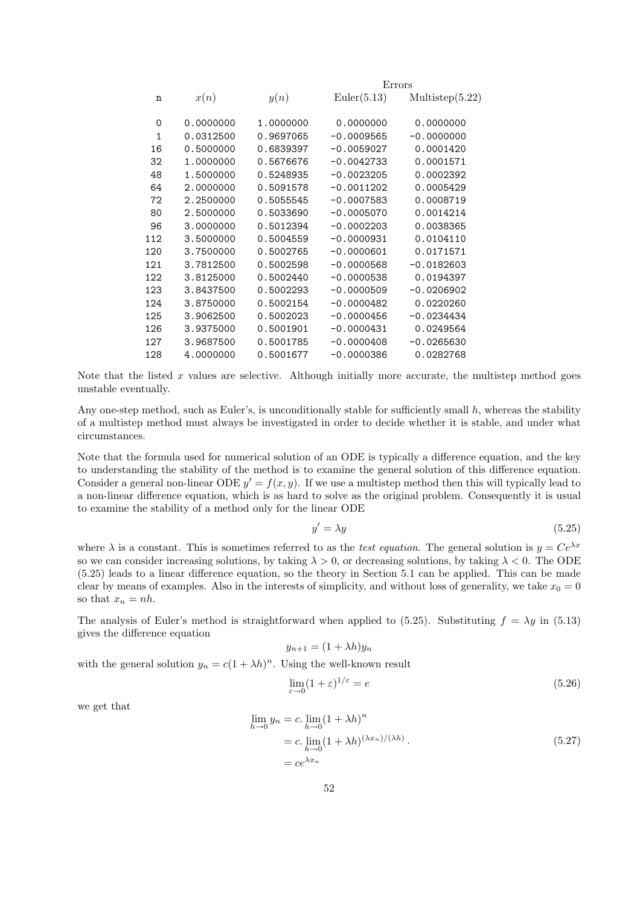| n | $x(n)$ | $y(n)$ | Errors Euler(5.13) | Multistep(5.22) |
|---|---|---|---|---|
| 0 | 0.0000000 | 1.0000000 | 0.0000000 | 0.0000000 |
| 1 | 0.0312500 | 0.9697065 | −0.0009565 | −0.0000000 |
| 16 | 0.5000000 | 0.6839397 | −0.0059027 | 0.0001420 |
| 32 | 1.0000000 | 0.5676676 | −0.0042733 | 0.0001571 |
| 48 | 1.5000000 | 0.5248935 | −0.0023205 | 0.0002392 |
| 64 | 2.0000000 | 0.5091578 | −0.0011202 | 0.0005429 |
| 72 | 2.2500000 | 0.5055545 | −0.0007583 | 0.0008719 |
| 80 | 2.5000000 | 0.5033690 | −0.0005070 | 0.0014214 |
| 96 | 3.0000000 | 0.5012394 | −0.0002203 | 0.0038365 |
| 112 | 3.5000000 | 0.5004559 | −0.0000931 | 0.0104110 |
| 120 | 3.7500000 | 0.5002765 | −0.0000601 | 0.0171571 |
| 121 | 3.7812500 | 0.5002598 | −0.0000568 | −0.0182603 |
| 122 | 3.8125000 | 0.5002440 | −0.0000538 | 0.0194397 |
| 123 | 3.8437500 | 0.5002293 | −0.0000509 | −0.0206902 |
| 124 | 3.8750000 | 0.5002154 | −0.0000482 | 0.0220260 |
| 125 | 3.9062500 | 0.5002023 | −0.0000456 | −0.0234434 |
| 126 | 3.9375000 | 0.5001901 | −0.0000431 | 0.0249564 |
| 127 | 3.9687500 | 0.5001785 | −0.0000408 | −0.0265630 |
| 128 | 4.0000000 | 0.5001677 | −0.0000386 | 0.0282768 |

Note that the listed $x$ values are selective. Although initially more accurate, the multistep method goes unstable eventually.

Any one-step method, such as Euler's, is unconditionally stable for sufficiently small $h$, whereas the stability of a multistep method must always be investigated in order to decide whether it is stable, and under what circumstances.

Note that the formula used for numerical solution of an ODE is typically a difference equation, and the key to understanding the stability of the method is to examine the general solution of this difference equation. Consider a general non-linear ODE $y' = f(x, y)$. If we use a multistep method then this will typically lead to a non-linear difference equation, which is as hard to solve as the original problem. Consequently it is usual to examine the stability of a method only for the linear ODE

$$y' = \lambda y \tag{5.25}$$

where $\lambda$ is a constant. This is sometimes referred to as the *test equation*. The general solution is $y = Ce^{\lambda x}$ so we can consider increasing solutions, by taking $\lambda > 0$, or decreasing solutions, by taking $\lambda < 0$. The ODE (5.25) leads to a linear difference equation, so the theory in Section 5.1 can be applied. This can be made clear by means of examples. Also in the interests of simplicity, and without loss of generality, we take $x_0 = 0$ so that $x_n = nh$.

The analysis of Euler's method is straightforward when applied to (5.25). Substituting $f = \lambda y$ in (5.13) gives the difference equation

$$y_{n+1} = (1 + \lambda h)y_n$$

with the general solution $y_n = c(1 + \lambda h)^n$. Using the well-known result

$$\lim_{\varepsilon \to 0}(1 + \varepsilon)^{1/\varepsilon} = e \tag{5.26}$$

we get that

$$\begin{aligned}
\lim_{h \to 0} y_n &= c.\lim_{h \to 0}(1 + \lambda h)^n \\
&= c.\lim_{h \to 0}(1 + \lambda h)^{(\lambda x_n)/(\lambda h)}\,. \\
&= ce^{\lambda x_n}
\end{aligned} \tag{5.27}$$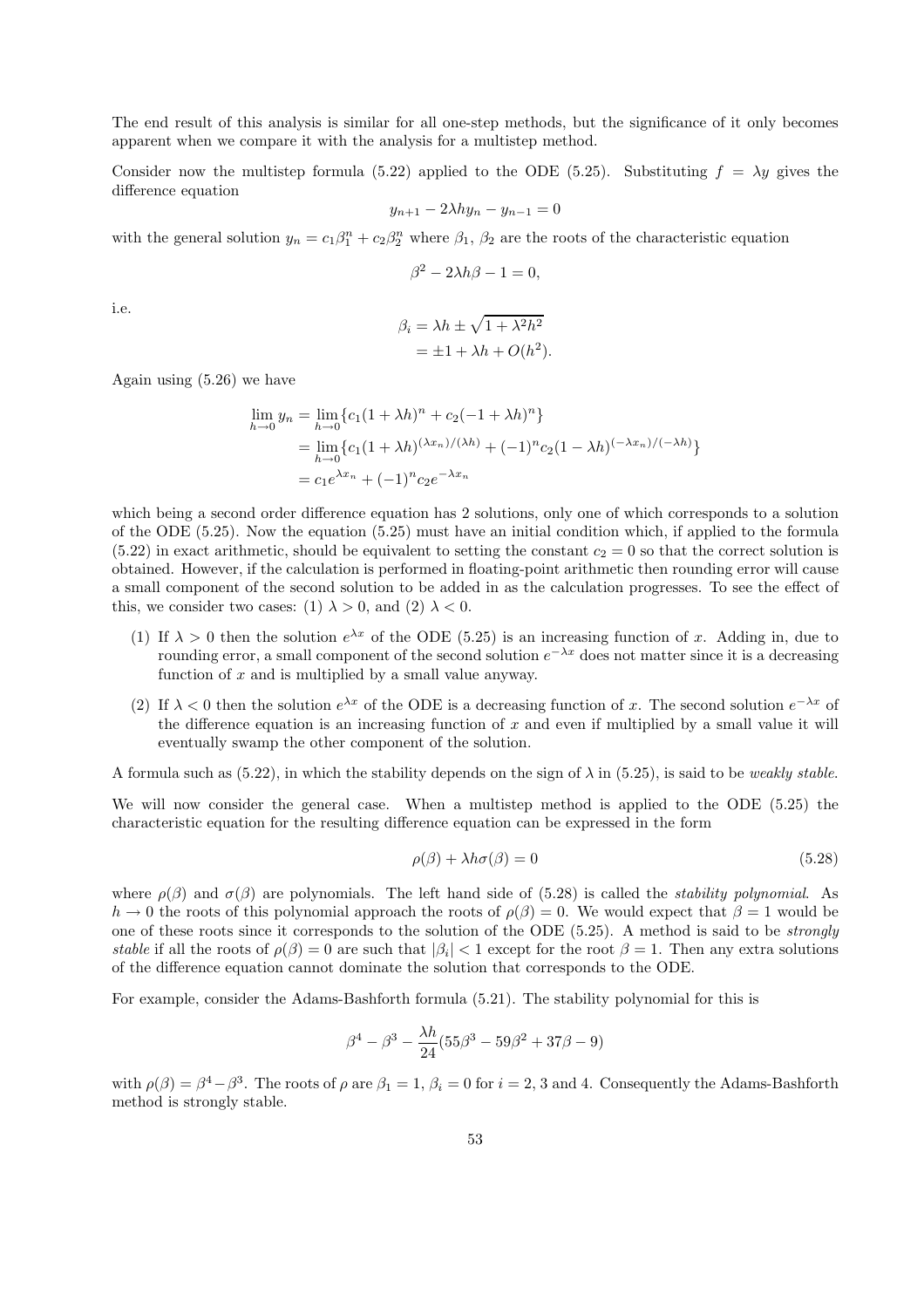The end result of this analysis is similar for all one-step methods, but the significance of it only becomes apparent when we compare it with the analysis for a multistep method.

Consider now the multistep formula (5.22) applied to the ODE (5.25). Substituting $f = \lambda y$ gives the difference equation

$$y_{n+1} - 2\lambda h y_n - y_{n-1} = 0$$

with the general solution $y_n = c_1\beta_1^n + c_2\beta_2^n$ where $\beta_1$, $\beta_2$ are the roots of the characteristic equation

$$\beta^2 - 2\lambda h\beta - 1 = 0,$$

i.e.

$$\begin{aligned}\beta_i &= \lambda h \pm \sqrt{1 + \lambda^2 h^2} \\ &= \pm 1 + \lambda h + O(h^2).\end{aligned}$$

Again using (5.26) we have

$$\begin{aligned}\lim_{h\to 0} y_n &= \lim_{h\to 0}\{c_1(1+\lambda h)^n + c_2(-1+\lambda h)^n\} \\ &= \lim_{h\to 0}\{c_1(1+\lambda h)^{(\lambda x_n)/(\lambda h)} + (-1)^n c_2(1-\lambda h)^{(-\lambda x_n)/(-\lambda h)}\} \\ &= c_1 e^{\lambda x_n} + (-1)^n c_2 e^{-\lambda x_n}\end{aligned}$$

which being a second order difference equation has 2 solutions, only one of which corresponds to a solution of the ODE (5.25). Now the equation (5.25) must have an initial condition which, if applied to the formula (5.22) in exact arithmetic, should be equivalent to setting the constant $c_2 = 0$ so that the correct solution is obtained. However, if the calculation is performed in floating-point arithmetic then rounding error will cause a small component of the second solution to be added in as the calculation progresses. To see the effect of this, we consider two cases: (1) $\lambda > 0$, and (2) $\lambda < 0$.

(1) If $\lambda > 0$ then the solution $e^{\lambda x}$ of the ODE (5.25) is an increasing function of $x$. Adding in, due to rounding error, a small component of the second solution $e^{-\lambda x}$ does not matter since it is a decreasing function of $x$ and is multiplied by a small value anyway.

(2) If $\lambda < 0$ then the solution $e^{\lambda x}$ of the ODE is a decreasing function of $x$. The second solution $e^{-\lambda x}$ of the difference equation is an increasing function of $x$ and even if multiplied by a small value it will eventually swamp the other component of the solution.

A formula such as (5.22), in which the stability depends on the sign of $\lambda$ in (5.25), is said to be *weakly stable*.

We will now consider the general case. When a multistep method is applied to the ODE (5.25) the characteristic equation for the resulting difference equation can be expressed in the form

$$\rho(\beta) + \lambda h\sigma(\beta) = 0 \tag{5.28}$$

where $\rho(\beta)$ and $\sigma(\beta)$ are polynomials. The left hand side of (5.28) is called the *stability polynomial*. As $h \to 0$ the roots of this polynomial approach the roots of $\rho(\beta) = 0$. We would expect that $\beta = 1$ would be one of these roots since it corresponds to the solution of the ODE (5.25). A method is said to be *strongly stable* if all the roots of $\rho(\beta) = 0$ are such that $|\beta_i| < 1$ except for the root $\beta = 1$. Then any extra solutions of the difference equation cannot dominate the solution that corresponds to the ODE.

For example, consider the Adams-Bashforth formula (5.21). The stability polynomial for this is

$$\beta^4 - \beta^3 - \frac{\lambda h}{24}(55\beta^3 - 59\beta^2 + 37\beta - 9)$$

with $\rho(\beta) = \beta^4 - \beta^3$. The roots of $\rho$ are $\beta_1 = 1$, $\beta_i = 0$ for $i = 2$, 3 and 4. Consequently the Adams-Bashforth method is strongly stable.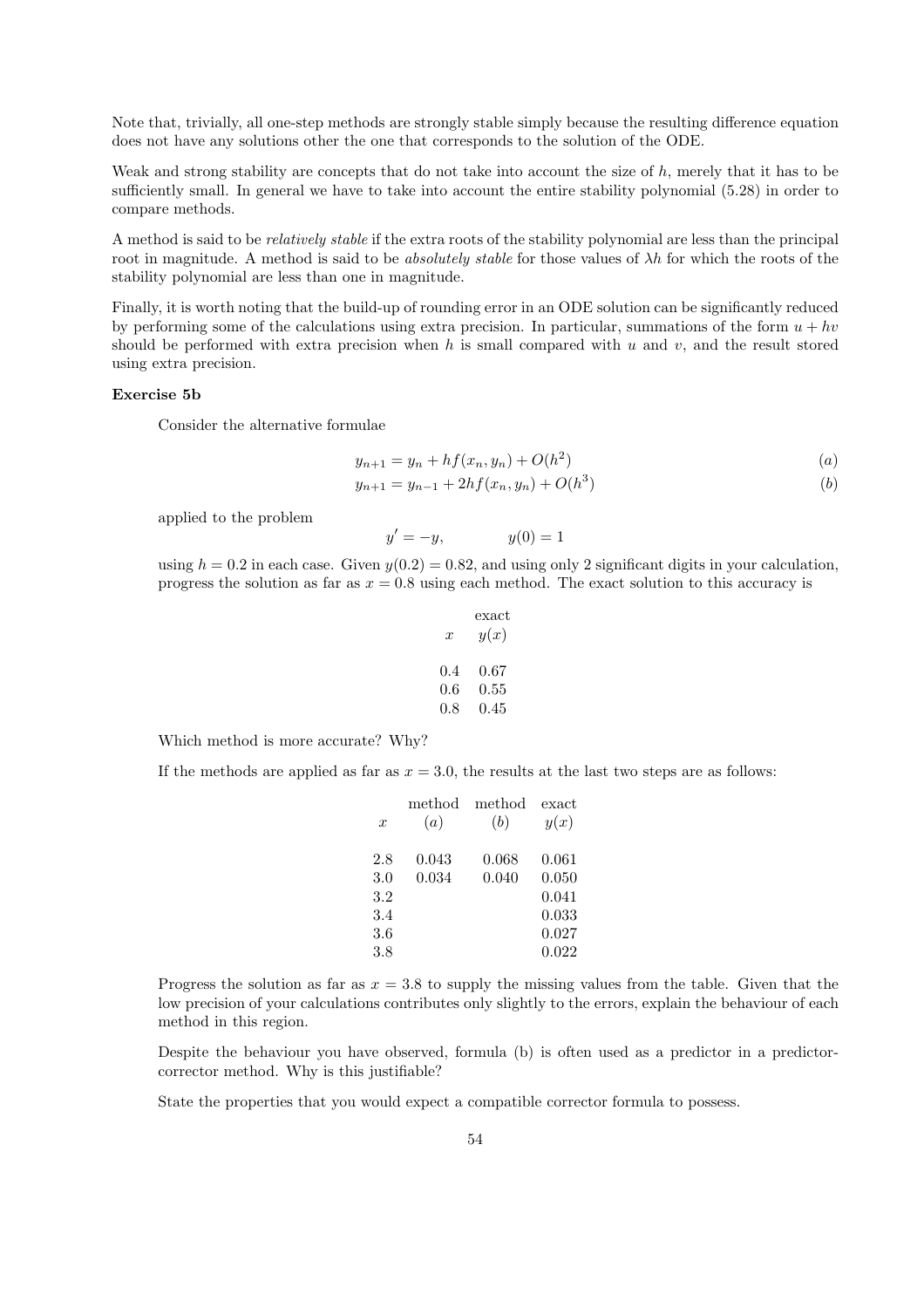Note that, trivially, all one-step methods are strongly stable simply because the resulting difference equation does not have any solutions other the one that corresponds to the solution of the ODE.

Weak and strong stability are concepts that do not take into account the size of $h$, merely that it has to be sufficiently small. In general we have to take into account the entire stability polynomial (5.28) in order to compare methods.

A method is said to be *relatively stable* if the extra roots of the stability polynomial are less than the principal root in magnitude. A method is said to be *absolutely stable* for those values of $\lambda h$ for which the roots of the stability polynomial are less than one in magnitude.

Finally, it is worth noting that the build-up of rounding error in an ODE solution can be significantly reduced by performing some of the calculations using extra precision. In particular, summations of the form $u + hv$ should be performed with extra precision when $h$ is small compared with $u$ and $v$, and the result stored using extra precision.

**Exercise 5b**

Consider the alternative formulae

$$y_{n+1} = y_n + hf(x_n, y_n) + O(h^2) \qquad (a)$$

$$y_{n+1} = y_{n-1} + 2hf(x_n, y_n) + O(h^3) \qquad (b)$$

applied to the problem

$$y' = -y, \qquad y(0) = 1$$

using $h = 0.2$ in each case. Given $y(0.2) = 0.82$, and using only 2 significant digits in your calculation, progress the solution as far as $x = 0.8$ using each method. The exact solution to this accuracy is

| $x$ | exact $y(x)$ |
|---|---|
| 0.4 | 0.67 |
| 0.6 | 0.55 |
| 0.8 | 0.45 |

Which method is more accurate? Why?

If the methods are applied as far as $x = 3.0$, the results at the last two steps are as follows:

| $x$ | method $(a)$ | method $(b)$ | exact $y(x)$ |
|---|---|---|---|
| 2.8 | 0.043 | 0.068 | 0.061 |
| 3.0 | 0.034 | 0.040 | 0.050 |
| 3.2 | | | 0.041 |
| 3.4 | | | 0.033 |
| 3.6 | | | 0.027 |
| 3.8 | | | 0.022 |

Progress the solution as far as $x = 3.8$ to supply the missing values from the table. Given that the low precision of your calculations contributes only slightly to the errors, explain the behaviour of each method in this region.

Despite the behaviour you have observed, formula (b) is often used as a predictor in a predictor-corrector method. Why is this justifiable?

State the properties that you would expect a compatible corrector formula to possess.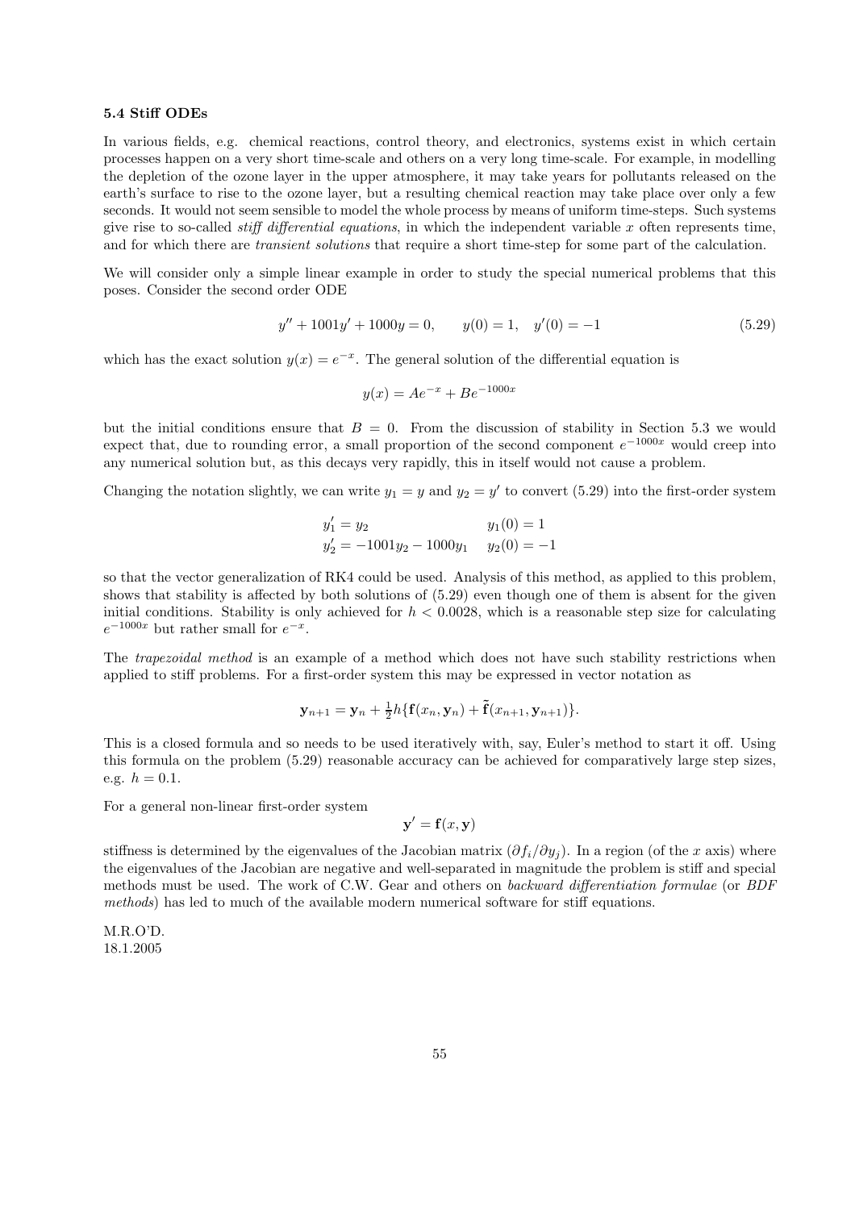### 5.4 Stiff ODEs

In various fields, e.g. chemical reactions, control theory, and electronics, systems exist in which certain processes happen on a very short time-scale and others on a very long time-scale. For example, in modelling the depletion of the ozone layer in the upper atmosphere, it may take years for pollutants released on the earth's surface to rise to the ozone layer, but a resulting chemical reaction may take place over only a few seconds. It would not seem sensible to model the whole process by means of uniform time-steps. Such systems give rise to so-called *stiff differential equations*, in which the independent variable $x$ often represents time, and for which there are *transient solutions* that require a short time-step for some part of the calculation.

We will consider only a simple linear example in order to study the special numerical problems that this poses. Consider the second order ODE

$$y'' + 1001y' + 1000y = 0, \qquad y(0) = 1, \quad y'(0) = -1 \tag{5.29}$$

which has the exact solution $y(x) = e^{-x}$. The general solution of the differential equation is

$$y(x) = Ae^{-x} + Be^{-1000x}$$

but the initial conditions ensure that $B = 0$. From the discussion of stability in Section 5.3 we would expect that, due to rounding error, a small proportion of the second component $e^{-1000x}$ would creep into any numerical solution but, as this decays very rapidly, this in itself would not cause a problem.

Changing the notation slightly, we can write $y_1 = y$ and $y_2 = y'$ to convert (5.29) into the first-order system

$$\begin{aligned} y_1' &= y_2 & y_1(0) &= 1 \\ y_2' &= -1001y_2 - 1000y_1 & y_2(0) &= -1 \end{aligned}$$

so that the vector generalization of RK4 could be used. Analysis of this method, as applied to this problem, shows that stability is affected by both solutions of (5.29) even though one of them is absent for the given initial conditions. Stability is only achieved for $h < 0.0028$, which is a reasonable step size for calculating $e^{-1000x}$ but rather small for $e^{-x}$.

The *trapezoidal method* is an example of a method which does not have such stability restrictions when applied to stiff problems. For a first-order system this may be expressed in vector notation as

$$\mathbf{y}_{n+1} = \mathbf{y}_n + \tfrac{1}{2}h\{\mathbf{f}(x_n, \mathbf{y}_n) + \tilde{\mathbf{f}}(x_{n+1}, \mathbf{y}_{n+1})\}.$$

This is a closed formula and so needs to be used iteratively with, say, Euler's method to start it off. Using this formula on the problem (5.29) reasonable accuracy can be achieved for comparatively large step sizes, e.g. $h = 0.1$.

For a general non-linear first-order system

$$\mathbf{y}' = \mathbf{f}(x, \mathbf{y})$$

stiffness is determined by the eigenvalues of the Jacobian matrix $(\partial f_i/\partial y_j)$. In a region (of the $x$ axis) where the eigenvalues of the Jacobian are negative and well-separated in magnitude the problem is stiff and special methods must be used. The work of C.W. Gear and others on *backward differentiation formulae* (or *BDF methods*) has led to much of the available modern numerical software for stiff equations.

M.R.O'D.
18.1.2005